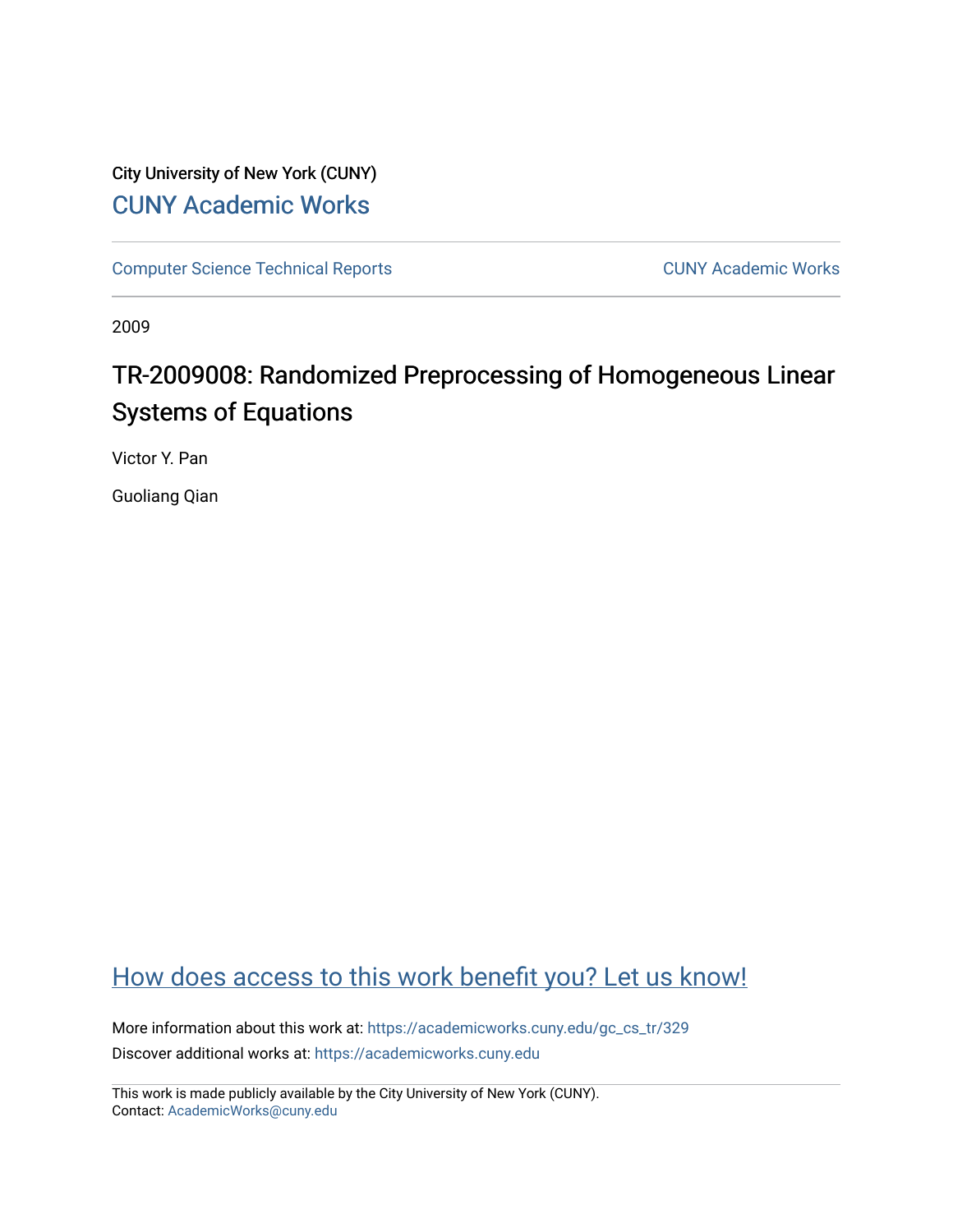City University of New York (CUNY)

CUNY Academic Works

Computer Science Technical Reports | CUNY Academic Works

2009

# TR-2009008: Randomized Preprocessing of Homogeneous Linear Systems of Equations

Victor Y. Pan

Guoliang Qian

How does access to this work benefit you? Let us know!

More information about this work at: https://academicworks.cuny.edu/gc_cs_tr/329

Discover additional works at: https://academicworks.cuny.edu

This work is made publicly available by the City University of New York (CUNY).
Contact: AcademicWorks@cuny.edu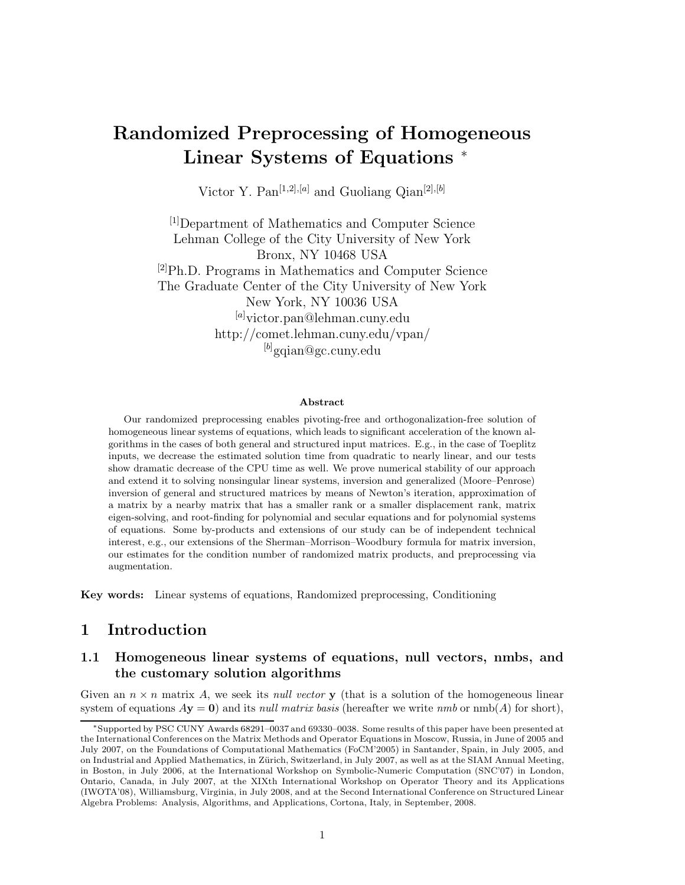# Randomized Preprocessing of Homogeneous Linear Systems of Equations *

Victor Y. Pan[1,2],[a] and Guoliang Qian[2],[b]

[1]Department of Mathematics and Computer Science
Lehman College of the City University of New York
Bronx, NY 10468 USA
[2]Ph.D. Programs in Mathematics and Computer Science
The Graduate Center of the City University of New York
New York, NY 10036 USA
[a]victor.pan@lehman.cuny.edu
http://comet.lehman.cuny.edu/vpan/
[b]gqian@gc.cuny.edu

**Abstract**

Our randomized preprocessing enables pivoting-free and orthogonalization-free solution of homogeneous linear systems of equations, which leads to significant acceleration of the known algorithms in the cases of both general and structured input matrices. E.g., in the case of Toeplitz inputs, we decrease the estimated solution time from quadratic to nearly linear, and our tests show dramatic decrease of the CPU time as well. We prove numerical stability of our approach and extend it to solving nonsingular linear systems, inversion and generalized (Moore–Penrose) inversion of general and structured matrices by means of Newton's iteration, approximation of a matrix by a nearby matrix that has a smaller rank or a smaller displacement rank, matrix eigen-solving, and root-finding for polynomial and secular equations and for polynomial systems of equations. Some by-products and extensions of our study can be of independent technical interest, e.g., our extensions of the Sherman–Morrison–Woodbury formula for matrix inversion, our estimates for the condition number of randomized matrix products, and preprocessing via augmentation.

**Key words:** Linear systems of equations, Randomized preprocessing, Conditioning

## 1 Introduction

### 1.1 Homogeneous linear systems of equations, null vectors, nmbs, and the customary solution algorithms

Given an $n \times n$ matrix $A$, we seek its *null vector* $\mathbf{y}$ (that is a solution of the homogeneous linear system of equations $A\mathbf{y} = \mathbf{0}$) and its *null matrix basis* (hereafter we write *nmb* or nmb$(A)$ for short),

*Supported by PSC CUNY Awards 68291–0037 and 69330–0038. Some results of this paper have been presented at the International Conferences on the Matrix Methods and Operator Equations in Moscow, Russia, in June of 2005 and July 2007, on the Foundations of Computational Mathematics (FoCM'2005) in Santander, Spain, in July 2005, and on Industrial and Applied Mathematics, in Zürich, Switzerland, in July 2007, as well as at the SIAM Annual Meeting, in Boston, in July 2006, at the International Workshop on Symbolic-Numeric Computation (SNC'07) in London, Ontario, Canada, in July 2007, at the XIXth International Workshop on Operator Theory and its Applications (IWOTA'08), Williamsburg, Virginia, in July 2008, and at the Second International Conference on Structured Linear Algebra Problems: Analysis, Algorithms, and Applications, Cortona, Italy, in September, 2008.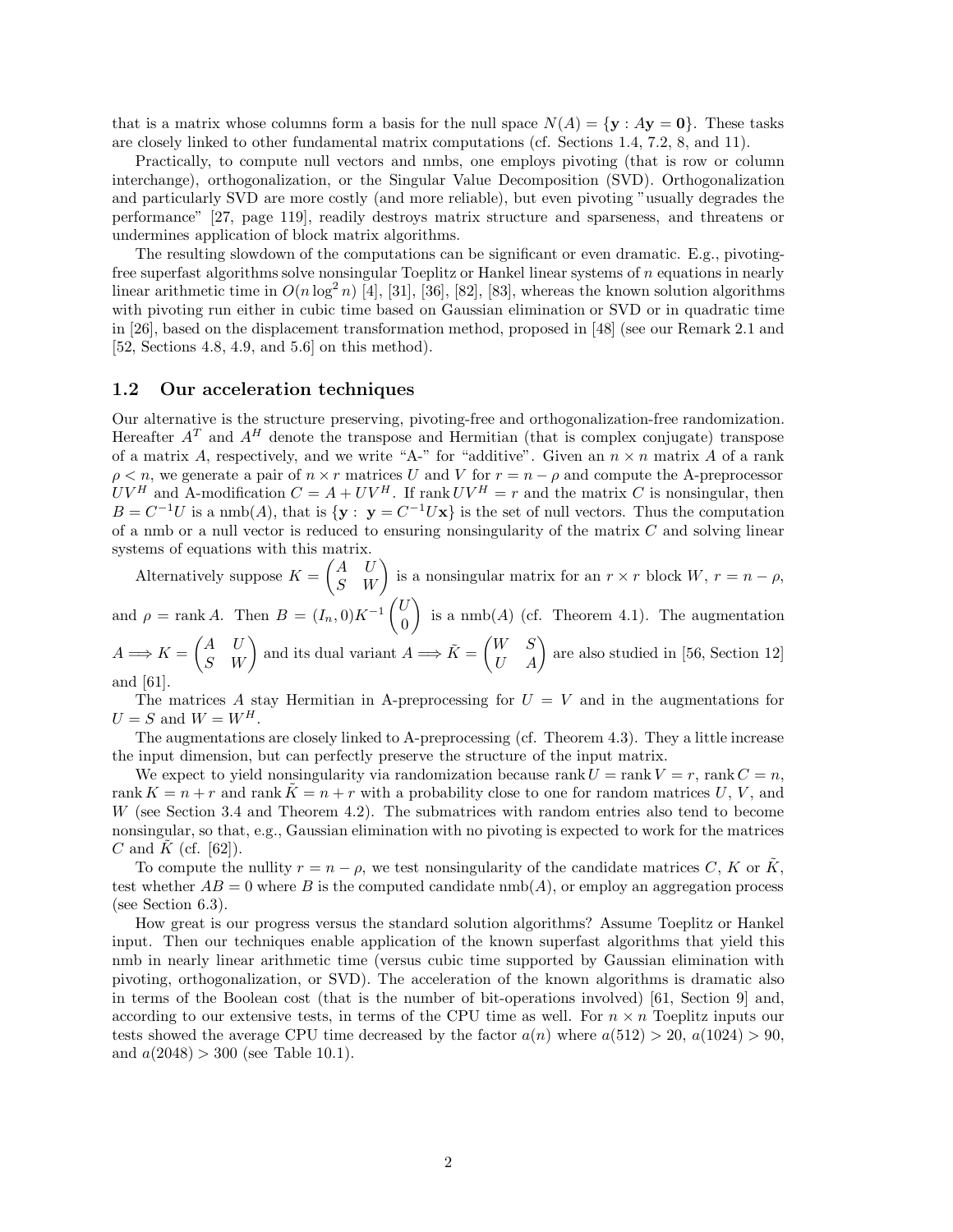that is a matrix whose columns form a basis for the null space $N(A) = \{\mathbf{y} : A\mathbf{y} = \mathbf{0}\}$. These tasks are closely linked to other fundamental matrix computations (cf. Sections 1.4, 7.2, 8, and 11).

Practically, to compute null vectors and nmbs, one employs pivoting (that is row or column interchange), orthogonalization, or the Singular Value Decomposition (SVD). Orthogonalization and particularly SVD are more costly (and more reliable), but even pivoting "usually degrades the performance" [27, page 119], readily destroys matrix structure and sparseness, and threatens or undermines application of block matrix algorithms.

The resulting slowdown of the computations can be significant or even dramatic. E.g., pivoting-free superfast algorithms solve nonsingular Toeplitz or Hankel linear systems of $n$ equations in nearly linear arithmetic time in $O(n \log^2 n)$ [4], [31], [36], [82], [83], whereas the known solution algorithms with pivoting run either in cubic time based on Gaussian elimination or SVD or in quadratic time in [26], based on the displacement transformation method, proposed in [48] (see our Remark 2.1 and [52, Sections 4.8, 4.9, and 5.6] on this method).

## 1.2 Our acceleration techniques

Our alternative is the structure preserving, pivoting-free and orthogonalization-free randomization. Hereafter $A^T$ and $A^H$ denote the transpose and Hermitian (that is complex conjugate) transpose of a matrix $A$, respectively, and we write "A-" for "additive". Given an $n \times n$ matrix $A$ of a rank $\rho < n$, we generate a pair of $n \times r$ matrices $U$ and $V$ for $r = n - \rho$ and compute the A-preprocessor $UV^H$ and A-modification $C = A + UV^H$. If $\operatorname{rank} UV^H = r$ and the matrix $C$ is nonsingular, then $B = C^{-1}U$ is a nmb($A$), that is $\{\mathbf{y} :\ \mathbf{y} = C^{-1}U\mathbf{x}\}$ is the set of null vectors. Thus the computation of a nmb or a null vector is reduced to ensuring nonsingularity of the matrix $C$ and solving linear systems of equations with this matrix.

Alternatively suppose $K = \begin{pmatrix} A & U \\ S & W \end{pmatrix}$ is a nonsingular matrix for an $r \times r$ block $W$, $r = n - \rho$, and $\rho = \operatorname{rank} A$. Then $B = (I_n, 0)K^{-1}\begin{pmatrix} U \\ 0 \end{pmatrix}$ is a nmb($A$) (cf. Theorem 4.1). The augmentation $A \Longrightarrow K = \begin{pmatrix} A & U \\ S & W \end{pmatrix}$ and its dual variant $A \Longrightarrow \tilde{K} = \begin{pmatrix} W & S \\ U & A \end{pmatrix}$ are also studied in [56, Section 12] and [61].

The matrices $A$ stay Hermitian in A-preprocessing for $U = V$ and in the augmentations for $U = S$ and $W = W^H$.

The augmentations are closely linked to A-preprocessing (cf. Theorem 4.3). They a little increase the input dimension, but can perfectly preserve the structure of the input matrix.

We expect to yield nonsingularity via randomization because $\operatorname{rank} U = \operatorname{rank} V = r$, $\operatorname{rank} C = n$, $\operatorname{rank} K = n + r$ and $\operatorname{rank} \tilde{K} = n + r$ with a probability close to one for random matrices $U$, $V$, and $W$ (see Section 3.4 and Theorem 4.2). The submatrices with random entries also tend to become nonsingular, so that, e.g., Gaussian elimination with no pivoting is expected to work for the matrices $C$ and $\tilde{K}$ (cf. [62]).

To compute the nullity $r = n - \rho$, we test nonsingularity of the candidate matrices $C$, $K$ or $\tilde{K}$, test whether $AB = 0$ where $B$ is the computed candidate nmb($A$), or employ an aggregation process (see Section 6.3).

How great is our progress versus the standard solution algorithms? Assume Toeplitz or Hankel input. Then our techniques enable application of the known superfast algorithms that yield this nmb in nearly linear arithmetic time (versus cubic time supported by Gaussian elimination with pivoting, orthogonalization, or SVD). The acceleration of the known algorithms is dramatic also in terms of the Boolean cost (that is the number of bit-operations involved) [61, Section 9] and, according to our extensive tests, in terms of the CPU time as well. For $n \times n$ Toeplitz inputs our tests showed the average CPU time decreased by the factor $a(n)$ where $a(512) > 20$, $a(1024) > 90$, and $a(2048) > 300$ (see Table 10.1).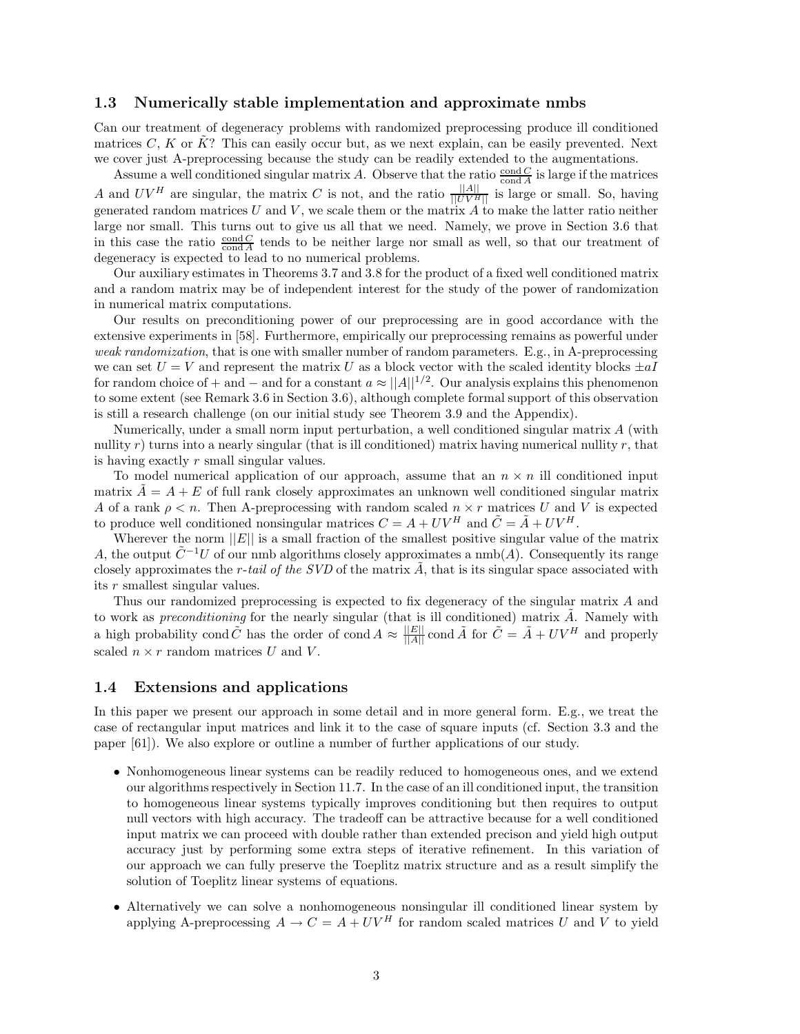### 1.3 Numerically stable implementation and approximate nmbs

Can our treatment of degeneracy problems with randomized preprocessing produce ill conditioned matrices $C$, $K$ or $\tilde{K}$? This can easily occur but, as we next explain, can be easily prevented. Next we cover just A-preprocessing because the study can be readily extended to the augmentations.

Assume a well conditioned singular matrix $A$. Observe that the ratio $\frac{\operatorname{cond} C}{\operatorname{cond} A}$ is large if the matrices $A$ and $UV^H$ are singular, the matrix $C$ is not, and the ratio $\frac{||A||}{||UV^H||}$ is large or small. So, having generated random matrices $U$ and $V$, we scale them or the matrix $A$ to make the latter ratio neither large nor small. This turns out to give us all that we need. Namely, we prove in Section 3.6 that in this case the ratio $\frac{\operatorname{cond} C}{\operatorname{cond} A}$ tends to be neither large nor small as well, so that our treatment of degeneracy is expected to lead to no numerical problems.

Our auxiliary estimates in Theorems 3.7 and 3.8 for the product of a fixed well conditioned matrix and a random matrix may be of independent interest for the study of the power of randomization in numerical matrix computations.

Our results on preconditioning power of our preprocessing are in good accordance with the extensive experiments in [58]. Furthermore, empirically our preprocessing remains as powerful under *weak randomization*, that is one with smaller number of random parameters. E.g., in A-preprocessing we can set $U = V$ and represent the matrix $U$ as a block vector with the scaled identity blocks $\pm aI$ for random choice of + and − and for a constant $a \approx ||A||^{1/2}$. Our analysis explains this phenomenon to some extent (see Remark 3.6 in Section 3.6), although complete formal support of this observation is still a research challenge (on our initial study see Theorem 3.9 and the Appendix).

Numerically, under a small norm input perturbation, a well conditioned singular matrix $A$ (with nullity $r$) turns into a nearly singular (that is ill conditioned) matrix having numerical nullity $r$, that is having exactly $r$ small singular values.

To model numerical application of our approach, assume that an $n \times n$ ill conditioned input matrix $\tilde{A} = A + E$ of full rank closely approximates an unknown well conditioned singular matrix $A$ of a rank $\rho < n$. Then A-preprocessing with random scaled $n \times r$ matrices $U$ and $V$ is expected to produce well conditioned nonsingular matrices $C = A + UV^H$ and $\tilde{C} = \tilde{A} + UV^H$.

Wherever the norm $||E||$ is a small fraction of the smallest positive singular value of the matrix $A$, the output $\tilde{C}^{-1}U$ of our nmb algorithms closely approximates a $\operatorname{nmb}(A)$. Consequently its range closely approximates the *r-tail of the SVD* of the matrix $\tilde{A}$, that is its singular space associated with its $r$ smallest singular values.

Thus our randomized preprocessing is expected to fix degeneracy of the singular matrix $A$ and to work as *preconditioning* for the nearly singular (that is ill conditioned) matrix $\tilde{A}$. Namely with a high probability $\operatorname{cond} \tilde{C}$ has the order of $\operatorname{cond} A \approx \frac{||E||}{||A||} \operatorname{cond} \tilde{A}$ for $\tilde{C} = \tilde{A} + UV^H$ and properly scaled $n \times r$ random matrices $U$ and $V$.

### 1.4 Extensions and applications

In this paper we present our approach in some detail and in more general form. E.g., we treat the case of rectangular input matrices and link it to the case of square inputs (cf. Section 3.3 and the paper [61]). We also explore or outline a number of further applications of our study.

- Nonhomogeneous linear systems can be readily reduced to homogeneous ones, and we extend our algorithms respectively in Section 11.7. In the case of an ill conditioned input, the transition to homogeneous linear systems typically improves conditioning but then requires to output null vectors with high accuracy. The tradeoff can be attractive because for a well conditioned input matrix we can proceed with double rather than extended precison and yield high output accuracy just by performing some extra steps of iterative refinement. In this variation of our approach we can fully preserve the Toeplitz matrix structure and as a result simplify the solution of Toeplitz linear systems of equations.
- Alternatively we can solve a nonhomogeneous nonsingular ill conditioned linear system by applying A-preprocessing $A \rightarrow C = A + UV^H$ for random scaled matrices $U$ and $V$ to yield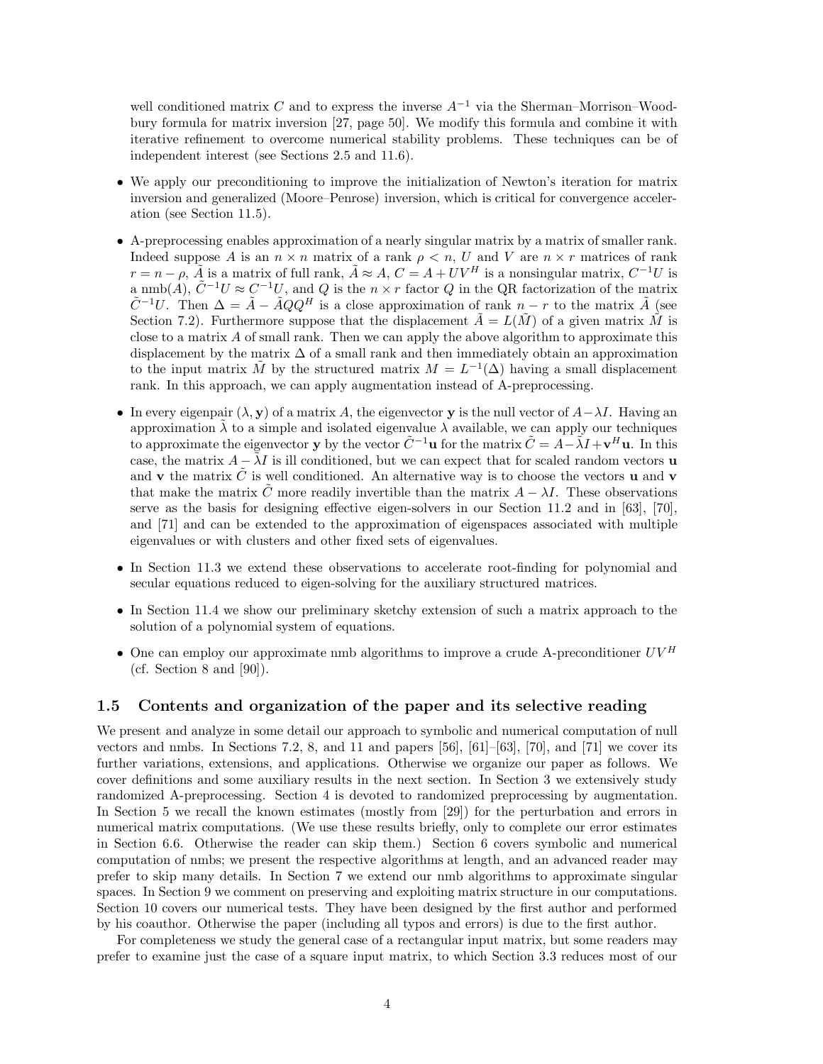well conditioned matrix $C$ and to express the inverse $A^{-1}$ via the Sherman–Morrison–Woodbury formula for matrix inversion [27, page 50]. We modify this formula and combine it with iterative refinement to overcome numerical stability problems. These techniques can be of independent interest (see Sections 2.5 and 11.6).

- We apply our preconditioning to improve the initialization of Newton's iteration for matrix inversion and generalized (Moore–Penrose) inversion, which is critical for convergence acceleration (see Section 11.5).
- A-preprocessing enables approximation of a nearly singular matrix by a matrix of smaller rank. Indeed suppose $A$ is an $n \times n$ matrix of a rank $\rho < n$, $U$ and $V$ are $n \times r$ matrices of rank $r = n - \rho$, $\tilde{A}$ is a matrix of full rank, $\tilde{A} \approx A$, $C = A + UV^H$ is a nonsingular matrix, $C^{-1}U$ is a nmb($A$), $\tilde{C}^{-1}U \approx C^{-1}U$, and $Q$ is the $n \times r$ factor $Q$ in the QR factorization of the matrix $\tilde{C}^{-1}U$. Then $\Delta = \tilde{A} - \tilde{A}QQ^H$ is a close approximation of rank $n - r$ to the matrix $\tilde{A}$ (see Section 7.2). Furthermore suppose that the displacement $\tilde{A} = L(\tilde{M})$ of a given matrix $\tilde{M}$ is close to a matrix $A$ of small rank. Then we can apply the above algorithm to approximate this displacement by the matrix $\Delta$ of a small rank and then immediately obtain an approximation to the input matrix $\tilde{M}$ by the structured matrix $M = L^{-1}(\Delta)$ having a small displacement rank. In this approach, we can apply augmentation instead of A-preprocessing.
- In every eigenpair $(\lambda, \mathbf{y})$ of a matrix $A$, the eigenvector $\mathbf{y}$ is the null vector of $A - \lambda I$. Having an approximation $\tilde{\lambda}$ to a simple and isolated eigenvalue $\lambda$ available, we can apply our techniques to approximate the eigenvector $\mathbf{y}$ by the vector $\tilde{C}^{-1}\mathbf{u}$ for the matrix $\tilde{C} = A - \tilde{\lambda}I + \mathbf{v}^H\mathbf{u}$. In this case, the matrix $A - \tilde{\lambda}I$ is ill conditioned, but we can expect that for scaled random vectors $\mathbf{u}$ and $\mathbf{v}$ the matrix $\tilde{C}$ is well conditioned. An alternative way is to choose the vectors $\mathbf{u}$ and $\mathbf{v}$ that make the matrix $\tilde{C}$ more readily invertible than the matrix $A - \lambda I$. These observations serve as the basis for designing effective eigen-solvers in our Section 11.2 and in [63], [70], and [71] and can be extended to the approximation of eigenspaces associated with multiple eigenvalues or with clusters and other fixed sets of eigenvalues.
- In Section 11.3 we extend these observations to accelerate root-finding for polynomial and secular equations reduced to eigen-solving for the auxiliary structured matrices.
- In Section 11.4 we show our preliminary sketchy extension of such a matrix approach to the solution of a polynomial system of equations.
- One can employ our approximate nmb algorithms to improve a crude A-preconditioner $UV^H$ (cf. Section 8 and [90]).

## 1.5 Contents and organization of the paper and its selective reading

We present and analyze in some detail our approach to symbolic and numerical computation of null vectors and nmbs. In Sections 7.2, 8, and 11 and papers [56], [61]–[63], [70], and [71] we cover its further variations, extensions, and applications. Otherwise we organize our paper as follows. We cover definitions and some auxiliary results in the next section. In Section 3 we extensively study randomized A-preprocessing. Section 4 is devoted to randomized preprocessing by augmentation. In Section 5 we recall the known estimates (mostly from [29]) for the perturbation and errors in numerical matrix computations. (We use these results briefly, only to complete our error estimates in Section 6.6. Otherwise the reader can skip them.) Section 6 covers symbolic and numerical computation of nmbs; we present the respective algorithms at length, and an advanced reader may prefer to skip many details. In Section 7 we extend our nmb algorithms to approximate singular spaces. In Section 9 we comment on preserving and exploiting matrix structure in our computations. Section 10 covers our numerical tests. They have been designed by the first author and performed by his coauthor. Otherwise the paper (including all typos and errors) is due to the first author.

For completeness we study the general case of a rectangular input matrix, but some readers may prefer to examine just the case of a square input matrix, to which Section 3.3 reduces most of our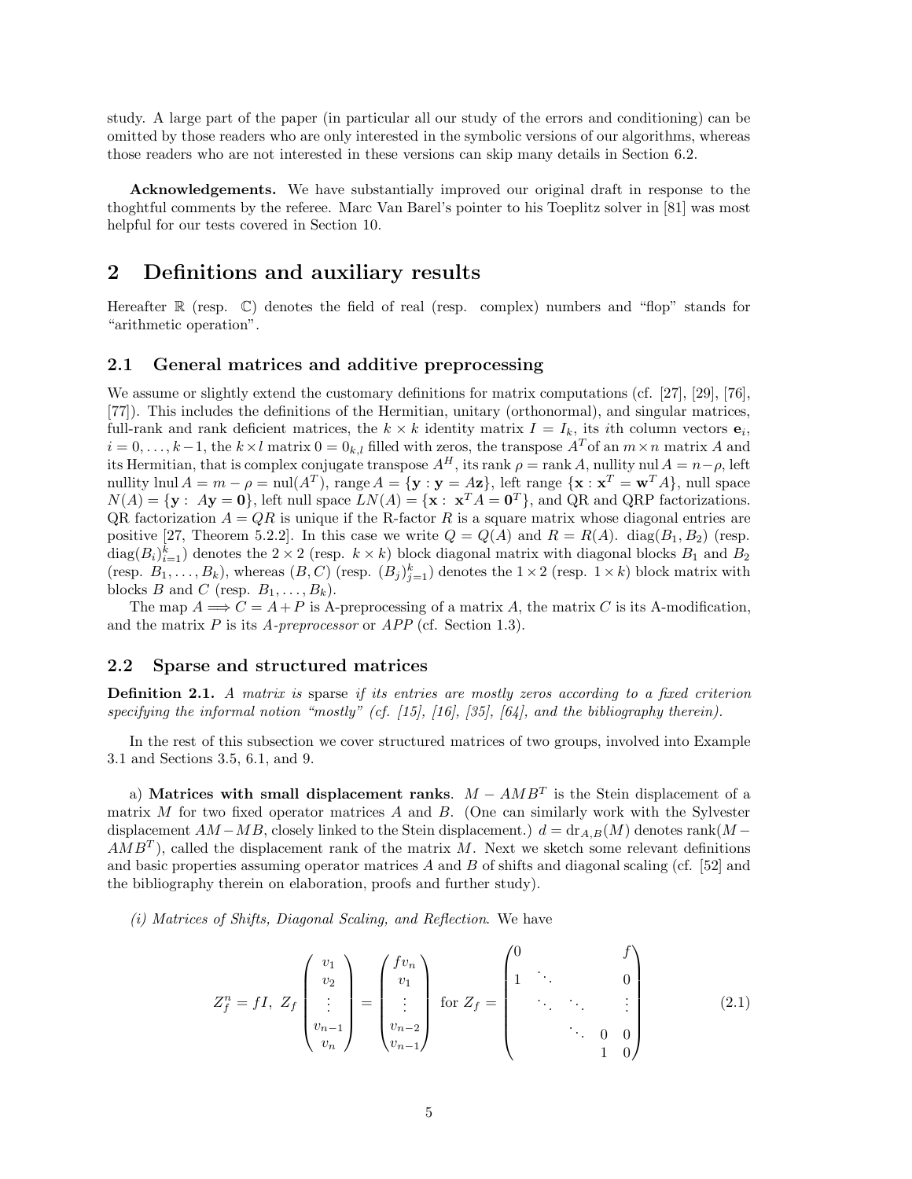study. A large part of the paper (in particular all our study of the errors and conditioning) can be omitted by those readers who are only interested in the symbolic versions of our algorithms, whereas those readers who are not interested in these versions can skip many details in Section 6.2.

**Acknowledgements.** We have substantially improved our original draft in response to the thoghtful comments by the referee. Marc Van Barel's pointer to his Toeplitz solver in [81] was most helpful for our tests covered in Section 10.

# 2 Definitions and auxiliary results

Hereafter $\mathbb{R}$ (resp. $\mathbb{C}$) denotes the field of real (resp. complex) numbers and "flop" stands for "arithmetic operation".

## 2.1 General matrices and additive preprocessing

We assume or slightly extend the customary definitions for matrix computations (cf. [27], [29], [76], [77]). This includes the definitions of the Hermitian, unitary (orthonormal), and singular matrices, full-rank and rank deficient matrices, the $k \times k$ identity matrix $I = I_k$, its $i$th column vectors $\mathbf{e}_i$, $i = 0, \ldots, k-1$, the $k \times l$ matrix $0 = 0_{k,l}$ filled with zeros, the transpose $A^T$ of an $m \times n$ matrix $A$ and its Hermitian, that is complex conjugate transpose $A^H$, its rank $\rho = \operatorname{rank} A$, nullity $\operatorname{nul} A = n - \rho$, left nullity $\operatorname{lnul} A = m - \rho = \operatorname{nul}(A^T)$, range $A = \{\mathbf{y} : \mathbf{y} = A\mathbf{z}\}$, left range $\{\mathbf{x} : \mathbf{x}^T = \mathbf{w}^T A\}$, null space $N(A) = \{\mathbf{y} : A\mathbf{y} = \mathbf{0}\}$, left null space $LN(A) = \{\mathbf{x} : \mathbf{x}^T A = \mathbf{0}^T\}$, and QR and QRP factorizations. QR factorization $A = QR$ is unique if the R-factor $R$ is a square matrix whose diagonal entries are positive [27, Theorem 5.2.2]. In this case we write $Q = Q(A)$ and $R = R(A)$. $\operatorname{diag}(B_1, B_2)$ (resp. $\operatorname{diag}(B_i)_{i=1}^k$) denotes the $2 \times 2$ (resp. $k \times k$) block diagonal matrix with diagonal blocks $B_1$ and $B_2$ (resp. $B_1, \ldots, B_k$), whereas $(B, C)$ (resp. $(B_j)_{j=1}^k$) denotes the $1 \times 2$ (resp. $1 \times k$) block matrix with blocks $B$ and $C$ (resp. $B_1, \ldots, B_k$).

The map $A \Longrightarrow C = A + P$ is A-preprocessing of a matrix $A$, the matrix $C$ is its A-modification, and the matrix $P$ is its *A-preprocessor* or *APP* (cf. Section 1.3).

## 2.2 Sparse and structured matrices

**Definition 2.1.** *A matrix is* sparse *if its entries are mostly zeros according to a fixed criterion specifying the informal notion "mostly" (cf. [15], [16], [35], [64], and the bibliography therein).*

In the rest of this subsection we cover structured matrices of two groups, involved into Example 3.1 and Sections 3.5, 6.1, and 9.

a) **Matrices with small displacement ranks**. $M - AMB^T$ is the Stein displacement of a matrix $M$ for two fixed operator matrices $A$ and $B$. (One can similarly work with the Sylvester displacement $AM - MB$, closely linked to the Stein displacement.) $d = \operatorname{dr}_{A,B}(M)$ denotes $\operatorname{rank}(M - AMB^T)$, called the displacement rank of the matrix $M$. Next we sketch some relevant definitions and basic properties assuming operator matrices $A$ and $B$ of shifts and diagonal scaling (cf. [52] and the bibliography therein on elaboration, proofs and further study).

*(i) Matrices of Shifts, Diagonal Scaling, and Reflection*. We have

$$Z_f^n = fI, \ Z_f \begin{pmatrix} v_1 \\ v_2 \\ \vdots \\ v_{n-1} \\ v_n \end{pmatrix} = \begin{pmatrix} fv_n \\ v_1 \\ \vdots \\ v_{n-2} \\ v_{n-1} \end{pmatrix} \text{ for } Z_f = \begin{pmatrix} 0 & & & & f \\ 1 & \ddots & & & 0 \\ & \ddots & \ddots & & \vdots \\ & & \ddots & 0 & 0 \\ & & & 1 & 0 \end{pmatrix} \tag{2.1}$$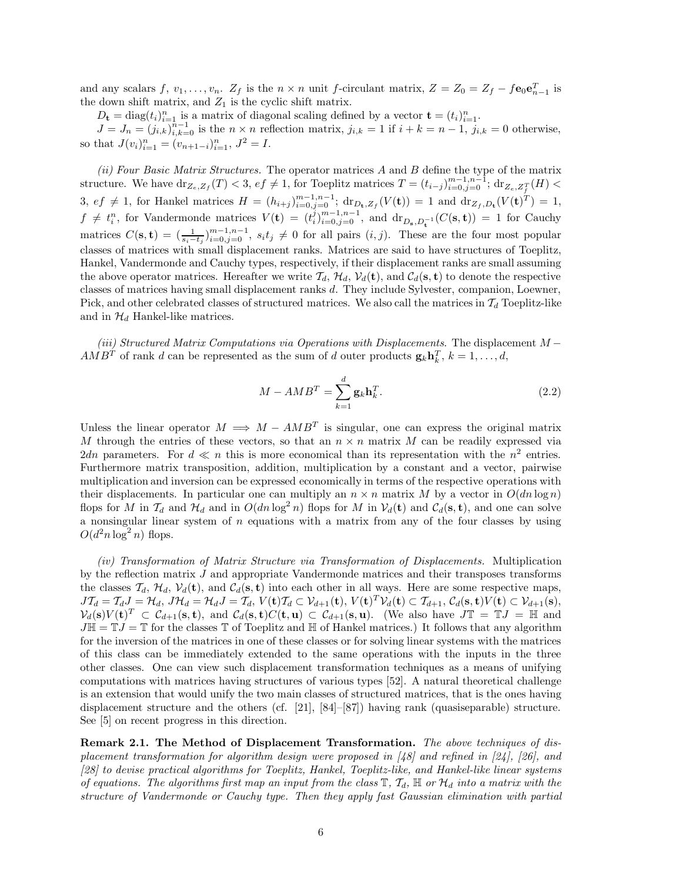and any scalars $f, v_1, \ldots, v_n$. $Z_f$ is the $n \times n$ unit $f$-circulant matrix, $Z = Z_0 = Z_f - f\mathbf{e}_0\mathbf{e}_{n-1}^T$ is the down shift matrix, and $Z_1$ is the cyclic shift matrix.

$D_\mathbf{t} = \operatorname{diag}(t_i)_{i=1}^n$ is a matrix of diagonal scaling defined by a vector $\mathbf{t} = (t_i)_{i=1}^n$.

$J = J_n = (j_{i,k})_{i,k=0}^{n-1}$ is the $n \times n$ reflection matrix, $j_{i,k} = 1$ if $i + k = n - 1$, $j_{i,k} = 0$ otherwise, so that $J(v_i)_{i=1}^n = (v_{n+1-i})_{i=1}^n$, $J^2 = I$.

*(ii) Four Basic Matrix Structures.* The operator matrices $A$ and $B$ define the type of the matrix structure. We have $\operatorname{dr}_{Z_e,Z_f}(T) < 3$, $ef \neq 1$, for Toeplitz matrices $T = (t_{i-j})_{i=0,j=0}^{m-1,n-1}$; $\operatorname{dr}_{Z_e,Z_f^T}(H) < 3$, $ef \neq 1$, for Hankel matrices $H = (h_{i+j})_{i=0,j=0}^{m-1,n-1}$; $\operatorname{dr}_{D_\mathbf{t},Z_f}(V(\mathbf{t})) = 1$ and $\operatorname{dr}_{Z_f,D_\mathbf{t}}(V(\mathbf{t})^T) = 1$, $f \neq t_i^n$, for Vandermonde matrices $V(\mathbf{t}) = (t_i^j)_{i=0,j=0}^{m-1,n-1}$, and $\operatorname{dr}_{D_\mathbf{s},D_\mathbf{t}^{-1}}(C(\mathbf{s},\mathbf{t})) = 1$ for Cauchy matrices $C(\mathbf{s},\mathbf{t}) = (\frac{1}{s_i - t_j})_{i=0,j=0}^{m-1,n-1}$, $s_i t_j \neq 0$ for all pairs $(i,j)$. These are the four most popular classes of matrices with small displacement ranks. Matrices are said to have structures of Toeplitz, Hankel, Vandermonde and Cauchy types, respectively, if their displacement ranks are small assuming the above operator matrices. Hereafter we write $\mathcal{T}_d$, $\mathcal{H}_d$, $\mathcal{V}_d(\mathbf{t})$, and $\mathcal{C}_d(\mathbf{s},\mathbf{t})$ to denote the respective classes of matrices having small displacement ranks $d$. They include Sylvester, companion, Loewner, Pick, and other celebrated classes of structured matrices. We also call the matrices in $\mathcal{T}_d$ Toeplitz-like and in $\mathcal{H}_d$ Hankel-like matrices.

*(iii) Structured Matrix Computations via Operations with Displacements.* The displacement $M - AMB^T$ of rank $d$ can be represented as the sum of $d$ outer products $\mathbf{g}_k\mathbf{h}_k^T$, $k = 1, \ldots, d$,

$$M - AMB^T = \sum_{k=1}^{d} \mathbf{g}_k\mathbf{h}_k^T. \tag{2.2}$$

Unless the linear operator $M \Longrightarrow M - AMB^T$ is singular, one can express the original matrix $M$ through the entries of these vectors, so that an $n \times n$ matrix $M$ can be readily expressed via $2dn$ parameters. For $d \ll n$ this is more economical than its representation with the $n^2$ entries. Furthermore matrix transposition, addition, multiplication by a constant and a vector, pairwise multiplication and inversion can be expressed economically in terms of the respective operations with their displacements. In particular one can multiply an $n \times n$ matrix $M$ by a vector in $O(dn \log n)$ flops for $M$ in $\mathcal{T}_d$ and $\mathcal{H}_d$ and in $O(dn \log^2 n)$ flops for $M$ in $\mathcal{V}_d(\mathbf{t})$ and $\mathcal{C}_d(\mathbf{s},\mathbf{t})$, and one can solve a nonsingular linear system of $n$ equations with a matrix from any of the four classes by using $O(d^2 n \log^2 n)$ flops.

*(iv) Transformation of Matrix Structure via Transformation of Displacements.* Multiplication by the reflection matrix $J$ and appropriate Vandermonde matrices and their transposes transforms the classes $\mathcal{T}_d$, $\mathcal{H}_d$, $\mathcal{V}_d(\mathbf{t})$, and $\mathcal{C}_d(\mathbf{s},\mathbf{t})$ into each other in all ways. Here are some respective maps, $J\mathcal{T}_d = \mathcal{T}_d J = \mathcal{H}_d$, $J\mathcal{H}_d = \mathcal{H}_d J = \mathcal{T}_d$, $V(\mathbf{t})\mathcal{T}_d \subset \mathcal{V}_{d+1}(\mathbf{t})$, $V(\mathbf{t})^T\mathcal{V}_d(\mathbf{t}) \subset \mathcal{T}_{d+1}$, $\mathcal{C}_d(\mathbf{s},\mathbf{t})V(\mathbf{t}) \subset \mathcal{V}_{d+1}(\mathbf{s})$, $\mathcal{V}_d(\mathbf{s})V(\mathbf{t})^T \subset \mathcal{C}_{d+1}(\mathbf{s},\mathbf{t})$, and $\mathcal{C}_d(\mathbf{s},\mathbf{t})C(\mathbf{t},\mathbf{u}) \subset \mathcal{C}_{d+1}(\mathbf{s},\mathbf{u})$. (We also have $J\mathbb{T} = \mathbb{T}J = \mathbb{H}$ and $J\mathbb{H} = \mathbb{T}J = \mathbb{T}$ for the classes $\mathbb{T}$ of Toeplitz and $\mathbb{H}$ of Hankel matrices.) It follows that any algorithm for the inversion of the matrices in one of these classes or for solving linear systems with the matrices of this class can be immediately extended to the same operations with the inputs in the three other classes. One can view such displacement transformation techniques as a means of unifying computations with matrices having structures of various types [52]. A natural theoretical challenge is an extension that would unify the two main classes of structured matrices, that is the ones having displacement structure and the others (cf. [21], [84]–[87]) having rank (quasiseparable) structure. See [5] on recent progress in this direction.

**Remark 2.1. The Method of Displacement Transformation.** *The above techniques of displacement transformation for algorithm design were proposed in [48] and refined in [24], [26], and [28] to devise practical algorithms for Toeplitz, Hankel, Toeplitz-like, and Hankel-like linear systems of equations. The algorithms first map an input from the class $\mathbb{T}$, $\mathcal{T}_d$, $\mathbb{H}$ or $\mathcal{H}_d$ into a matrix with the structure of Vandermonde or Cauchy type. Then they apply fast Gaussian elimination with partial*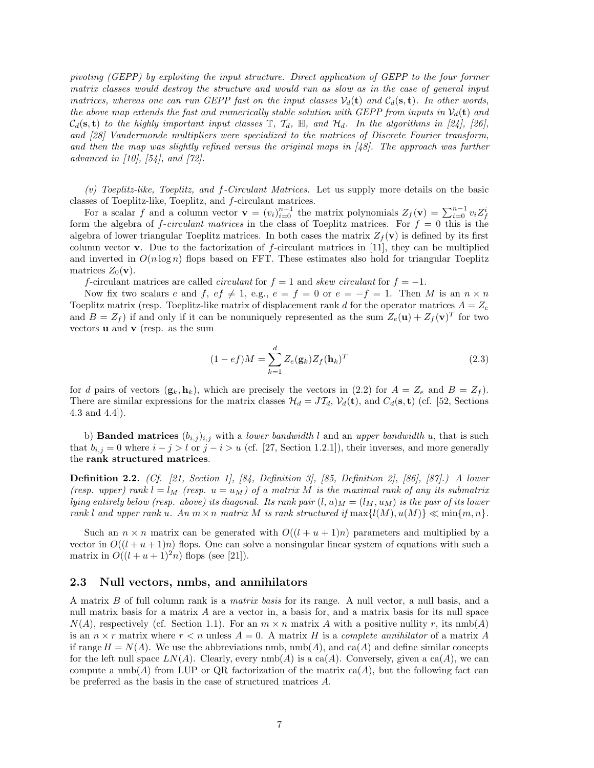*pivoting (GEPP) by exploiting the input structure. Direct application of GEPP to the four former matrix classes would destroy the structure and would run as slow as in the case of general input matrices, whereas one can run GEPP fast on the input classes $\mathcal{V}_d(\mathbf{t})$ and $\mathcal{C}_d(\mathbf{s},\mathbf{t})$. In other words, the above map extends the fast and numerically stable solution with GEPP from inputs in $\mathcal{V}_d(\mathbf{t})$ and $\mathcal{C}_d(\mathbf{s},\mathbf{t})$ to the highly important input classes $\mathbb{T}$, $\mathcal{T}_d$, $\mathbb{H}$, and $\mathcal{H}_d$. In the algorithms in [24], [26], and [28] Vandermonde multipliers were specialized to the matrices of Discrete Fourier transform, and then the map was slightly refined versus the original maps in [48]. The approach was further advanced in [10], [54], and [72].*

*(v) Toeplitz-like, Toeplitz, and $f$-Circulant Matrices.* Let us supply more details on the basic classes of Toeplitz-like, Toeplitz, and $f$-circulant matrices.

For a scalar $f$ and a column vector $\mathbf{v} = (v_i)_{i=0}^{n-1}$ the matrix polynomials $Z_f(\mathbf{v}) = \sum_{i=0}^{n-1} v_i Z_f^i$ form the algebra of *$f$-circulant matrices* in the class of Toeplitz matrices. For $f = 0$ this is the algebra of lower triangular Toeplitz matrices. In both cases the matrix $Z_f(\mathbf{v})$ is defined by its first column vector $\mathbf{v}$. Due to the factorization of $f$-circulant matrices in [11], they can be multiplied and inverted in $O(n \log n)$ flops based on FFT. These estimates also hold for triangular Toeplitz matrices $Z_0(\mathbf{v})$.

$f$-circulant matrices are called *circulant* for $f = 1$ and *skew circulant* for $f = -1$.

Now fix two scalars $e$ and $f$, $ef \neq 1$, e.g., $e = f = 0$ or $e = -f = 1$. Then $M$ is an $n \times n$ Toeplitz matrix (resp. Toeplitz-like matrix of displacement rank $d$ for the operator matrices $A = Z_e$ and $B = Z_f$) if and only if it can be nonuniquely represented as the sum $Z_e(\mathbf{u}) + Z_f(\mathbf{v})^T$ for two vectors $\mathbf{u}$ and $\mathbf{v}$ (resp. as the sum

$$(1 - ef)M = \sum_{k=1}^{d} Z_e(\mathbf{g}_k) Z_f(\mathbf{h}_k)^T \tag{2.3}$$

for $d$ pairs of vectors $(\mathbf{g}_k, \mathbf{h}_k)$, which are precisely the vectors in (2.2) for $A = Z_e$ and $B = Z_f$). There are similar expressions for the matrix classes $\mathcal{H}_d = J\mathcal{T}_d$, $\mathcal{V}_d(\mathbf{t})$, and $C_d(\mathbf{s},\mathbf{t})$ (cf. [52, Sections 4.3 and 4.4]).

b) **Banded matrices** $(b_{i,j})_{i,j}$ with a *lower bandwidth* $l$ and an *upper bandwidth* $u$, that is such that $b_{i,j} = 0$ where $i - j > l$ or $j - i > u$ (cf. [27, Section 1.2.1]), their inverses, and more generally the **rank structured matrices**.

**Definition 2.2.** *(Cf. [21, Section 1], [84, Definition 3], [85, Definition 2], [86], [87].) A lower (resp. upper) rank $l = l_M$ (resp. $u = u_M$) of a matrix $M$ is the maximal rank of any its submatrix lying entirely below (resp. above) its diagonal. Its rank pair $(l,u)_M = (l_M, u_M)$ is the pair of its lower rank $l$ and upper rank $u$. An $m \times n$ matrix $M$ is rank structured if* $\max\{l(M), u(M)\} \ll \min\{m, n\}$.

Such an $n \times n$ matrix can be generated with $O((l + u + 1)n)$ parameters and multiplied by a vector in $O((l + u + 1)n)$ flops. One can solve a nonsingular linear system of equations with such a matrix in $O((l + u + 1)^2 n)$ flops (see [21]).

## 2.3 Null vectors, nmbs, and annihilators

A matrix $B$ of full column rank is a *matrix basis* for its range. A null vector, a null basis, and a null matrix basis for a matrix $A$ are a vector in, a basis for, and a matrix basis for its null space $N(A)$, respectively (cf. Section 1.1). For an $m \times n$ matrix $A$ with a positive nullity $r$, its nmb$(A)$ is an $n \times r$ matrix where $r < n$ unless $A = 0$. A matrix $H$ is a *complete annihilator* of a matrix $A$ if range $H = N(A)$. We use the abbreviations nmb, nmb$(A)$, and ca$(A)$ and define similar concepts for the left null space $LN(A)$. Clearly, every nmb$(A)$ is a ca$(A)$. Conversely, given a ca$(A)$, we can compute a nmb$(A)$ from LUP or QR factorization of the matrix ca$(A)$, but the following fact can be preferred as the basis in the case of structured matrices $A$.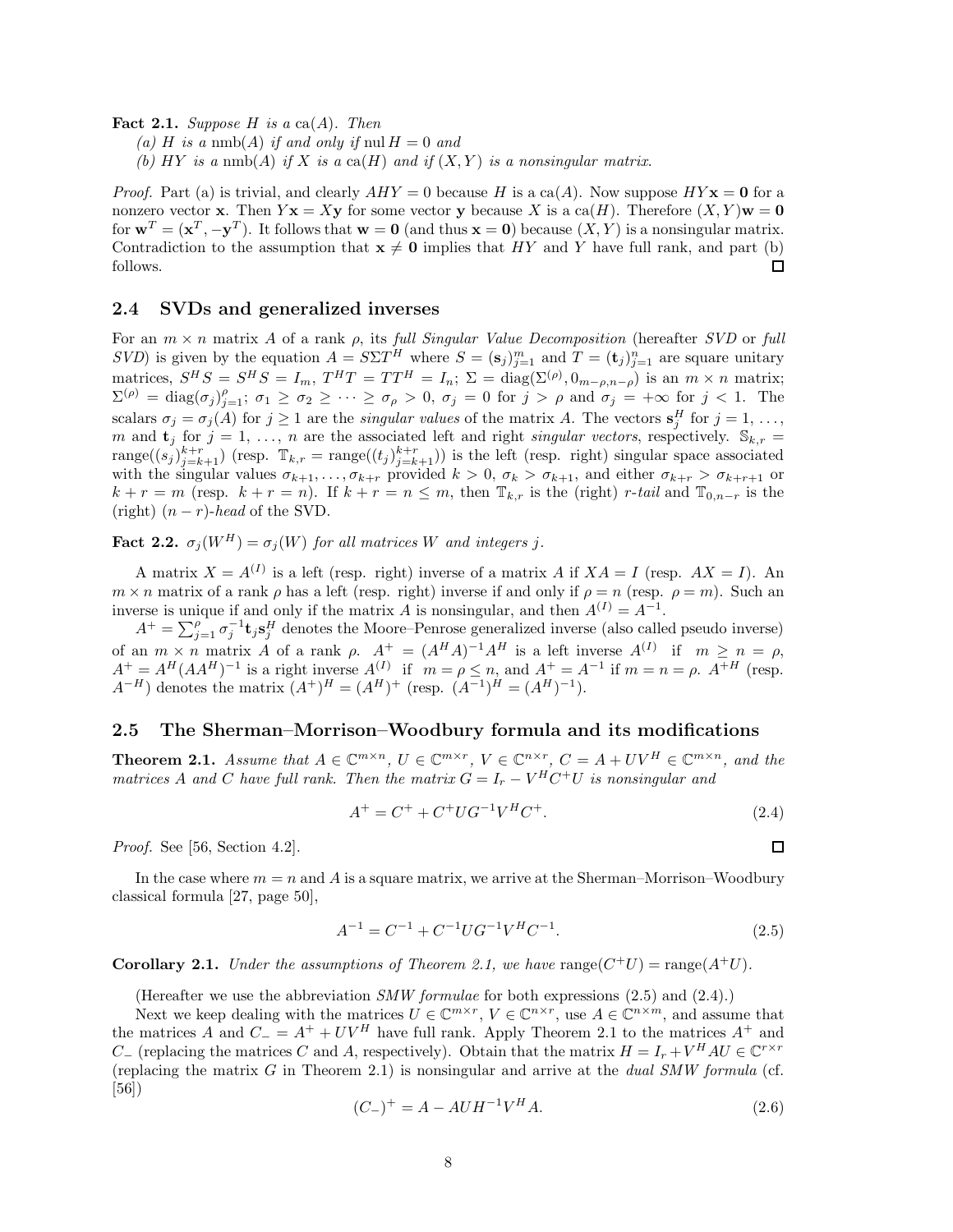**Fact 2.1.** *Suppose $H$ is a $\text{ca}(A)$. Then*

*(a) $H$ is a $\text{nmb}(A)$ if and only if $\text{nul}\, H = 0$ and*

*(b) $HY$ is a $\text{nmb}(A)$ if $X$ is a $\text{ca}(H)$ and if $(X, Y)$ is a nonsingular matrix.*

*Proof.* Part (a) is trivial, and clearly $AHY = 0$ because $H$ is a $\text{ca}(A)$. Now suppose $HY\mathbf{x} = \mathbf{0}$ for a nonzero vector $\mathbf{x}$. Then $Y\mathbf{x} = X\mathbf{y}$ for some vector $\mathbf{y}$ because $X$ is a $\text{ca}(H)$. Therefore $(X, Y)\mathbf{w} = \mathbf{0}$ for $\mathbf{w}^T = (\mathbf{x}^T, -\mathbf{y}^T)$. It follows that $\mathbf{w} = \mathbf{0}$ (and thus $\mathbf{x} = \mathbf{0}$) because $(X, Y)$ is a nonsingular matrix. Contradiction to the assumption that $\mathbf{x} \neq \mathbf{0}$ implies that $HY$ and $Y$ have full rank, and part (b) follows. $\square$

## 2.4 SVDs and generalized inverses

For an $m \times n$ matrix $A$ of a rank $\rho$, its *full Singular Value Decomposition* (hereafter *SVD* or *full SVD*) is given by the equation $A = S\Sigma T^H$ where $S = (\mathbf{s}_j)_{j=1}^m$ and $T = (\mathbf{t}_j)_{j=1}^n$ are square unitary matrices, $S^H S = S^H S = I_m$, $T^H T = T T^H = I_n$; $\Sigma = \text{diag}(\Sigma^{(\rho)}, 0_{m-\rho,n-\rho})$ is an $m \times n$ matrix; $\Sigma^{(\rho)} = \text{diag}(\sigma_j)_{j=1}^{\rho}$; $\sigma_1 \geq \sigma_2 \geq \cdots \geq \sigma_\rho > 0$, $\sigma_j = 0$ for $j > \rho$ and $\sigma_j = +\infty$ for $j < 1$. The scalars $\sigma_j = \sigma_j(A)$ for $j \geq 1$ are the *singular values* of the matrix $A$. The vectors $\mathbf{s}_j^H$ for $j = 1, \ldots, m$ and $\mathbf{t}_j$ for $j = 1, \ldots, n$ are the associated left and right *singular vectors*, respectively. $\mathbb{S}_{k,r} = \text{range}((s_j)_{j=k+1}^{k+r})$ (resp. $\mathbb{T}_{k,r} = \text{range}((t_j)_{j=k+1}^{k+r})$) is the left (resp. right) singular space associated with the singular values $\sigma_{k+1}, \ldots, \sigma_{k+r}$ provided $k > 0$, $\sigma_k > \sigma_{k+1}$, and either $\sigma_{k+r} > \sigma_{k+r+1}$ or $k + r = m$ (resp. $k + r = n$). If $k + r = n \leq m$, then $\mathbb{T}_{k,r}$ is the (right) *$r$-tail* and $\mathbb{T}_{0,n-r}$ is the (right) *$(n-r)$-head* of the SVD.

**Fact 2.2.** *$\sigma_j(W^H) = \sigma_j(W)$ for all matrices $W$ and integers $j$.*

A matrix $X = A^{(I)}$ is a left (resp. right) inverse of a matrix $A$ if $XA = I$ (resp. $AX = I$). An $m \times n$ matrix of a rank $\rho$ has a left (resp. right) inverse if and only if $\rho = n$ (resp. $\rho = m$). Such an inverse is unique if and only if the matrix $A$ is nonsingular, and then $A^{(I)} = A^{-1}$.

$A^+ = \sum_{j=1}^{\rho} \sigma_j^{-1} \mathbf{t}_j \mathbf{s}_j^H$ denotes the Moore–Penrose generalized inverse (also called pseudo inverse) of an $m \times n$ matrix $A$ of a rank $\rho$. $A^+ = (A^H A)^{-1} A^H$ is a left inverse $A^{(I)}$ if $m \geq n = \rho$, $A^+ = A^H (A A^H)^{-1}$ is a right inverse $A^{(I)}$ if $m = \rho \leq n$, and $A^+ = A^{-1}$ if $m = n = \rho$. $A^{+H}$ (resp. $A^{-H}$) denotes the matrix $(A^+)^H = (A^H)^+$ (resp. $(A^{-1})^H = (A^H)^{-1}$).

## 2.5 The Sherman–Morrison–Woodbury formula and its modifications

**Theorem 2.1.** *Assume that $A \in \mathbb{C}^{m\times n}$, $U \in \mathbb{C}^{m\times r}$, $V \in \mathbb{C}^{n\times r}$, $C = A + UV^H \in \mathbb{C}^{m\times n}$, and the matrices $A$ and $C$ have full rank. Then the matrix $G = I_r - V^H C^+ U$ is nonsingular and*

$$A^+ = C^+ + C^+ U G^{-1} V^H C^+. \tag{2.4}$$

*Proof.* See [56, Section 4.2]. $\square$

In the case where $m = n$ and $A$ is a square matrix, we arrive at the Sherman–Morrison–Woodbury classical formula [27, page 50],

$$A^{-1} = C^{-1} + C^{-1} U G^{-1} V^H C^{-1}. \tag{2.5}$$

**Corollary 2.1.** *Under the assumptions of Theorem 2.1, we have $\text{range}(C^+U) = \text{range}(A^+U)$.*

(Hereafter we use the abbreviation *SMW formulae* for both expressions (2.5) and (2.4).)

Next we keep dealing with the matrices $U \in \mathbb{C}^{m\times r}$, $V \in \mathbb{C}^{n\times r}$, use $A \in \mathbb{C}^{n\times m}$, and assume that the matrices $A$ and $C_- = A^+ + UV^H$ have full rank. Apply Theorem 2.1 to the matrices $A^+$ and $C_-$ (replacing the matrices $C$ and $A$, respectively). Obtain that the matrix $H = I_r + V^H A U \in \mathbb{C}^{r\times r}$ (replacing the matrix $G$ in Theorem 2.1) is nonsingular and arrive at the *dual SMW formula* (cf. [56])

$$(C_-)^+ = A - AUH^{-1}V^H A. \tag{2.6}$$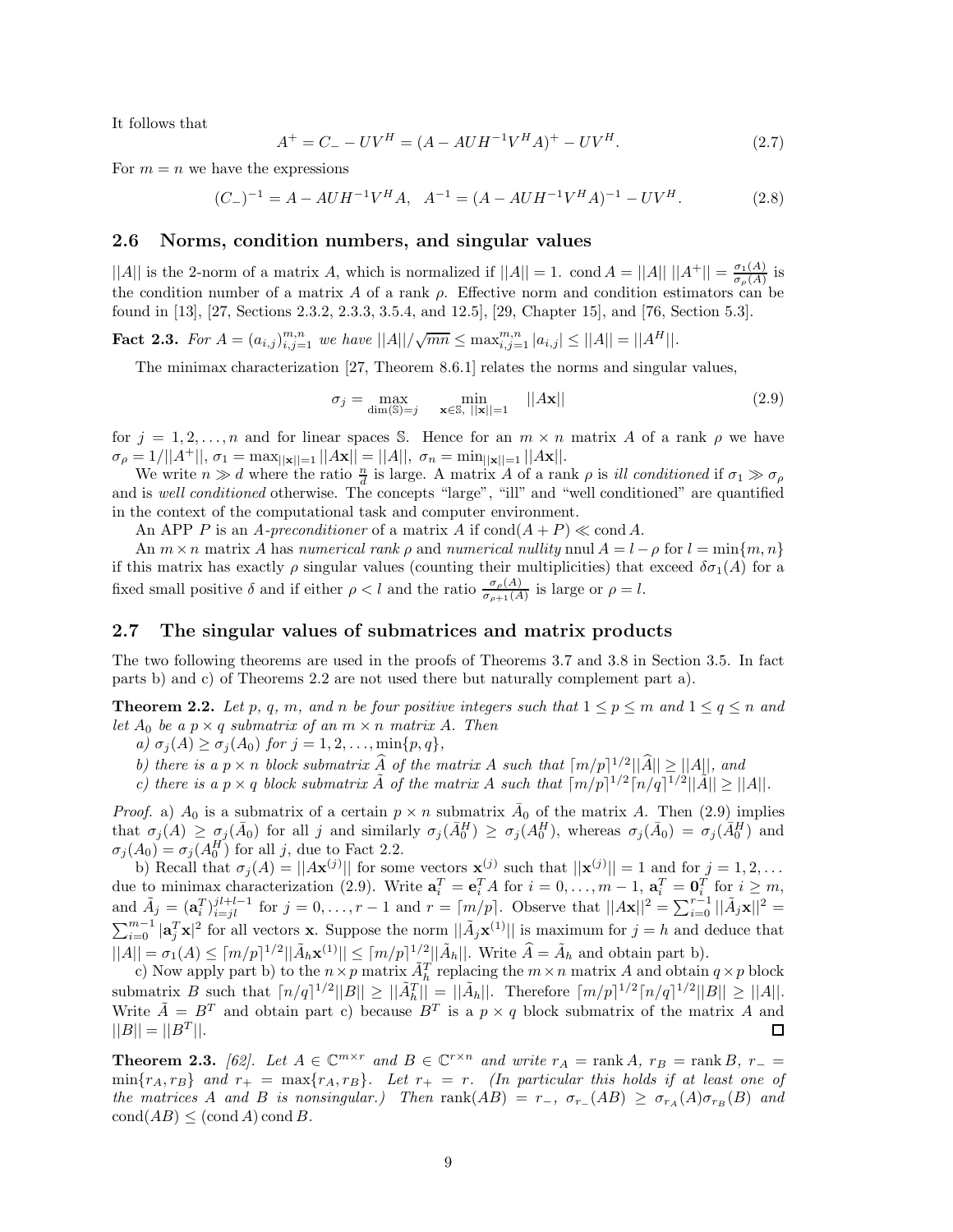It follows that

$$A^+ = C_- - UV^H = (A - AUH^{-1}V^HA)^+ - UV^H. \tag{2.7}$$

For $m = n$ we have the expressions

$$(C_-)^{-1} = A - AUH^{-1}V^HA, \quad A^{-1} = (A - AUH^{-1}V^HA)^{-1} - UV^H. \tag{2.8}$$

## 2.6 Norms, condition numbers, and singular values

$||A||$ is the 2-norm of a matrix $A$, which is normalized if $||A|| = 1$. $\operatorname{cond} A = ||A||\ ||A^+|| = \frac{\sigma_1(A)}{\sigma_\rho(A)}$ is the condition number of a matrix $A$ of a rank $\rho$. Effective norm and condition estimators can be found in [13], [27, Sections 2.3.2, 2.3.3, 3.5.4, and 12.5], [29, Chapter 15], and [76, Section 5.3].

**Fact 2.3.** *For $A = (a_{i,j})_{i,j=1}^{m,n}$ we have $||A||/\sqrt{mn} \le \max_{i,j=1}^{m,n} |a_{i,j}| \le ||A|| = ||A^H||$.*

The minimax characterization [27, Theorem 8.6.1] relates the norms and singular values,

$$\sigma_j = \max_{\dim(\mathbb{S})=j} \quad \min_{\mathbf{x}\in\mathbb{S},\ ||\mathbf{x}||=1} \quad ||A\mathbf{x}|| \tag{2.9}$$

for $j = 1, 2, \ldots, n$ and for linear spaces $\mathbb{S}$. Hence for an $m \times n$ matrix $A$ of a rank $\rho$ we have $\sigma_\rho = 1/||A^+||$, $\sigma_1 = \max_{||\mathbf{x}||=1} ||A\mathbf{x}|| = ||A||$, $\sigma_n = \min_{||\mathbf{x}||=1} ||A\mathbf{x}||$.

We write $n \gg d$ where the ratio $\frac{n}{d}$ is large. A matrix $A$ of a rank $\rho$ is *ill conditioned* if $\sigma_1 \gg \sigma_\rho$ and is *well conditioned* otherwise. The concepts "large", "ill" and "well conditioned" are quantified in the context of the computational task and computer environment.

An APP $P$ is an *A-preconditioner* of a matrix $A$ if $\operatorname{cond}(A + P) \ll \operatorname{cond} A$.

An $m \times n$ matrix $A$ has *numerical rank* $\rho$ and *numerical nullity* $\operatorname{nnul} A = l - \rho$ for $l = \min\{m, n\}$ if this matrix has exactly $\rho$ singular values (counting their multiplicities) that exceed $\delta\sigma_1(A)$ for a fixed small positive $\delta$ and if either $\rho < l$ and the ratio $\frac{\sigma_\rho(A)}{\sigma_{\rho+1}(A)}$ is large or $\rho = l$.

## 2.7 The singular values of submatrices and matrix products

The two following theorems are used in the proofs of Theorems 3.7 and 3.8 in Section 3.5. In fact parts b) and c) of Theorems 2.2 are not used there but naturally complement part a).

**Theorem 2.2.** *Let $p$, $q$, $m$, and $n$ be four positive integers such that $1 \le p \le m$ and $1 \le q \le n$ and let $A_0$ be a $p \times q$ submatrix of an $m \times n$ matrix $A$. Then*

*a) $\sigma_j(A) \ge \sigma_j(A_0)$ for $j = 1, 2, \ldots, \min\{p, q\}$,*

*b) there is a $p \times n$ block submatrix $\widehat{A}$ of the matrix $A$ such that $\lceil m/p\rceil^{1/2}||\widehat{A}|| \ge ||A||$, and*

*c) there is a $p \times q$ block submatrix $\tilde{A}$ of the matrix $A$ such that $\lceil m/p\rceil^{1/2}\lceil n/q\rceil^{1/2}||\tilde{A}|| \ge ||A||$.*

*Proof.* a) $A_0$ is a submatrix of a certain $p \times n$ submatrix $\bar{A}_0$ of the matrix $A$. Then (2.9) implies that $\sigma_j(A) \ge \sigma_j(\bar{A}_0)$ for all $j$ and similarly $\sigma_j(\bar{A}_0^H) \ge \sigma_j(A_0^H)$, whereas $\sigma_j(\bar{A}_0) = \sigma_j(\bar{A}_0^H)$ and $\sigma_j(A_0) = \sigma_j(A_0^H)$ for all $j$, due to Fact 2.2.

b) Recall that $\sigma_j(A) = ||A\mathbf{x}^{(j)}||$ for some vectors $\mathbf{x}^{(j)}$ such that $||\mathbf{x}^{(j)}|| = 1$ and for $j = 1, 2, \ldots$ due to minimax characterization (2.9). Write $\mathbf{a}_i^T = \mathbf{e}_i^T A$ for $i = 0, \ldots, m-1$, $\mathbf{a}_i^T = \mathbf{0}_i^T$ for $i \ge m$, and $\tilde{A}_j = (\mathbf{a}_i^T)_{i=jl}^{jl+l-1}$ for $j = 0, \ldots, r-1$ and $r = \lceil m/p\rceil$. Observe that $||A\mathbf{x}||^2 = \sum_{i=0}^{r-1} ||\tilde{A}_j\mathbf{x}||^2 = \sum_{i=0}^{m-1} |\mathbf{a}_j^T\mathbf{x}|^2$ for all vectors $\mathbf{x}$. Suppose the norm $||\tilde{A}_j\mathbf{x}^{(1)}||$ is maximum for $j = h$ and deduce that $||A|| = \sigma_1(A) \le \lceil m/p\rceil^{1/2}||\tilde{A}_h\mathbf{x}^{(1)}|| \le \lceil m/p\rceil^{1/2}||\tilde{A}_h||$. Write $\widehat{A} = \tilde{A}_h$ and obtain part b).

c) Now apply part b) to the $n \times p$ matrix $\tilde{A}_h^T$ replacing the $m \times n$ matrix $A$ and obtain $q \times p$ block submatrix $B$ such that $\lceil n/q\rceil^{1/2}||B|| \ge ||\tilde{A}_h^T|| = ||\tilde{A}_h||$. Therefore $\lceil m/p\rceil^{1/2}\lceil n/q\rceil^{1/2}||B|| \ge ||A||$. Write $\tilde{A} = B^T$ and obtain part c) because $B^T$ is a $p \times q$ block submatrix of the matrix $A$ and $||B|| = ||B^T||$. $\square$

**Theorem 2.3.** *[62]. Let $A \in \mathbb{C}^{m\times r}$ and $B \in \mathbb{C}^{r\times n}$ and write $r_A = \operatorname{rank} A$, $r_B = \operatorname{rank} B$, $r_- = \min\{r_A, r_B\}$ and $r_+ = \max\{r_A, r_B\}$. Let $r_+ = r$. (In particular this holds if at least one of the matrices $A$ and $B$ is nonsingular.) Then $\operatorname{rank}(AB) = r_-$, $\sigma_{r_-}(AB) \ge \sigma_{r_A}(A)\sigma_{r_B}(B)$ and $\operatorname{cond}(AB) \le (\operatorname{cond} A)\operatorname{cond} B$.*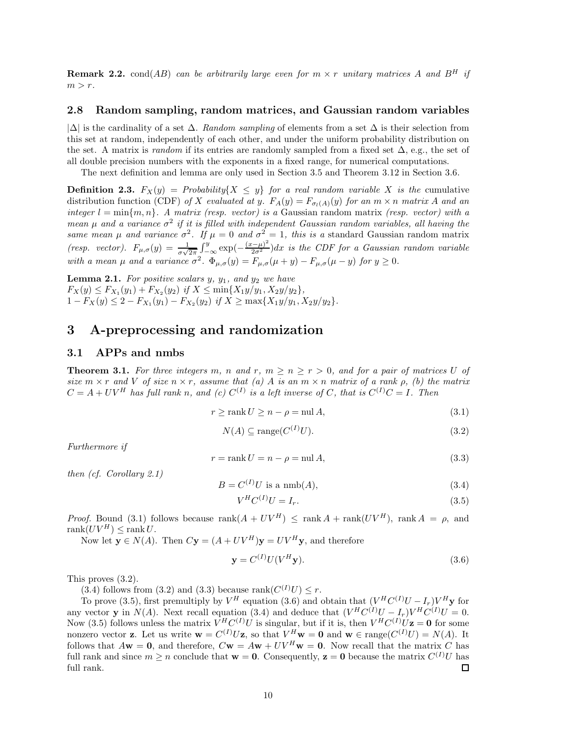**Remark 2.2.** *cond*$(AB)$ *can be arbitrarily large even for* $m \times r$ *unitary matrices* $A$ *and* $B^H$ *if* $m > r$.

### 2.8 Random sampling, random matrices, and Gaussian random variables

$|\Delta|$ is the cardinality of a set $\Delta$. *Random sampling* of elements from a set $\Delta$ is their selection from this set at random, independently of each other, and under the uniform probability distribution on the set. A matrix is *random* if its entries are randomly sampled from a fixed set $\Delta$, e.g., the set of all double precision numbers with the exponents in a fixed range, for numerical computations.

The next definition and lemma are only used in Section 3.5 and Theorem 3.12 in Section 3.6.

**Definition 2.3.** $F_X(y) = Probability\{X \leq y\}$ *for a real random variable* $X$ *is the* cumulative distribution function (CDF) *of* $X$ *evaluated at* $y$. $F_A(y) = F_{\sigma_l(A)}(y)$ *for an* $m \times n$ *matrix* $A$ *and an integer* $l = \min\{m, n\}$. *A matrix (resp. vector) is a* Gaussian random matrix *(resp. vector) with a mean* $\mu$ *and a variance* $\sigma^2$ *if it is filled with independent Gaussian random variables, all having the same mean* $\mu$ *and variance* $\sigma^2$. *If* $\mu = 0$ *and* $\sigma^2 = 1$, *this is a* standard Gaussian random matrix *(resp. vector).* $F_{\mu,\sigma}(y) = \frac{1}{\sigma\sqrt{2\pi}}\int_{-\infty}^{y} \exp(-\frac{(x-\mu)^2}{2\sigma^2})dx$ *is the CDF for a Gaussian random variable with a mean* $\mu$ *and a variance* $\sigma^2$. $\Phi_{\mu,\sigma}(y) = F_{\mu,\sigma}(\mu + y) - F_{\mu,\sigma}(\mu - y)$ *for* $y \geq 0$.

**Lemma 2.1.** *For positive scalars* $y$, $y_1$, *and* $y_2$ *we have*
$F_X(y) \leq F_{X_1}(y_1) + F_{X_2}(y_2)$ *if* $X \leq \min\{X_1 y/y_1, X_2 y/y_2\}$,
$1 - F_X(y) \leq 2 - F_{X_1}(y_1) - F_{X_2}(y_2)$ *if* $X \geq \max\{X_1 y/y_1, X_2 y/y_2\}$.

## 3 A-preprocessing and randomization

### 3.1 APPs and nmbs

**Theorem 3.1.** *For three integers* $m$, $n$ *and* $r$, $m \geq n \geq r > 0$, *and for a pair of matrices* $U$ *of size* $m \times r$ *and* $V$ *of size* $n \times r$, *assume that (a)* $A$ *is an* $m \times n$ *matrix of a rank* $\rho$, *(b) the matrix* $C = A + UV^H$ *has full rank* $n$, *and (c)* $C^{(I)}$ *is a left inverse of* $C$, *that is* $C^{(I)}C = I$. *Then*

$$r \geq \operatorname{rank} U \geq n - \rho = \operatorname{nul} A, \tag{3.1}$$

$$N(A) \subseteq \operatorname{range}(C^{(I)}U). \tag{3.2}$$

*Furthermore if*

$$r = \operatorname{rank} U = n - \rho = \operatorname{nul} A, \tag{3.3}$$

*then (cf. Corollary 2.1)*

$$B = C^{(I)}U \text{ is a nmb}(A), \tag{3.4}$$

$$V^H C^{(I)} U = I_r. \tag{3.5}$$

*Proof.* Bound (3.1) follows because $\operatorname{rank}(A + UV^H) \leq \operatorname{rank} A + \operatorname{rank}(UV^H)$, $\operatorname{rank} A = \rho$, and $\operatorname{rank}(UV^H) \leq \operatorname{rank} U$.

Now let $\mathbf{y} \in N(A)$. Then $C\mathbf{y} = (A + UV^H)\mathbf{y} = UV^H\mathbf{y}$, and therefore

$$\mathbf{y} = C^{(I)}U(V^H\mathbf{y}). \tag{3.6}$$

This proves (3.2).

(3.4) follows from (3.2) and (3.3) because $\operatorname{rank}(C^{(I)}U) \leq r$.

To prove (3.5), first premultiply by $V^H$ equation (3.6) and obtain that $(V^H C^{(I)} U - I_r)V^H\mathbf{y}$ for any vector $\mathbf{y}$ in $N(A)$. Next recall equation (3.4) and deduce that $(V^H C^{(I)} U - I_r)V^H C^{(I)} U = 0$. Now (3.5) follows unless the matrix $V^H C^{(I)} U$ is singular, but if it is, then $V^H C^{(I)} U\mathbf{z} = \mathbf{0}$ for some nonzero vector $\mathbf{z}$. Let us write $\mathbf{w} = C^{(I)}U\mathbf{z}$, so that $V^H\mathbf{w} = \mathbf{0}$ and $\mathbf{w} \in \operatorname{range}(C^{(I)}U) = N(A)$. It follows that $A\mathbf{w} = \mathbf{0}$, and therefore, $C\mathbf{w} = A\mathbf{w} + UV^H\mathbf{w} = \mathbf{0}$. Now recall that the matrix $C$ has full rank and since $m \geq n$ conclude that $\mathbf{w} = \mathbf{0}$. Consequently, $\mathbf{z} = \mathbf{0}$ because the matrix $C^{(I)}U$ has full rank. $\square$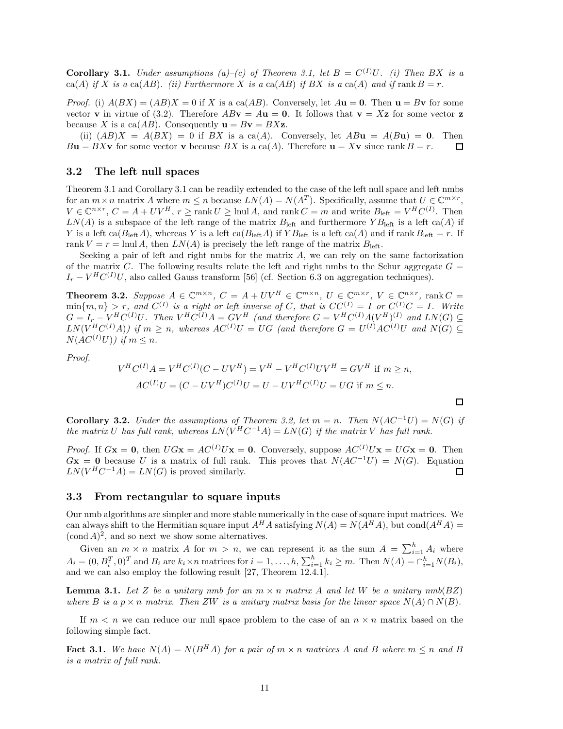**Corollary 3.1.** *Under assumptions (a)–(c) of Theorem 3.1, let $B = C^{(I)}U$. (i) Then $BX$ is a* ca$(A)$ *if $X$ is a* ca$(AB)$*. (ii) Furthermore $X$ is a* ca$(AB)$ *if $BX$ is a* ca$(A)$ *and if* $\operatorname{rank} B = r$*.*

*Proof.* (i) $A(BX) = (AB)X = 0$ if $X$ is a ca$(AB)$. Conversely, let $A\mathbf{u} = \mathbf{0}$. Then $\mathbf{u} = B\mathbf{v}$ for some vector $\mathbf{v}$ in virtue of (3.2). Therefore $AB\mathbf{v} = A\mathbf{u} = \mathbf{0}$. It follows that $\mathbf{v} = X\mathbf{z}$ for some vector $\mathbf{z}$ because $X$ is a ca$(AB)$. Consequently $\mathbf{u} = B\mathbf{v} = BX\mathbf{z}$.

(ii) $(AB)X = A(BX) = 0$ if $BX$ is a ca$(A)$. Conversely, let $AB\mathbf{u} = A(B\mathbf{u}) = \mathbf{0}$. Then $B\mathbf{u} = BX\mathbf{v}$ for some vector $\mathbf{v}$ because $BX$ is a ca$(A)$. Therefore $\mathbf{u} = X\mathbf{v}$ since $\operatorname{rank} B = r$. □

### 3.2 The left null spaces

Theorem 3.1 and Corollary 3.1 can be readily extended to the case of the left null space and left nmbs for an $m \times n$ matrix $A$ where $m \le n$ because $LN(A) = N(A^T)$. Specifically, assume that $U \in \mathbb{C}^{m\times r}$, $V \in \mathbb{C}^{n\times r}$, $C = A + UV^H$, $r \ge \operatorname{rank} U \ge \operatorname{lnul} A$, and $\operatorname{rank} C = m$ and write $B_{\text{left}} = V^H C^{(I)}$. Then $LN(A)$ is a subspace of the left range of the matrix $B_{\text{left}}$ and furthermore $YB_{\text{left}}$ is a left ca$(A)$ if $Y$ is a left ca$(B_{\text{left}}A)$, whereas $Y$ is a left ca$(B_{\text{left}}A)$ if $YB_{\text{left}}$ is a left ca$(A)$ and if $\operatorname{rank} B_{\text{left}} = r$. If $\operatorname{rank} V = r = \operatorname{lnul} A$, then $LN(A)$ is precisely the left range of the matrix $B_{\text{left}}$.

Seeking a pair of left and right nmbs for the matrix $A$, we can rely on the same factorization of the matrix $C$. The following results relate the left and right nmbs to the Schur aggregate $G = I_r - V^H C^{(I)} U$, also called Gauss transform [56] (cf. Section 6.3 on aggregation techniques).

**Theorem 3.2.** *Suppose $A \in \mathbb{C}^{m\times n}$, $C = A + UV^H \in \mathbb{C}^{m\times n}$, $U \in \mathbb{C}^{m\times r}$, $V \in \mathbb{C}^{n\times r}$, $\operatorname{rank} C = \min\{m,n\} > r$, and $C^{(I)}$ is a right or left inverse of $C$, that is $CC^{(I)} = I$ or $C^{(I)}C = I$. Write $G = I_r - V^H C^{(I)} U$. Then $V^H C^{(I)} A = GV^H$ (and therefore $G = V^H C^{(I)} A (V^H)^{(I)}$ and $LN(G) \subseteq LN(V^H C^{(I)} A)$) if $m \ge n$, whereas $AC^{(I)}U = UG$ (and therefore $G = U^{(I)} A C^{(I)} U$ and $N(G) \subseteq N(AC^{(I)}U)$) if $m \le n$.*

*Proof.*

$$V^H C^{(I)} A = V^H C^{(I)} (C - UV^H) = V^H - V^H C^{(I)} U V^H = G V^H \text{ if } m \ge n,$$

$$AC^{(I)}U = (C - UV^H) C^{(I)} U = U - UV^H C^{(I)} U = UG \text{ if } m \le n.$$

□

**Corollary 3.2.** *Under the assumptions of Theorem 3.2, let $m = n$. Then $N(AC^{-1}U) = N(G)$ if the matrix $U$ has full rank, whereas $LN(V^H C^{-1} A) = LN(G)$ if the matrix $V$ has full rank.*

*Proof.* If $G\mathbf{x} = \mathbf{0}$, then $UG\mathbf{x} = AC^{(I)}U\mathbf{x} = \mathbf{0}$. Conversely, suppose $AC^{(I)}U\mathbf{x} = UG\mathbf{x} = \mathbf{0}$. Then $G\mathbf{x} = \mathbf{0}$ because $U$ is a matrix of full rank. This proves that $N(AC^{-1}U) = N(G)$. Equation $LN(V^H C^{-1} A) = LN(G)$ is proved similarly. □

### 3.3 From rectangular to square inputs

Our nmb algorithms are simpler and more stable numerically in the case of square input matrices. We can always shift to the Hermitian square input $A^H A$ satisfying $N(A) = N(A^H A)$, but $\operatorname{cond}(A^H A) = (\operatorname{cond} A)^2$, and so next we show some alternatives.

Given an $m \times n$ matrix $A$ for $m > n$, we can represent it as the sum $A = \sum_{i=1}^h A_i$ where $A_i = (0, B_i^T, 0)^T$ and $B_i$ are $k_i \times n$ matrices for $i = 1, \dots, h$, $\sum_{i=1}^h k_i \ge m$. Then $N(A) = \cap_{i=1}^h N(B_i)$, and we can also employ the following result [27, Theorem 12.4.1].

**Lemma 3.1.** *Let $Z$ be a unitary nmb for an $m \times n$ matrix $A$ and let $W$ be a unitary nmb$(BZ)$ where $B$ is a $p \times n$ matrix. Then $ZW$ is a unitary matrix basis for the linear space $N(A) \cap N(B)$.*

If $m < n$ we can reduce our null space problem to the case of an $n \times n$ matrix based on the following simple fact.

**Fact 3.1.** *We have $N(A) = N(B^H A)$ for a pair of $m \times n$ matrices $A$ and $B$ where $m \le n$ and $B$ is a matrix of full rank.*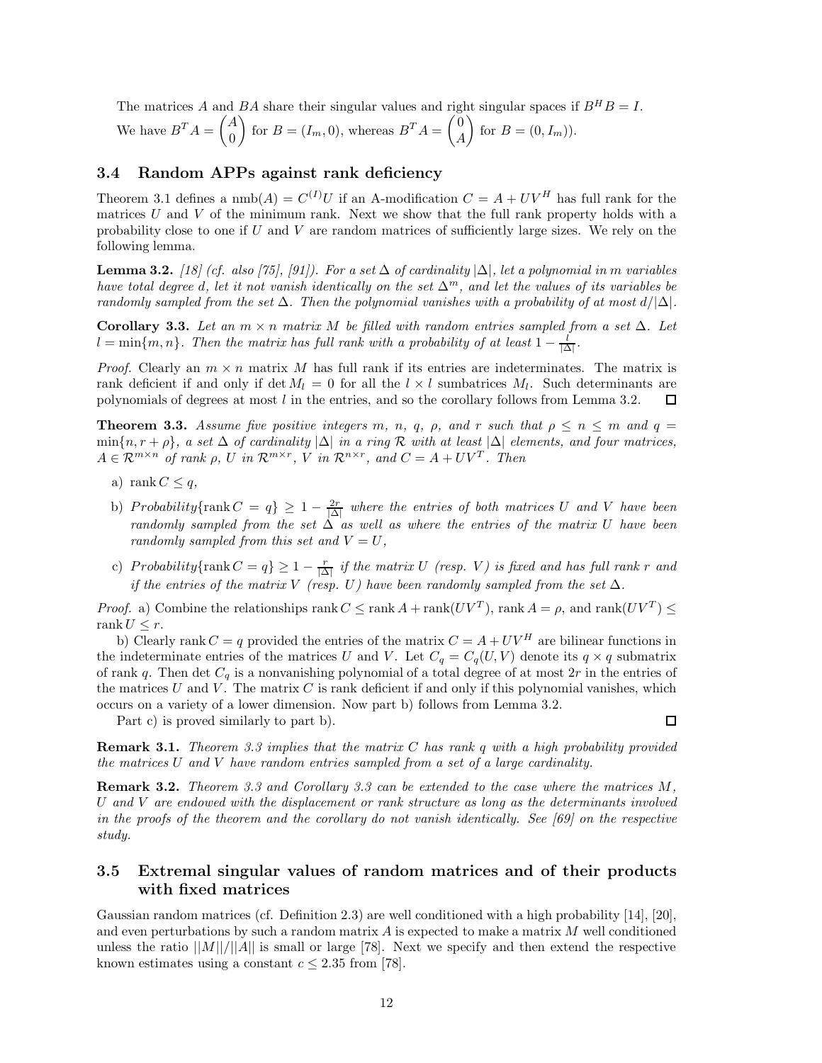The matrices $A$ and $BA$ share their singular values and right singular spaces if $B^H B = I$.

We have $B^T A = \begin{pmatrix} A \\ 0 \end{pmatrix}$ for $B = (I_m, 0)$, whereas $B^T A = \begin{pmatrix} 0 \\ A \end{pmatrix}$ for $B = (0, I_m)$).

### 3.4 Random APPs against rank deficiency

Theorem 3.1 defines a $\text{nmb}(A) = C^{(I)}U$ if an A-modification $C = A + UV^H$ has full rank for the matrices $U$ and $V$ of the minimum rank. Next we show that the full rank property holds with a probability close to one if $U$ and $V$ are random matrices of sufficiently large sizes. We rely on the following lemma.

**Lemma 3.2.** *[18] (cf. also [75], [91]). For a set $\Delta$ of cardinality $|\Delta|$, let a polynomial in $m$ variables have total degree $d$, let it not vanish identically on the set $\Delta^m$, and let the values of its variables be randomly sampled from the set $\Delta$. Then the polynomial vanishes with a probability of at most $d/|\Delta|$.*

**Corollary 3.3.** *Let an $m \times n$ matrix $M$ be filled with random entries sampled from a set $\Delta$. Let $l = \min\{m, n\}$. Then the matrix has full rank with a probability of at least $1 - \frac{l}{|\Delta|}$.*

*Proof.* Clearly an $m \times n$ matrix $M$ has full rank if its entries are indeterminates. The matrix is rank deficient if and only if $\det M_l = 0$ for all the $l \times l$ sumbatrices $M_l$. Such determinants are polynomials of degrees at most $l$ in the entries, and so the corollary follows from Lemma 3.2. $\square$

**Theorem 3.3.** *Assume five positive integers $m$, $n$, $q$, $\rho$, and $r$ such that $\rho \le n \le m$ and $q = \min\{n, r + \rho\}$, a set $\Delta$ of cardinality $|\Delta|$ in a ring $\mathcal{R}$ with at least $|\Delta|$ elements, and four matrices, $A \in \mathcal{R}^{m \times n}$ of rank $\rho$, $U$ in $\mathcal{R}^{m \times r}$, $V$ in $\mathcal{R}^{n \times r}$, and $C = A + UV^T$. Then*

a) *$\text{rank}\, C \le q$,*

b) *$Probability\{\text{rank}\, C = q\} \ge 1 - \frac{2r}{|\Delta|}$ where the entries of both matrices $U$ and $V$ have been randomly sampled from the set $\Delta$ as well as where the entries of the matrix $U$ have been randomly sampled from this set and $V = U$,*

c) *$Probability\{\text{rank}\, C = q\} \ge 1 - \frac{r}{|\Delta|}$ if the matrix $U$ (resp. $V$) is fixed and has full rank $r$ and if the entries of the matrix $V$ (resp. $U$) have been randomly sampled from the set $\Delta$.*

*Proof.* a) Combine the relationships $\text{rank}\, C \le \text{rank}\, A + \text{rank}(UV^T)$, $\text{rank}\, A = \rho$, and $\text{rank}(UV^T) \le \text{rank}\, U \le r$.

b) Clearly $\text{rank}\, C = q$ provided the entries of the matrix $C = A + UV^H$ are bilinear functions in the indeterminate entries of the matrices $U$ and $V$. Let $C_q = C_q(U, V)$ denote its $q \times q$ submatrix of rank $q$. Then $\det C_q$ is a nonvanishing polynomial of a total degree of at most $2r$ in the entries of the matrices $U$ and $V$. The matrix $C$ is rank deficient if and only if this polynomial vanishes, which occurs on a variety of a lower dimension. Now part b) follows from Lemma 3.2.

Part c) is proved similarly to part b). $\square$

**Remark 3.1.** *Theorem 3.3 implies that the matrix $C$ has rank $q$ with a high probability provided the matrices $U$ and $V$ have random entries sampled from a set of a large cardinality.*

**Remark 3.2.** *Theorem 3.3 and Corollary 3.3 can be extended to the case where the matrices $M$, $U$ and $V$ are endowed with the displacement or rank structure as long as the determinants involved in the proofs of the theorem and the corollary do not vanish identically. See [69] on the respective study.*

### 3.5 Extremal singular values of random matrices and of their products with fixed matrices

Gaussian random matrices (cf. Definition 2.3) are well conditioned with a high probability [14], [20], and even perturbations by such a random matrix $A$ is expected to make a matrix $M$ well conditioned unless the ratio $||M||/||A||$ is small or large [78]. Next we specify and then extend the respective known estimates using a constant $c \le 2.35$ from [78].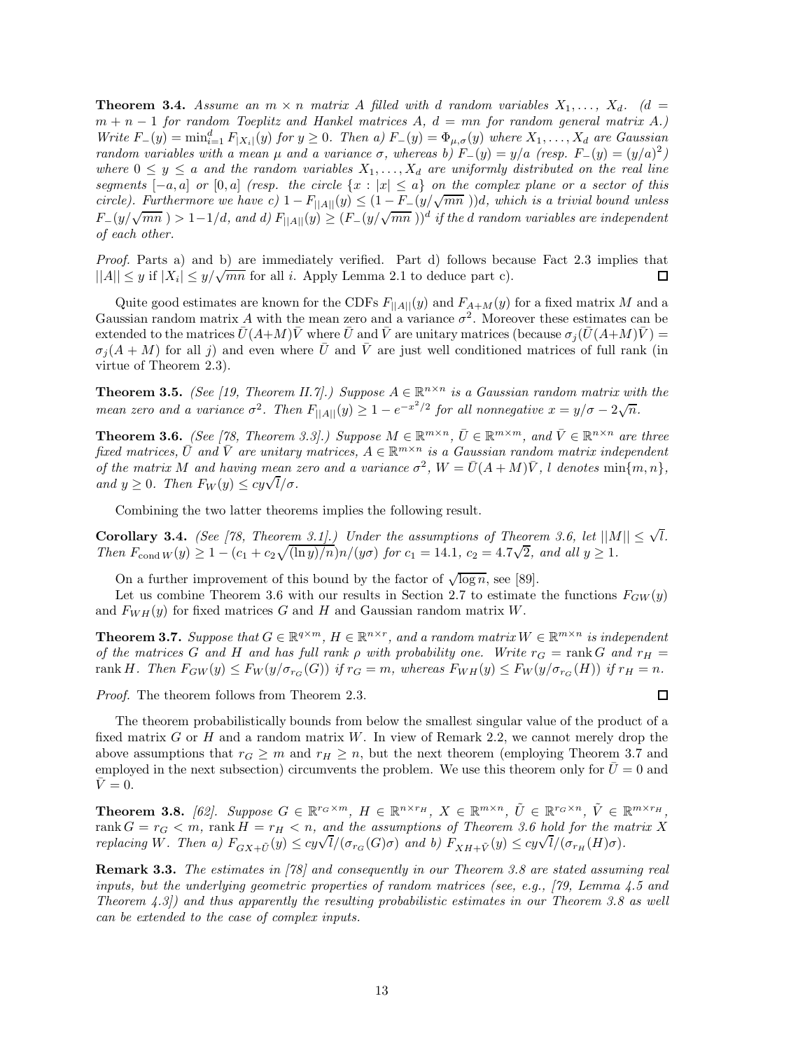**Theorem 3.4.** *Assume an $m \times n$ matrix $A$ filled with $d$ random variables $X_1, \ldots, X_d$. ($d = m + n - 1$ for random Toeplitz and Hankel matrices $A$, $d = mn$ for random general matrix $A$.) Write $F_-(y) = \min_{i=1}^d F_{|X_i|}(y)$ for $y \geq 0$. Then a) $F_-(y) = \Phi_{\mu,\sigma}(y)$ where $X_1, \ldots, X_d$ are Gaussian random variables with a mean $\mu$ and a variance $\sigma$, whereas b) $F_-(y) = y/a$ (resp. $F_-(y) = (y/a)^2$) where $0 \leq y \leq a$ and the random variables $X_1, \ldots, X_d$ are uniformly distributed on the real line segments $[-a, a]$ or $[0, a]$ (resp. the circle $\{x : |x| \leq a\}$ on the complex plane or a sector of this circle). Furthermore we have c) $1 - F_{||A||}(y) \leq (1 - F_-(y/\sqrt{mn}\,))d$, which is a trivial bound unless $F_-(y/\sqrt{mn}\,) > 1 - 1/d$, and d) $F_{||A||}(y) \geq (F_-(y/\sqrt{mn}\,))^d$ if the $d$ random variables are independent of each other.*

*Proof.* Parts a) and b) are immediately verified. Part d) follows because Fact 2.3 implies that $||A|| \leq y$ if $|X_i| \leq y/\sqrt{mn}$ for all $i$. Apply Lemma 2.1 to deduce part c). $\square$

Quite good estimates are known for the CDFs $F_{||A||}(y)$ and $F_{A+M}(y)$ for a fixed matrix $M$ and a Gaussian random matrix $A$ with the mean zero and a variance $\sigma^2$. Moreover these estimates can be extended to the matrices $\bar{U}(A+M)\bar{V}$ where $\bar{U}$ and $\bar{V}$ are unitary matrices (because $\sigma_j(\bar{U}(A+M)\bar{V}) = \sigma_j(A+M)$ for all $j$) and even where $\bar{U}$ and $\bar{V}$ are just well conditioned matrices of full rank (in virtue of Theorem 2.3).

**Theorem 3.5.** *(See [19, Theorem II.7].) Suppose $A \in \mathbb{R}^{n\times n}$ is a Gaussian random matrix with the mean zero and a variance $\sigma^2$. Then $F_{||A||}(y) \geq 1 - e^{-x^2/2}$ for all nonnegative $x = y/\sigma - 2\sqrt{n}$.*

**Theorem 3.6.** *(See [78, Theorem 3.3].) Suppose $M \in \mathbb{R}^{m\times n}$, $\bar{U} \in \mathbb{R}^{m\times m}$, and $\bar{V} \in \mathbb{R}^{n\times n}$ are three fixed matrices, $\bar{U}$ and $\bar{V}$ are unitary matrices, $A \in \mathbb{R}^{m\times n}$ is a Gaussian random matrix independent of the matrix $M$ and having mean zero and a variance $\sigma^2$, $W = \bar{U}(A + M)\bar{V}$, $l$ denotes $\min\{m, n\}$, and $y \geq 0$. Then $F_W(y) \leq cy\sqrt{l}/\sigma$.*

Combining the two latter theorems implies the following result.

**Corollary 3.4.** *(See [78, Theorem 3.1].) Under the assumptions of Theorem 3.6, let $||M|| \leq \sqrt{l}$. Then $F_{\operatorname{cond} W}(y) \geq 1 - (c_1 + c_2\sqrt{(\ln y)/n})n/(y\sigma)$ for $c_1 = 14.1$, $c_2 = 4.7\sqrt{2}$, and all $y \geq 1$.*

On a further improvement of this bound by the factor of $\sqrt{\log n}$, see [89].

Let us combine Theorem 3.6 with our results in Section 2.7 to estimate the functions $F_{GW}(y)$ and $F_{WH}(y)$ for fixed matrices $G$ and $H$ and Gaussian random matrix $W$.

**Theorem 3.7.** *Suppose that $G \in \mathbb{R}^{q\times m}$, $H \in \mathbb{R}^{n\times r}$, and a random matrix $W \in \mathbb{R}^{m\times n}$ is independent of the matrices $G$ and $H$ and has full rank $\rho$ with probability one. Write $r_G = \operatorname{rank} G$ and $r_H = \operatorname{rank} H$. Then $F_{GW}(y) \leq F_W(y/\sigma_{r_G}(G))$ if $r_G = m$, whereas $F_{WH}(y) \leq F_W(y/\sigma_{r_G}(H))$ if $r_H = n$.*

*Proof.* The theorem follows from Theorem 2.3. $\square$

The theorem probabilistically bounds from below the smallest singular value of the product of a fixed matrix $G$ or $H$ and a random matrix $W$. In view of Remark 2.2, we cannot merely drop the above assumptions that $r_G \geq m$ and $r_H \geq n$, but the next theorem (employing Theorem 3.7 and employed in the next subsection) circumvents the problem. We use this theorem only for $\bar{U} = 0$ and $\bar{V} = 0$.

**Theorem 3.8.** *[62]. Suppose $G \in \mathbb{R}^{r_G\times m}$, $H \in \mathbb{R}^{n\times r_H}$, $X \in \mathbb{R}^{m\times n}$, $\tilde{U} \in \mathbb{R}^{r_G\times n}$, $\tilde{V} \in \mathbb{R}^{m\times r_H}$, $\operatorname{rank} G = r_G < m$, $\operatorname{rank} H = r_H < n$, and the assumptions of Theorem 3.6 hold for the matrix $X$ replacing $W$. Then a) $F_{GX+\tilde{U}}(y) \leq cy\sqrt{l}/(\sigma_{r_G}(G)\sigma)$ and b) $F_{XH+\tilde{V}}(y) \leq cy\sqrt{l}/(\sigma_{r_H}(H)\sigma)$.*

**Remark 3.3.** *The estimates in [78] and consequently in our Theorem 3.8 are stated assuming real inputs, but the underlying geometric properties of random matrices (see, e.g., [79, Lemma 4.5 and Theorem 4.3]) and thus apparently the resulting probabilistic estimates in our Theorem 3.8 as well can be extended to the case of complex inputs.*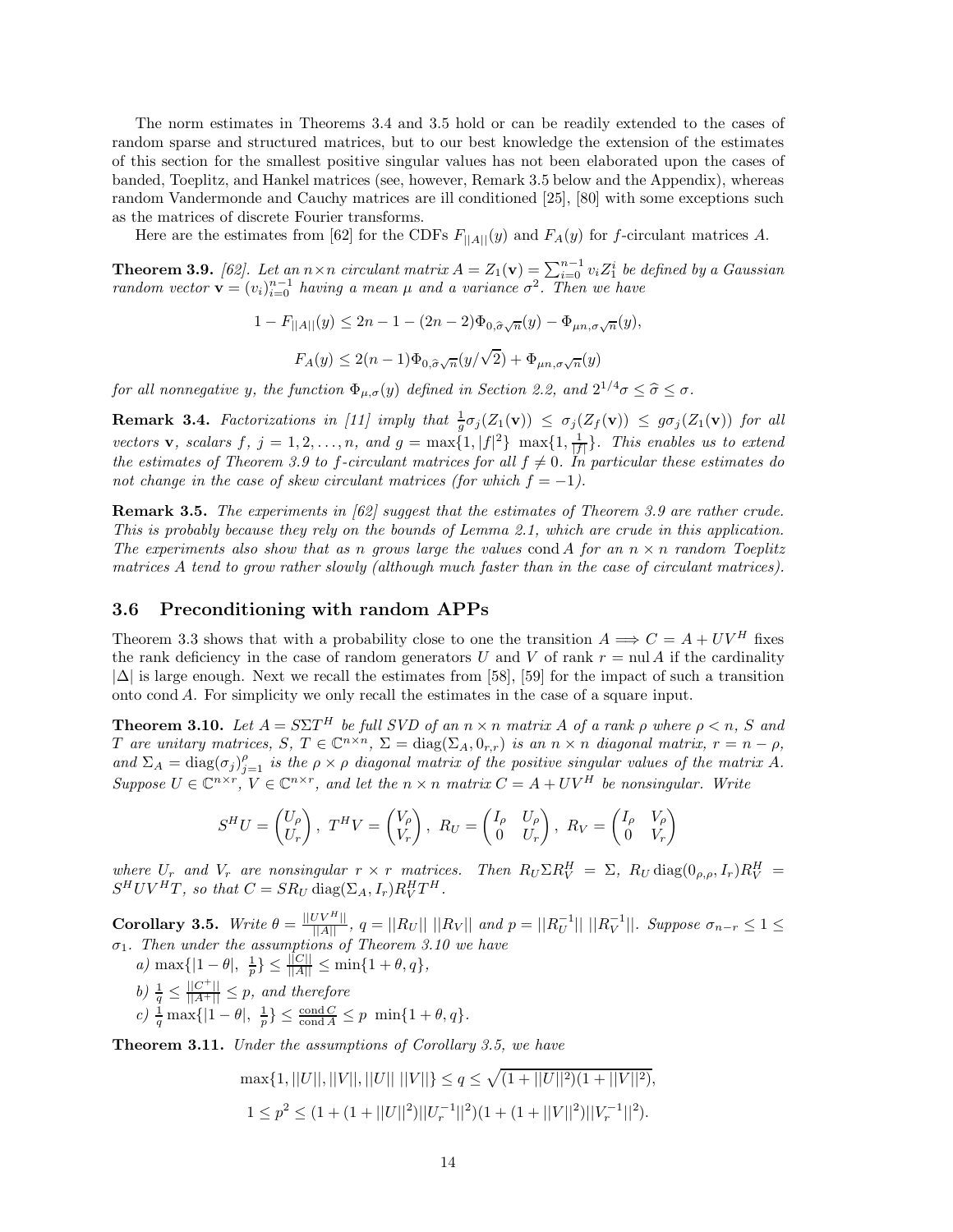The norm estimates in Theorems 3.4 and 3.5 hold or can be readily extended to the cases of random sparse and structured matrices, but to our best knowledge the extension of the estimates of this section for the smallest positive singular values has not been elaborated upon the cases of banded, Toeplitz, and Hankel matrices (see, however, Remark 3.5 below and the Appendix), whereas random Vandermonde and Cauchy matrices are ill conditioned [25], [80] with some exceptions such as the matrices of discrete Fourier transforms.

Here are the estimates from [62] for the CDFs $F_{||A||}(y)$ and $F_A(y)$ for $f$-circulant matrices $A$.

**Theorem 3.9.** *[62]. Let an $n \times n$ circulant matrix $A = Z_1(\mathbf{v}) = \sum_{i=0}^{n-1} v_i Z_1^i$ be defined by a Gaussian random vector $\mathbf{v} = (v_i)_{i=0}^{n-1}$ having a mean $\mu$ and a variance $\sigma^2$. Then we have*

$$1 - F_{||A||}(y) \leq 2n - 1 - (2n-2)\Phi_{0,\widehat{\sigma}\sqrt{n}}(y) - \Phi_{\mu n,\sigma\sqrt{n}}(y),$$

$$F_A(y) \leq 2(n-1)\Phi_{0,\widehat{\sigma}\sqrt{n}}(y/\sqrt{2}) + \Phi_{\mu n,\sigma\sqrt{n}}(y)$$

*for all nonnegative $y$, the function $\Phi_{\mu,\sigma}(y)$ defined in Section 2.2, and $2^{1/4}\sigma \leq \widehat{\sigma} \leq \sigma$.*

**Remark 3.4.** *Factorizations in [11] imply that $\frac{1}{g}\sigma_j(Z_1(\mathbf{v})) \leq \sigma_j(Z_f(\mathbf{v})) \leq g\sigma_j(Z_1(\mathbf{v}))$ for all vectors $\mathbf{v}$, scalars $f$, $j = 1, 2, \ldots, n$, and $g = \max\{1, |f|^2\} \max\{1, \frac{1}{|f|}\}$. This enables us to extend the estimates of Theorem 3.9 to $f$-circulant matrices for all $f \neq 0$. In particular these estimates do not change in the case of skew circulant matrices (for which $f = -1$).*

**Remark 3.5.** *The experiments in [62] suggest that the estimates of Theorem 3.9 are rather crude. This is probably because they rely on the bounds of Lemma 2.1, which are crude in this application. The experiments also show that as $n$ grows large the values $\operatorname{cond} A$ for an $n \times n$ random Toeplitz matrices $A$ tend to grow rather slowly (although much faster than in the case of circulant matrices).*

### 3.6 Preconditioning with random APPs

Theorem 3.3 shows that with a probability close to one the transition $A \Longrightarrow C = A + UV^H$ fixes the rank deficiency in the case of random generators $U$ and $V$ of rank $r = \operatorname{nul} A$ if the cardinality $|\Delta|$ is large enough. Next we recall the estimates [58], [59] for the impact of such a transition onto $\operatorname{cond} A$. For simplicity we only recall the estimates in the case of a square input.

**Theorem 3.10.** *Let $A = S\Sigma T^H$ be full SVD of an $n \times n$ matrix $A$ of a rank $\rho$ where $\rho < n$, $S$ and $T$ are unitary matrices, $S$, $T \in \mathbb{C}^{n\times n}$, $\Sigma = \operatorname{diag}(\Sigma_A, 0_{r,r})$ is an $n \times n$ diagonal matrix, $r = n - \rho$, and $\Sigma_A = \operatorname{diag}(\sigma_j)_{j=1}^{\rho}$ is the $\rho \times \rho$ diagonal matrix of the positive singular values of the matrix $A$. Suppose $U \in \mathbb{C}^{n\times r}$, $V \in \mathbb{C}^{n\times r}$, and let the $n \times n$ matrix $C = A + UV^H$ be nonsingular. Write*

$$S^H U = \begin{pmatrix} U_\rho \\ U_r \end{pmatrix},\ T^H V = \begin{pmatrix} V_\rho \\ V_r \end{pmatrix},\ R_U = \begin{pmatrix} I_\rho & U_\rho \\ 0 & U_r \end{pmatrix},\ R_V = \begin{pmatrix} I_\rho & V_\rho \\ 0 & V_r \end{pmatrix}$$

*where $U_r$ and $V_r$ are nonsingular $r \times r$ matrices. Then $R_U \Sigma R_V^H = \Sigma$, $R_U \operatorname{diag}(0_{\rho,\rho}, I_r) R_V^H = S^H UV^H T$, so that $C = SR_U \operatorname{diag}(\Sigma_A, I_r) R_V^H T^H$.*

**Corollary 3.5.** *Write $\theta = \frac{||UV^H||}{||A||}$, $q = ||R_U||\ ||R_V||$ and $p = ||R_U^{-1}||\ ||R_V^{-1}||$. Suppose $\sigma_{n-r} \leq 1 \leq \sigma_1$. Then under the assumptions of Theorem 3.10 we have*

*a)* $\max\{|1-\theta|,\ \frac{1}{p}\} \leq \frac{||C||}{||A||} \leq \min\{1+\theta, q\}$,

*b)* $\frac{1}{q} \leq \frac{||C^+||}{||A^+||} \leq p$, *and therefore*

*c)* $\frac{1}{q}\max\{|1-\theta|,\ \frac{1}{p}\} \leq \frac{\operatorname{cond} C}{\operatorname{cond} A} \leq p\ \min\{1+\theta, q\}$.

**Theorem 3.11.** *Under the assumptions of Corollary 3.5, we have*

$$\max\{1, ||U||, ||V||, ||U||\ ||V||\} \leq q \leq \sqrt{(1+||U||^2)(1+||V||^2)},$$

$$1 \leq p^2 \leq (1 + (1+||U||^2)||U_r^{-1}||^2)(1 + (1+||V||^2)||V_r^{-1}||^2).$$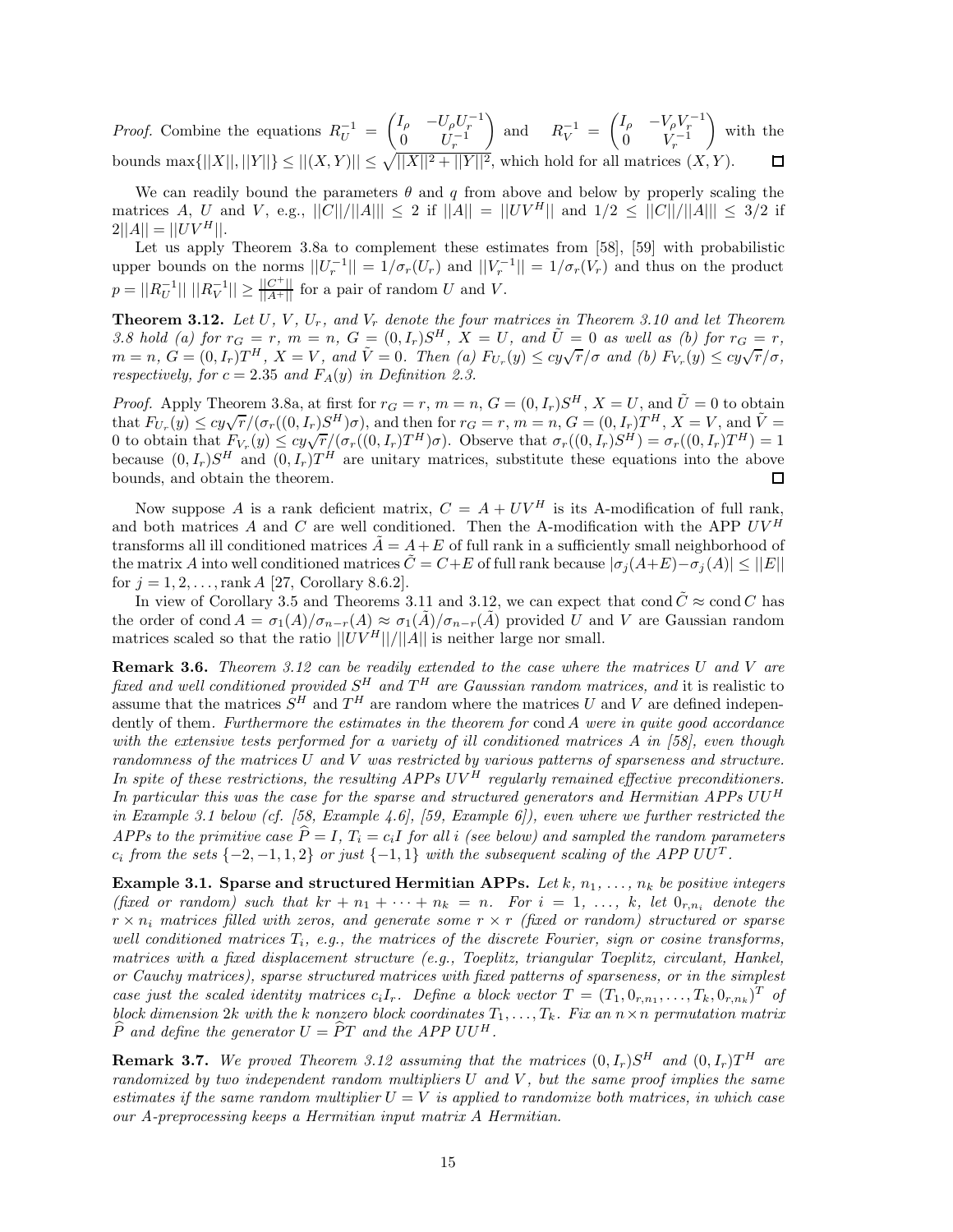*Proof.* Combine the equations $R_U^{-1} = \begin{pmatrix} I_\rho & -U_\rho U_r^{-1} \\ 0 & U_r^{-1} \end{pmatrix}$ and $R_V^{-1} = \begin{pmatrix} I_\rho & -V_\rho V_r^{-1} \\ 0 & V_r^{-1} \end{pmatrix}$ with the bounds $\max\{||X||, ||Y||\} \le ||(X,Y)|| \le \sqrt{||X||^2 + ||Y||^2}$, which hold for all matrices $(X,Y)$. □

We can readily bound the parameters $\theta$ and $q$ from above and below by properly scaling the matrices $A$, $U$ and $V$, e.g., $||C||/||A||| \le 2$ if $||A|| = ||UV^H||$ and $1/2 \le ||C||/||A||| \le 3/2$ if $2||A|| = ||UV^H||$.

Let us apply Theorem 3.8a to complement these estimates from [58], [59] with probabilistic upper bounds on the norms $||U_r^{-1}|| = 1/\sigma_r(U_r)$ and $||V_r^{-1}|| = 1/\sigma_r(V_r)$ and thus on the product $p = ||R_U^{-1}||\ ||R_V^{-1}|| \ge \frac{||C^+||}{||A^+||}$ for a pair of random $U$ and $V$.

**Theorem 3.12.** *Let $U$, $V$, $U_r$, and $V_r$ denote the four matrices in Theorem 3.10 and let Theorem 3.8 hold (a) for $r_G = r$, $m = n$, $G = (0, I_r)S^H$, $X = U$, and $\tilde{U} = 0$ as well as (b) for $r_G = r$, $m = n$, $G = (0, I_r)T^H$, $X = V$, and $\tilde{V} = 0$. Then (a) $F_{U_r}(y) \le cy\sqrt{r}/\sigma$ and (b) $F_{V_r}(y) \le cy\sqrt{r}/\sigma$, respectively, for $c = 2.35$ and $F_A(y)$ in Definition 2.3.*

*Proof.* Apply Theorem 3.8a, at first for $r_G = r$, $m = n$, $G = (0, I_r)S^H$, $X = U$, and $\tilde{U} = 0$ to obtain that $F_{U_r}(y) \le cy\sqrt{r}/(\sigma_r((0, I_r)S^H)\sigma)$, and then for $r_G = r$, $m = n$, $G = (0, I_r)T^H$, $X = V$, and $\tilde{V} = 0$ to obtain that $F_{V_r}(y) \le cy\sqrt{r}/(\sigma_r((0, I_r)T^H)\sigma)$. Observe that $\sigma_r((0, I_r)S^H) = \sigma_r((0, I_r)T^H) = 1$ because $(0, I_r)S^H$ and $(0, I_r)T^H$ are unitary matrices, substitute these equations into the above bounds, and obtain the theorem. □

Now suppose $A$ is a rank deficient matrix, $C = A + UV^H$ is its A-modification of full rank, and both matrices $A$ and $C$ are well conditioned. Then the A-modification with the APP $UV^H$ transforms all ill conditioned matrices $\tilde{A} = A + E$ of full rank in a sufficiently small neighborhood of the matrix $A$ into well conditioned matrices $\tilde{C} = C + E$ of full rank because $|\sigma_j(A+E) - \sigma_j(A)| \le ||E||$ for $j = 1, 2, \ldots, \operatorname{rank} A$ [27, Corollary 8.6.2].

In view of Corollary 3.5 and Theorems 3.11 and 3.12, we can expect that $\operatorname{cond} \tilde{C} \approx \operatorname{cond} C$ has the order of $\operatorname{cond} A = \sigma_1(A)/\sigma_{n-r}(A) \approx \sigma_1(\tilde{A})/\sigma_{n-r}(\tilde{A})$ provided $U$ and $V$ are Gaussian random matrices scaled so that the ratio $||UV^H||/||A||$ is neither large nor small.

**Remark 3.6.** *Theorem 3.12 can be readily extended to the case where the matrices $U$ and $V$ are fixed and well conditioned provided $S^H$ and $T^H$ are Gaussian random matrices, and* it is realistic to assume that the matrices $S^H$ and $T^H$ are random where the matrices $U$ and $V$ are defined independently of them. *Furthermore the estimates in the theorem for $\operatorname{cond} A$ were in quite good accordance with the extensive tests performed for a variety of ill conditioned matrices $A$ in [58], even though randomness of the matrices $U$ and $V$ was restricted by various patterns of sparseness and structure. In spite of these restrictions, the resulting APPs $UV^H$ regularly remained effective preconditioners. In particular this was the case for the sparse and structured generators and Hermitian APPs $UU^H$ in Example 3.1 below (cf. [58, Example 4.6], [59, Example 6]), even where we further restricted the APPs to the primitive case $\widehat{P} = I$, $T_i = c_i I$ for all $i$ (see below) and sampled the random parameters $c_i$ from the sets $\{-2, -1, 1, 2\}$ or just $\{-1, 1\}$ with the subsequent scaling of the APP $UU^T$.*

**Example 3.1. Sparse and structured Hermitian APPs.** *Let $k$, $n_1$, …, $n_k$ be positive integers (fixed or random) such that $kr + n_1 + \cdots + n_k = n$. For $i = 1, \ldots, k$, let $0_{r,n_i}$ denote the $r \times n_i$ matrices filled with zeros, and generate some $r \times r$ (fixed or random) structured or sparse well conditioned matrices $T_i$, e.g., the matrices of the discrete Fourier, sign or cosine transforms, matrices with a fixed displacement structure (e.g., Toeplitz, triangular Toeplitz, circulant, Hankel, or Cauchy matrices), sparse structured matrices with fixed patterns of sparseness, or in the simplest case just the scaled identity matrices $c_i I_r$. Define a block vector $T = (T_1, 0_{r,n_1}, \ldots, T_k, 0_{r,n_k})^T$ of block dimension $2k$ with the $k$ nonzero block coordinates $T_1, \ldots, T_k$. Fix an $n \times n$ permutation matrix $\widehat{P}$ and define the generator $U = \widehat{P}T$ and the APP $UU^H$.*

**Remark 3.7.** *We proved Theorem 3.12 assuming that the matrices $(0, I_r)S^H$ and $(0, I_r)T^H$ are randomized by two independent random multipliers $U$ and $V$, but the same proof implies the same estimates if the same random multiplier $U = V$ is applied to randomize both matrices, in which case our A-preprocessing keeps a Hermitian input matrix $A$ Hermitian.*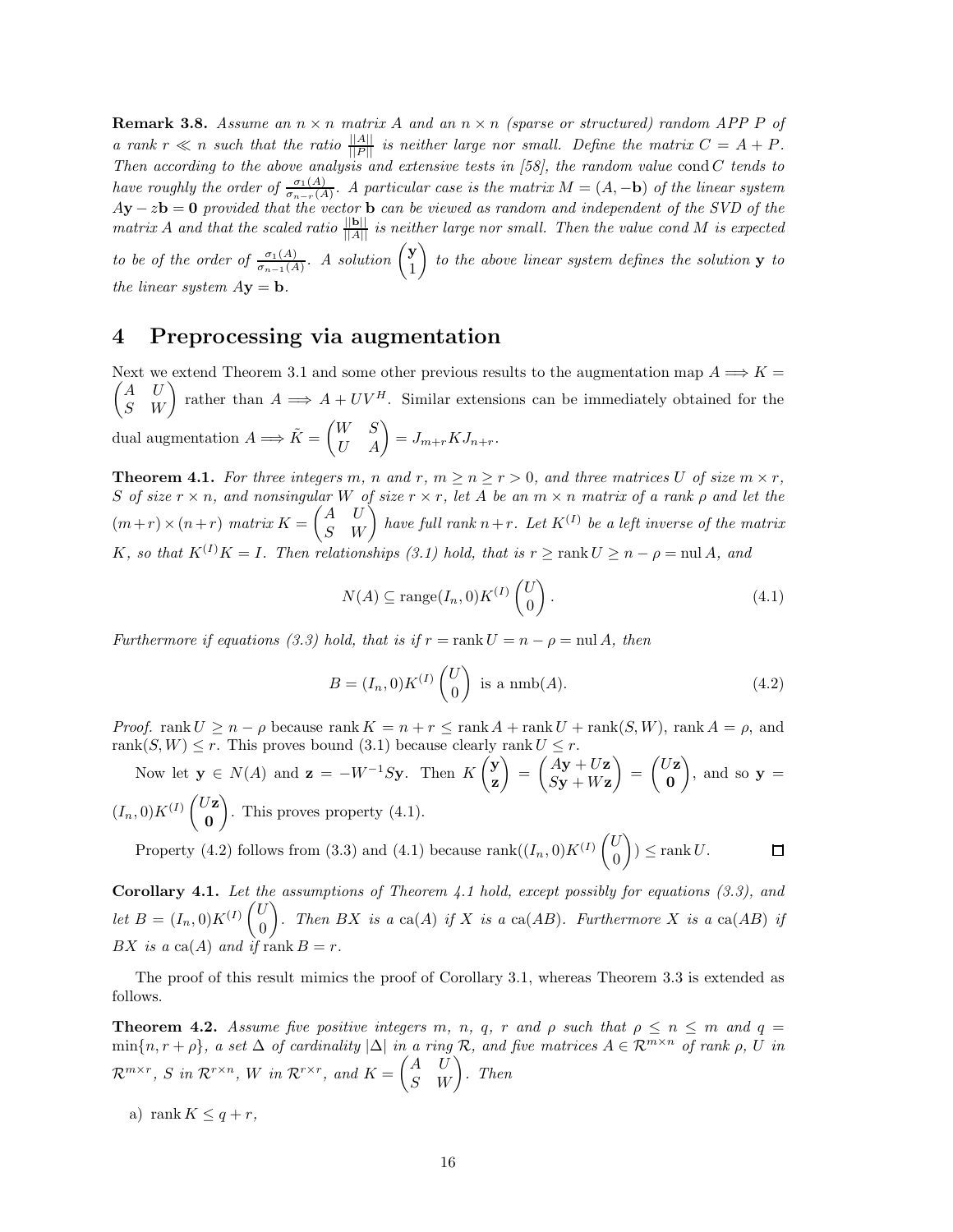**Remark 3.8.** *Assume an $n \times n$ matrix $A$ and an $n \times n$ (sparse or structured) random APP $P$ of a rank $r \ll n$ such that the ratio $\frac{||A||}{||P||}$ is neither large nor small. Define the matrix $C = A + P$. Then according to the above analysis and extensive tests in [58], the random value $\operatorname{cond} C$ tends to have roughly the order of $\frac{\sigma_1(A)}{\sigma_{n-r}(A)}$. A particular case is the matrix $M = (A, -\mathbf{b})$ of the linear system $A\mathbf{y} - z\mathbf{b} = \mathbf{0}$ provided that the vector $\mathbf{b}$ can be viewed as random and independent of the SVD of the matrix $A$ and that the scaled ratio $\frac{||\mathbf{b}||}{||A||}$ is neither large nor small. Then the value cond $M$ is expected to be of the order of $\frac{\sigma_1(A)}{\sigma_{n-1}(A)}$. A solution $\begin{pmatrix}\mathbf{y}\\ 1\end{pmatrix}$ to the above linear system defines the solution $\mathbf{y}$ to the linear system $A\mathbf{y} = \mathbf{b}$.*

# 4 Preprocessing via augmentation

Next we extend Theorem 3.1 and some other previous results to the augmentation map $A \Longrightarrow K = \begin{pmatrix} A & U \\ S & W \end{pmatrix}$ rather than $A \Longrightarrow A + UV^H$. Similar extensions can be immediately obtained for the dual augmentation $A \Longrightarrow \tilde{K} = \begin{pmatrix} W & S \\ U & A \end{pmatrix} = J_{m+r} K J_{n+r}$.

**Theorem 4.1.** *For three integers $m$, $n$ and $r$, $m \geq n \geq r > 0$, and three matrices $U$ of size $m \times r$, $S$ of size $r \times n$, and nonsingular $W$ of size $r \times r$, let $A$ be an $m \times n$ matrix of a rank $\rho$ and let the $(m+r) \times (n+r)$ matrix $K = \begin{pmatrix} A & U \\ S & W \end{pmatrix}$ have full rank $n+r$. Let $K^{(I)}$ be a left inverse of the matrix $K$, so that $K^{(I)}K = I$. Then relationships (3.1) hold, that is $r \geq \operatorname{rank} U \geq n - \rho = \operatorname{nul} A$, and*

$$N(A) \subseteq \operatorname{range}(I_n, 0) K^{(I)} \begin{pmatrix} U \\ 0 \end{pmatrix}. \tag{4.1}$$

*Furthermore if equations (3.3) hold, that is if $r = \operatorname{rank} U = n - \rho = \operatorname{nul} A$, then*

$$B = (I_n, 0) K^{(I)} \begin{pmatrix} U \\ 0 \end{pmatrix} \text{ is a nmb}(A). \tag{4.2}$$

*Proof.* $\operatorname{rank} U \geq n - \rho$ because $\operatorname{rank} K = n + r \leq \operatorname{rank} A + \operatorname{rank} U + \operatorname{rank}(S, W)$, $\operatorname{rank} A = \rho$, and $\operatorname{rank}(S, W) \leq r$. This proves bound (3.1) because clearly $\operatorname{rank} U \leq r$.

Now let $\mathbf{y} \in N(A)$ and $\mathbf{z} = -W^{-1} S \mathbf{y}$. Then $K \begin{pmatrix} \mathbf{y} \\ \mathbf{z} \end{pmatrix} = \begin{pmatrix} A\mathbf{y} + U\mathbf{z} \\ S\mathbf{y} + W\mathbf{z} \end{pmatrix} = \begin{pmatrix} U\mathbf{z} \\ \mathbf{0} \end{pmatrix}$, and so $\mathbf{y} = (I_n, 0) K^{(I)} \begin{pmatrix} U\mathbf{z} \\ \mathbf{0} \end{pmatrix}$. This proves property (4.1).

Property (4.2) follows from (3.3) and (4.1) because $\operatorname{rank}((I_n, 0) K^{(I)} \begin{pmatrix} U \\ 0 \end{pmatrix}) \leq \operatorname{rank} U$. $\square$

**Corollary 4.1.** *Let the assumptions of Theorem 4.1 hold, except possibly for equations (3.3), and let $B = (I_n, 0) K^{(I)} \begin{pmatrix} U \\ 0 \end{pmatrix}$. Then $BX$ is a ca$(A)$ if $X$ is a ca$(AB)$. Furthermore $X$ is a ca$(AB)$ if $BX$ is a ca$(A)$ and if $\operatorname{rank} B = r$.*

The proof of this result mimics the proof of Corollary 3.1, whereas Theorem 3.3 is extended as follows.

**Theorem 4.2.** *Assume five positive integers $m$, $n$, $q$, $r$ and $\rho$ such that $\rho \leq n \leq m$ and $q = \min\{n, r + \rho\}$, a set $\Delta$ of cardinality $|\Delta|$ in a ring $\mathcal{R}$, and five matrices $A \in \mathcal{R}^{m \times n}$ of rank $\rho$, $U$ in $\mathcal{R}^{m \times r}$, $S$ in $\mathcal{R}^{r \times n}$, $W$ in $\mathcal{R}^{r \times r}$, and $K = \begin{pmatrix} A & U \\ S & W \end{pmatrix}$. Then*

a) $\operatorname{rank} K \leq q + r$,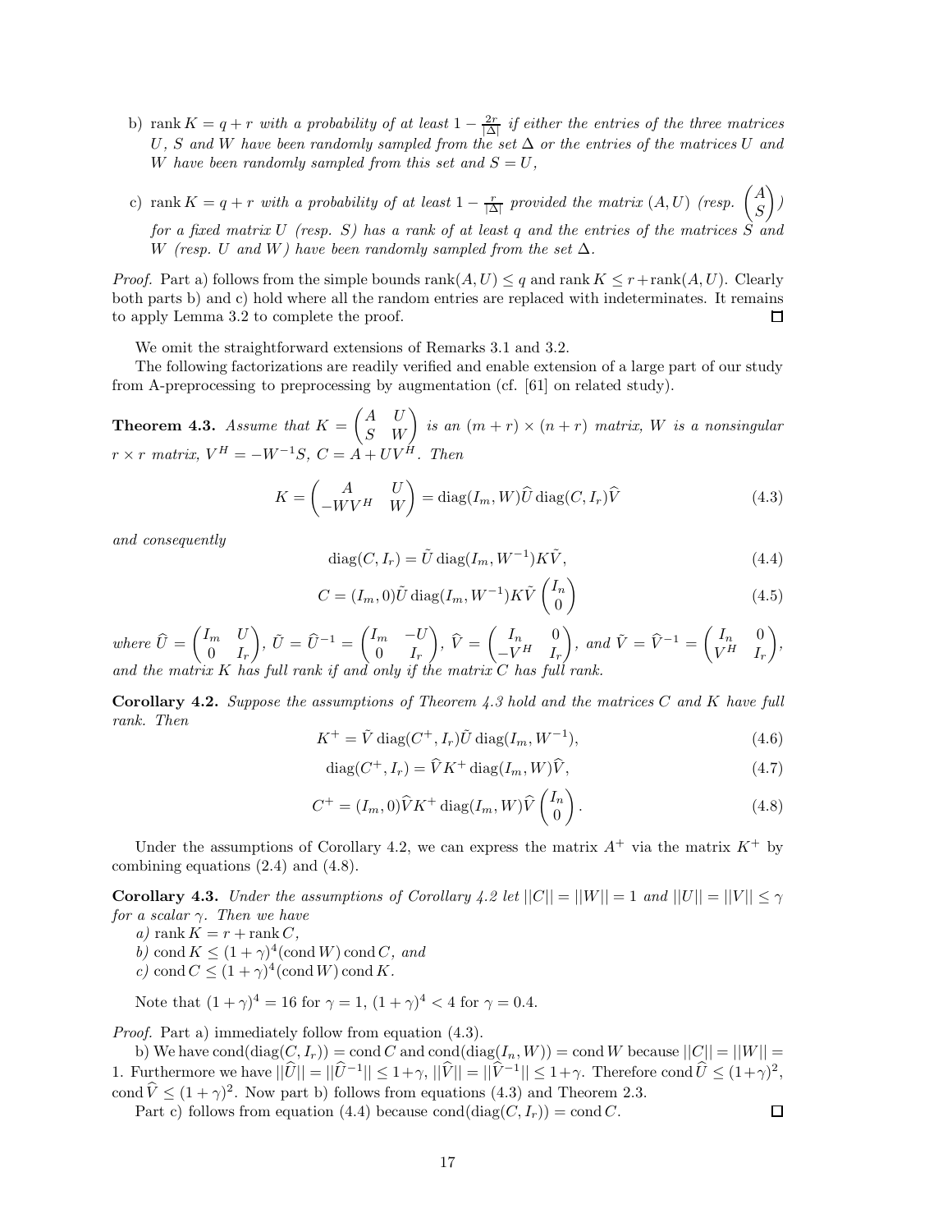b) $\operatorname{rank} K = q + r$ *with a probability of at least* $1 - \frac{2r}{|\Delta|}$ *if either the entries of the three matrices* $U$*,* $S$ *and* $W$ *have been randomly sampled from the set* $\Delta$ *or the entries of the matrices* $U$ *and* $W$ *have been randomly sampled from this set and* $S = U$*,*

c) $\operatorname{rank} K = q + r$ *with a probability of at least* $1 - \frac{r}{|\Delta|}$ *provided the matrix* $(A, U)$ *(resp.* $\begin{pmatrix} A \\ S \end{pmatrix}$*) for a fixed matrix* $U$ *(resp.* $S$*) has a rank of at least* $q$ *and the entries of the matrices* $S$ *and* $W$ *(resp.* $U$ *and* $W$*) have been randomly sampled from the set* $\Delta$*.*

*Proof.* Part a) follows from the simple bounds $\operatorname{rank}(A, U) \leq q$ and $\operatorname{rank} K \leq r + \operatorname{rank}(A, U)$. Clearly both parts b) and c) hold where all the random entries are replaced with indeterminates. It remains to apply Lemma 3.2 to complete the proof. $\square$

We omit the straightforward extensions of Remarks 3.1 and 3.2.

The following factorizations are readily verified and enable extension of a large part of our study from A-preprocessing to preprocessing by augmentation (cf. [61] on related study).

**Theorem 4.3.** *Assume that* $K = \begin{pmatrix} A & U \\ S & W \end{pmatrix}$ *is an* $(m + r) \times (n + r)$ *matrix,* $W$ *is a nonsingular* $r \times r$ *matrix,* $V^H = -W^{-1}S$*,* $C = A + UV^H$*. Then*

$$K = \begin{pmatrix} A & U \\ -WV^H & W \end{pmatrix} = \operatorname{diag}(I_m, W)\widehat{U} \operatorname{diag}(C, I_r)\widehat{V} \tag{4.3}$$

*and consequently*

$$\operatorname{diag}(C, I_r) = \tilde{U} \operatorname{diag}(I_m, W^{-1})K\tilde{V}, \tag{4.4}$$

$$C = (I_m, 0)\tilde{U} \operatorname{diag}(I_m, W^{-1})K\tilde{V} \begin{pmatrix} I_n \\ 0 \end{pmatrix} \tag{4.5}$$

*where* $\widehat{U} = \begin{pmatrix} I_m & U \\ 0 & I_r \end{pmatrix}$*,* $\tilde{U} = \widehat{U}^{-1} = \begin{pmatrix} I_m & -U \\ 0 & I_r \end{pmatrix}$*,* $\widehat{V} = \begin{pmatrix} I_n & 0 \\ -V^H & I_r \end{pmatrix}$*, and* $\tilde{V} = \widehat{V}^{-1} = \begin{pmatrix} I_n & 0 \\ V^H & I_r \end{pmatrix}$*, and the matrix* $K$ *has full rank if and only if the matrix* $C$ *has full rank.*

**Corollary 4.2.** *Suppose the assumptions of Theorem 4.3 hold and the matrices* $C$ *and* $K$ *have full rank. Then*

$$K^+ = \tilde{V} \operatorname{diag}(C^+, I_r)\tilde{U} \operatorname{diag}(I_m, W^{-1}), \tag{4.6}$$

$$\operatorname{diag}(C^+, I_r) = \widehat{V}K^+ \operatorname{diag}(I_m, W)\widehat{V}, \tag{4.7}$$

$$C^+ = (I_m, 0)\widehat{V}K^+ \operatorname{diag}(I_m, W)\widehat{V} \begin{pmatrix} I_n \\ 0 \end{pmatrix}. \tag{4.8}$$

Under the assumptions of Corollary 4.2, we can express the matrix $A^+$ via the matrix $K^+$ by combining equations (2.4) and (4.8).

**Corollary 4.3.** *Under the assumptions of Corollary 4.2 let* $||C|| = ||W|| = 1$ *and* $||U|| = ||V|| \leq \gamma$ *for a scalar* $\gamma$*. Then we have*

*a)* $\operatorname{rank} K = r + \operatorname{rank} C$*,*

*b)* $\operatorname{cond} K \leq (1 + \gamma)^4 (\operatorname{cond} W) \operatorname{cond} C$*, and*

*c)* $\operatorname{cond} C \leq (1 + \gamma)^4 (\operatorname{cond} W) \operatorname{cond} K$*.*

Note that $(1 + \gamma)^4 = 16$ for $\gamma = 1$, $(1 + \gamma)^4 < 4$ for $\gamma = 0.4$.

*Proof.* Part a) immediately follow from equation (4.3).

b) We have $\operatorname{cond}(\operatorname{diag}(C, I_r)) = \operatorname{cond} C$ and $\operatorname{cond}(\operatorname{diag}(I_n, W)) = \operatorname{cond} W$ because $||C|| = ||W|| = 1$. Furthermore we have $||\widehat{U}|| = ||\widehat{U}^{-1}|| \leq 1+\gamma$, $||\widehat{V}|| = ||\widehat{V}^{-1}|| \leq 1+\gamma$. Therefore $\operatorname{cond} \widehat{U} \leq (1+\gamma)^2$, $\operatorname{cond} \widehat{V} \leq (1 + \gamma)^2$. Now part b) follows from equations (4.3) and Theorem 2.3.

Part c) follows from equation (4.4) because $\operatorname{cond}(\operatorname{diag}(C, I_r)) = \operatorname{cond} C$. $\square$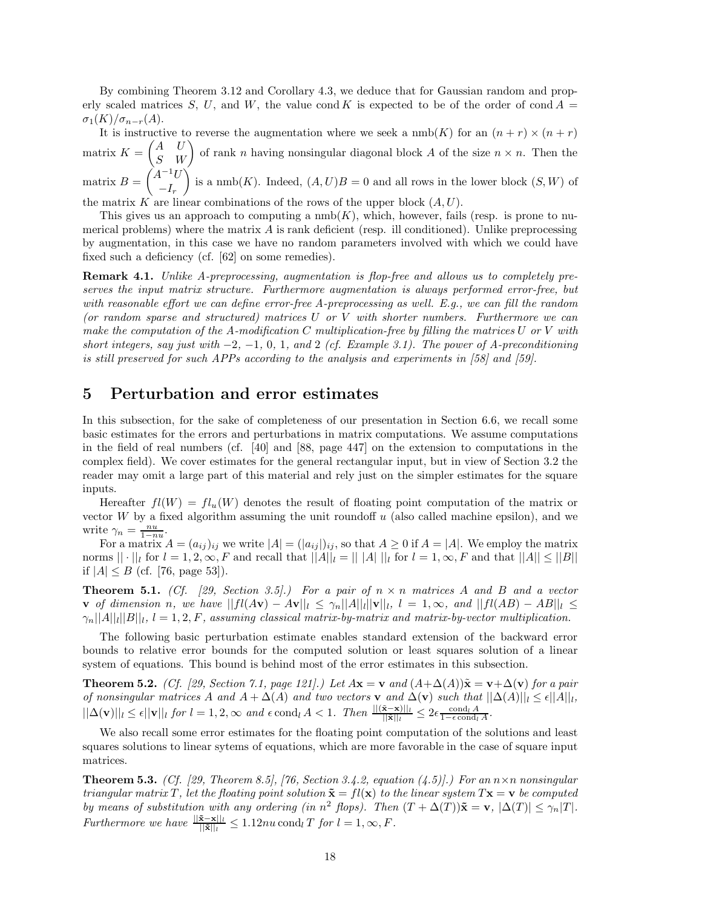By combining Theorem 3.12 and Corollary 4.3, we deduce that for Gaussian random and properly scaled matrices $S$, $U$, and $W$, the value $\operatorname{cond} K$ is expected to be of the order of $\operatorname{cond} A = \sigma_1(K)/\sigma_{n-r}(A)$.

It is instructive to reverse the augmentation where we seek a nmb($K$) for an $(n+r)\times(n+r)$ matrix $K = \begin{pmatrix} A & U \\ S & W \end{pmatrix}$ of rank $n$ having nonsingular diagonal block $A$ of the size $n \times n$. Then the matrix $B = \begin{pmatrix} A^{-1}U \\ -I_r \end{pmatrix}$ is a nmb($K$). Indeed, $(A, U)B = 0$ and all rows in the lower block $(S, W)$ of the matrix $K$ are linear combinations of the rows of the upper block $(A, U)$.

This gives us an approach to computing a nmb($K$), which, however, fails (resp. is prone to numerical problems) where the matrix $A$ is rank deficient (resp. ill conditioned). Unlike preprocessing by augmentation, in this case we have no random parameters involved with which we could have fixed such a deficiency (cf. [62] on some remedies).

**Remark 4.1.** *Unlike A-preprocessing, augmentation is flop-free and allows us to completely preserves the input matrix structure. Furthermore augmentation is always performed error-free, but with reasonable effort we can define error-free A-preprocessing as well. E.g., we can fill the random (or random sparse and structured) matrices $U$ or $V$ with shorter numbers. Furthermore we can make the computation of the A-modification $C$ multiplication-free by filling the matrices $U$ or $V$ with short integers, say just with $-2$, $-1$, $0$, $1$, and $2$ (cf. Example 3.1). The power of A-preconditioning is still preserved for such APPs according to the analysis and experiments in [58] and [59].*

## 5 Perturbation and error estimates

In this subsection, for the sake of completeness of our presentation in Section 6.6, we recall some basic estimates for the errors and perturbations in matrix computations. We assume computations in the field of real numbers (cf. [40] and [88, page 447] on the extension to computations in the complex field). We cover estimates for the general rectangular input, but in view of Section 3.2 the reader may omit a large part of this material and rely just on the simpler estimates for the square inputs.

Hereafter $fl(W) = fl_u(W)$ denotes the result of floating point computation of the matrix or vector $W$ by a fixed algorithm assuming the unit roundoff $u$ (also called machine epsilon), and we write $\gamma_n = \frac{nu}{1-nu}$.

For a matrix $A = (a_{ij})_{ij}$ we write $|A| = (|a_{ij}|)_{ij}$, so that $A \geq 0$ if $A = |A|$. We employ the matrix norms $||\cdot||_l$ for $l = 1, 2, \infty, F$ and recall that $||A||_l = ||\,|A|\,||_l$ for $l = 1, \infty, F$ and that $||A|| \leq ||B||$ if $|A| \leq B$ (cf. [76, page 53]).

**Theorem 5.1.** *(Cf. [29, Section 3.5].) For a pair of $n \times n$ matrices $A$ and $B$ and a vector $\mathbf{v}$ of dimension $n$, we have $||fl(A\mathbf{v}) - A\mathbf{v}||_l \leq \gamma_n||A||_l||\mathbf{v}||_l$, $l = 1, \infty$, and $||fl(AB) - AB||_l \leq \gamma_n||A||_l||B||_l$, $l = 1, 2, F$, assuming classical matrix-by-matrix and matrix-by-vector multiplication.*

The following basic perturbation estimate enables standard extension of the backward error bounds to relative error bounds for the computed solution or least squares solution of a linear system of equations. This bound is behind most of the error estimates in this subsection.

**Theorem 5.2.** *(Cf. [29, Section 7.1, page 121].) Let $A\mathbf{x} = \mathbf{v}$ and $(A+\Delta(A))\tilde{\mathbf{x}} = \mathbf{v}+\Delta(\mathbf{v})$ for a pair of nonsingular matrices $A$ and $A + \Delta(A)$ and two vectors $\mathbf{v}$ and $\Delta(\mathbf{v})$ such that $||\Delta(A)||_l \leq \epsilon||A||_l$, $||\Delta(\mathbf{v})||_l \leq \epsilon||\mathbf{v}||_l$ for $l = 1, 2, \infty$ and $\epsilon \operatorname{cond}_l A < 1$. Then $\frac{||(\tilde{\mathbf{x}}-\mathbf{x})||_l}{||\mathbf{x}||_l} \leq 2\epsilon \frac{\operatorname{cond}_l A}{1-\epsilon \operatorname{cond}_l A}$.*

We also recall some error estimates for the floating point computation of the solutions and least squares solutions to linear sytems of equations, which are more favorable in the case of square input matrices.

**Theorem 5.3.** *(Cf. [29, Theorem 8.5], [76, Section 3.4.2, equation (4.5)].) For an $n\times n$ nonsingular triangular matrix $T$, let the floating point solution $\tilde{\mathbf{x}} = fl(\mathbf{x})$ to the linear system $T\mathbf{x} = \mathbf{v}$ be computed by means of substitution with any ordering (in $n^2$ flops). Then $(T + \Delta(T))\tilde{\mathbf{x}} = \mathbf{v}$, $|\Delta(T)| \leq \gamma_n|T|$. Furthermore we have $\frac{||\tilde{\mathbf{x}}-\mathbf{x}||_l}{||\tilde{\mathbf{x}}||_l} \leq 1.12nu \operatorname{cond}_l T$ for $l = 1, \infty, F$.*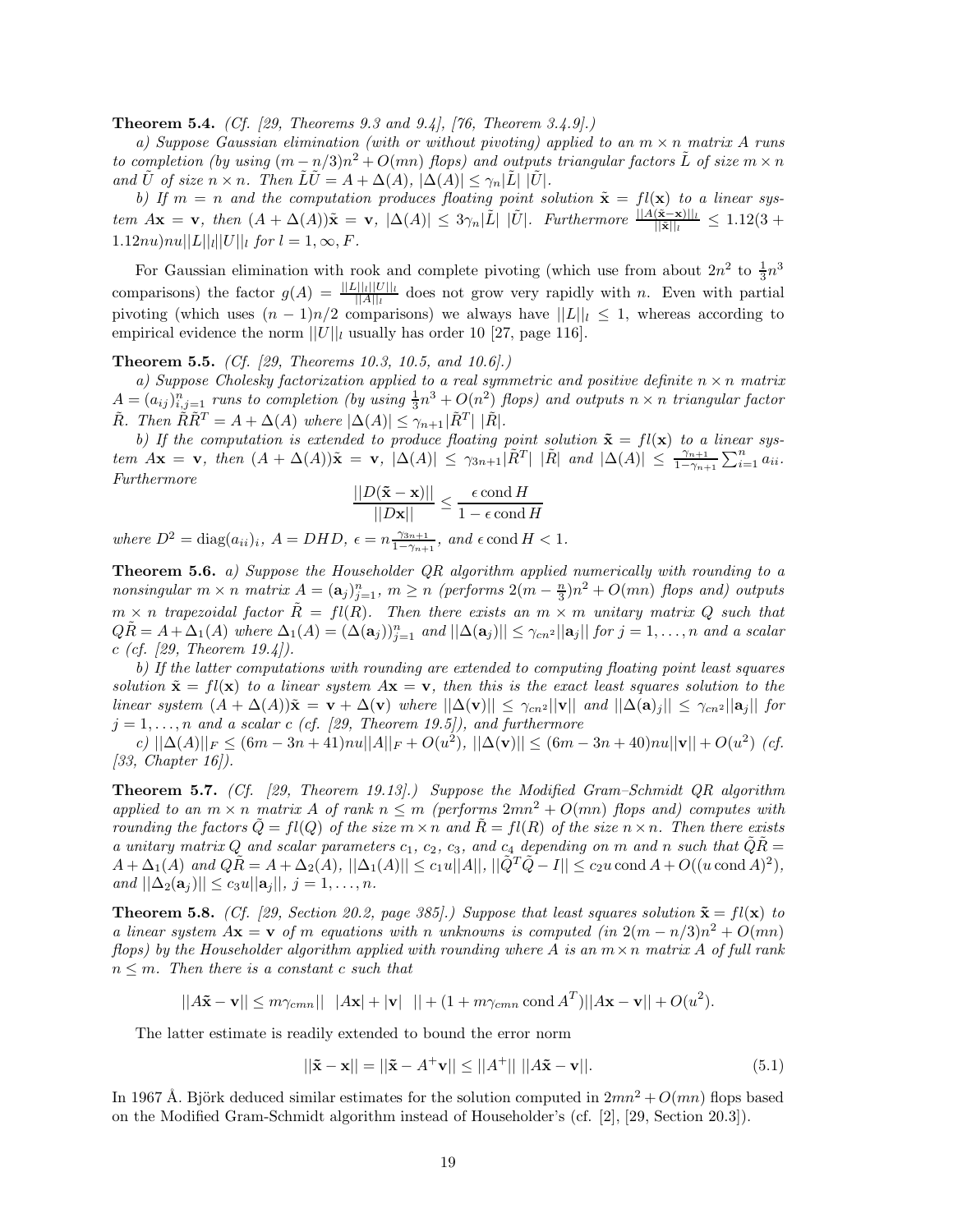**Theorem 5.4.** *(Cf. [29, Theorems 9.3 and 9.4], [76, Theorem 3.4.9].)*

*a) Suppose Gaussian elimination (with or without pivoting) applied to an $m \times n$ matrix $A$ runs to completion (by using $(m - n/3)n^2 + O(mn)$ flops) and outputs triangular factors $\tilde{L}$ of size $m \times n$ and $\tilde{U}$ of size $n \times n$. Then $\tilde{L}\tilde{U} = A + \Delta(A)$, $|\Delta(A)| \le \gamma_n |\tilde{L}|\ |\tilde{U}|$.*

*b) If $m = n$ and the computation produces floating point solution $\tilde{\mathbf{x}} = fl(\mathbf{x})$ to a linear system $A\mathbf{x} = \mathbf{v}$, then $(A + \Delta(A))\tilde{\mathbf{x}} = \mathbf{v}$, $|\Delta(A)| \le 3\gamma_n |\tilde{L}|\ |\tilde{U}|$. Furthermore $\frac{||A(\tilde{\mathbf{x}}-\mathbf{x})||_l}{||\tilde{\mathbf{x}}||_l} \le 1.12(3 + 1.12nu)nu||L||_l||U||_l$ for $l = 1, \infty, F$.*

For Gaussian elimination with rook and complete pivoting (which use from about $2n^2$ to $\frac{1}{3}n^3$ comparisons) the factor $g(A) = \frac{||L||_l||U||_l}{||A||_l}$ does not grow very rapidly with $n$. Even with partial pivoting (which uses $(n-1)n/2$ comparisons) we always have $||L||_l \le 1$, whereas according to empirical evidence the norm $||U||_l$ usually has order 10 [27, page 116].

**Theorem 5.5.** *(Cf. [29, Theorems 10.3, 10.5, and 10.6].)*

*a) Suppose Cholesky factorization applied to a real symmetric and positive definite $n \times n$ matrix $A = (a_{ij})_{i,j=1}^n$ runs to completion (by using $\frac{1}{3}n^3 + O(n^2)$ flops) and outputs $n \times n$ triangular factor $\tilde{R}$. Then $\tilde{R}\tilde{R}^T = A + \Delta(A)$ where $|\Delta(A)| \le \gamma_{n+1}|\tilde{R}^T|\ |\tilde{R}|$.*

*b) If the computation is extended to produce floating point solution $\tilde{\mathbf{x}} = fl(\mathbf{x})$ to a linear system $A\mathbf{x} = \mathbf{v}$, then $(A + \Delta(A))\tilde{\mathbf{x}} = \mathbf{v}$, $|\Delta(A)| \le \gamma_{3n+1}|\tilde{R}^T|\ |\tilde{R}|$ and $|\Delta(A)| \le \frac{\gamma_{n+1}}{1-\gamma_{n+1}}\sum_{i=1}^n a_{ii}$. Furthermore*

$$\frac{||D(\tilde{\mathbf{x}} - \mathbf{x})||}{||D\mathbf{x}||} \le \frac{\epsilon \operatorname{cond} H}{1 - \epsilon \operatorname{cond} H}$$

*where $D^2 = \operatorname{diag}(a_{ii})_i$, $A = DHD$, $\epsilon = n\frac{\gamma_{3n+1}}{1-\gamma_{n+1}}$, and $\epsilon \operatorname{cond} H < 1$.*

**Theorem 5.6.** *a) Suppose the Householder QR algorithm applied numerically with rounding to a nonsingular $m \times n$ matrix $A = (\mathbf{a}_j)_{j=1}^n$, $m \ge n$ (performs $2(m - \frac{n}{3})n^2 + O(mn)$ flops and) outputs $m \times n$ trapezoidal factor $\tilde{R} = fl(R)$. Then there exists an $m \times m$ unitary matrix $Q$ such that $Q\tilde{R} = A + \Delta_1(A)$ where $\Delta_1(A) = (\Delta(\mathbf{a}_j))_{j=1}^n$ and $||\Delta(\mathbf{a}_j)|| \le \gamma_{cn^2}||\mathbf{a}_j||$ for $j = 1, \dots, n$ and a scalar $c$ (cf. [29, Theorem 19.4]).*

*b) If the latter computations with rounding are extended to computing floating point least squares solution $\tilde{\mathbf{x}} = fl(\mathbf{x})$ to a linear system $A\mathbf{x} = \mathbf{v}$, then this is the exact least squares solution to the linear system $(A + \Delta(A))\tilde{\mathbf{x}} = \mathbf{v} + \Delta(\mathbf{v})$ where $||\Delta(\mathbf{v})|| \le \gamma_{cn^2}||\mathbf{v}||$ and $||\Delta(\mathbf{a})_j|| \le \gamma_{cn^2}||\mathbf{a}_j||$ for $j = 1, \dots, n$ and a scalar $c$ (cf. [29, Theorem 19.5]), and furthermore*

*c) $||\Delta(A)||_F \le (6m - 3n + 41)nu||A||_F + O(u^2)$, $||\Delta(\mathbf{v})|| \le (6m - 3n + 40)nu||\mathbf{v}|| + O(u^2)$ (cf. [33, Chapter 16]).*

**Theorem 5.7.** *(Cf. [29, Theorem 19.13].) Suppose the Modified Gram–Schmidt QR algorithm applied to an $m \times n$ matrix $A$ of rank $n \le m$ (performs $2mn^2 + O(mn)$ flops and) computes with rounding the factors $\tilde{Q} = fl(Q)$ of the size $m \times n$ and $\tilde{R} = fl(R)$ of the size $n \times n$. Then there exists a unitary matrix $Q$ and scalar parameters $c_1$, $c_2$, $c_3$, and $c_4$ depending on $m$ and $n$ such that $\tilde{Q}\tilde{R} = A + \Delta_1(A)$ and $Q\tilde{R} = A + \Delta_2(A)$, $||\Delta_1(A)|| \le c_1 u||A||$, $||\tilde{Q}^T\tilde{Q} - I|| \le c_2 u \operatorname{cond} A + O((u \operatorname{cond} A)^2)$, and $||\Delta_2(\mathbf{a}_j)|| \le c_3 u||\mathbf{a}_j||$, $j = 1, \dots, n$.*

**Theorem 5.8.** *(Cf. [29, Section 20.2, page 385].) Suppose that least squares solution $\tilde{\mathbf{x}} = fl(\mathbf{x})$ to a linear system $A\mathbf{x} = \mathbf{v}$ of $m$ equations with $n$ unknowns is computed (in $2(m - n/3)n^2 + O(mn)$ flops) by the Householder algorithm applied with rounding where $A$ is an $m \times n$ matrix $A$ of full rank $n \le m$. Then there is a constant $c$ such that*

$$||A\tilde{\mathbf{x}} - \mathbf{v}|| \le m\gamma_{cmn}||\ \ |A\mathbf{x}| + |\mathbf{v}|\ \ || + (1 + m\gamma_{cmn} \operatorname{cond} A^T)||A\mathbf{x} - \mathbf{v}|| + O(u^2).$$

The latter estimate is readily extended to bound the error norm

$$||\tilde{\mathbf{x}} - \mathbf{x}|| = ||\tilde{\mathbf{x}} - A^+\mathbf{v}|| \le ||A^+||\ ||A\tilde{\mathbf{x}} - \mathbf{v}||. \tag{5.1}$$

In 1967 Å. Björk deduced similar estimates for the solution computed in $2mn^2 + O(mn)$ flops based on the Modified Gram-Schmidt algorithm instead of Householder's (cf. [2], [29, Section 20.3]).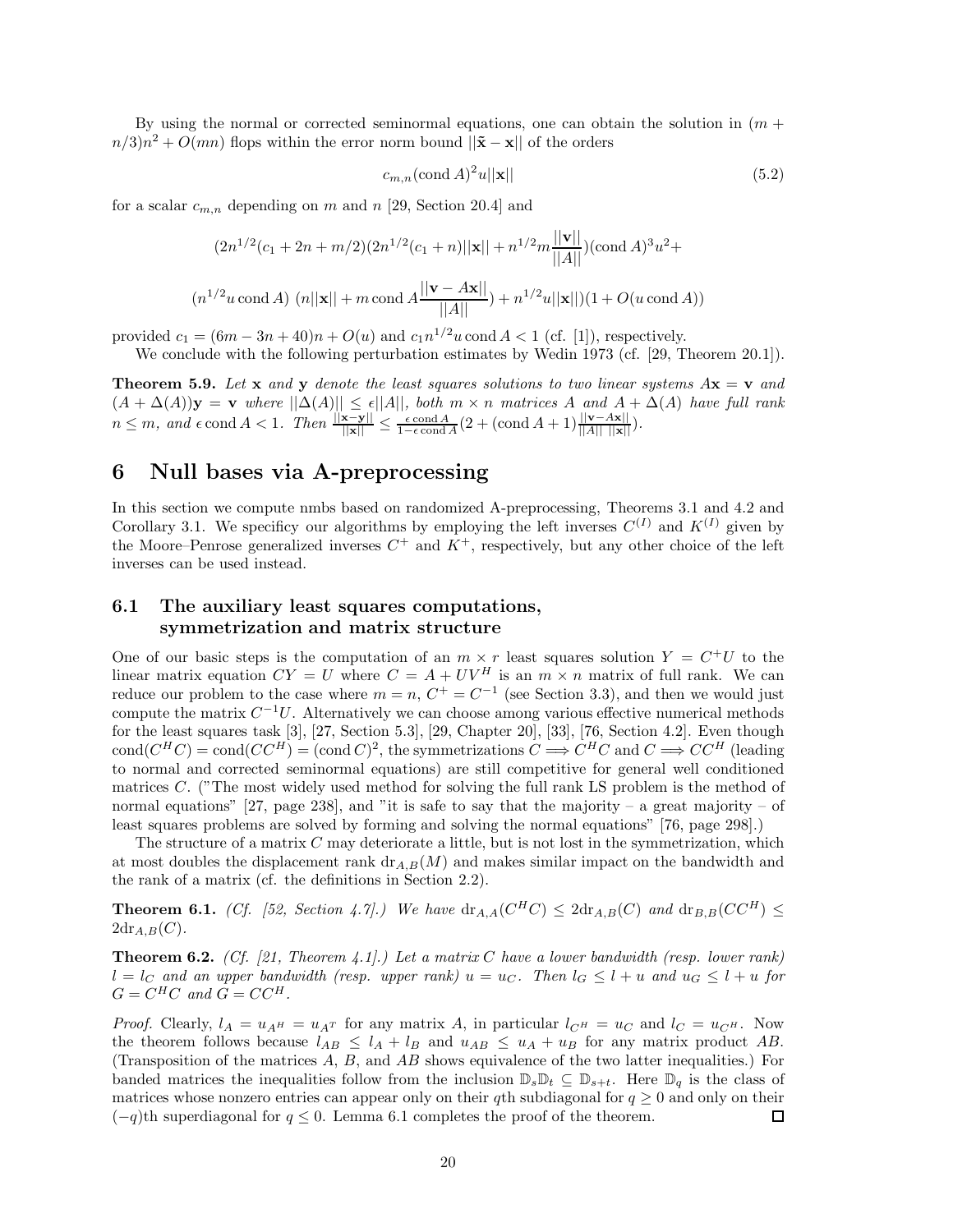By using the normal or corrected seminormal equations, one can obtain the solution in $(m + n/3)n^2 + O(mn)$ flops within the error norm bound $||\tilde{\mathbf{x}} - \mathbf{x}||$ of the orders

$$c_{m,n}(\text{cond } A)^2 u||\mathbf{x}|| \tag{5.2}$$

for a scalar $c_{m,n}$ depending on $m$ and $n$ [29, Section 20.4] and

$$(2n^{1/2}(c_1 + 2n + m/2)(2n^{1/2}(c_1 + n)||\mathbf{x}|| + n^{1/2}m\frac{||\mathbf{v}||}{||A||})(\text{cond } A)^3 u^2 +$$

$$(n^{1/2}u \,\text{cond } A)\ (n||\mathbf{x}|| + m \,\text{cond } A\frac{||\mathbf{v} - A\mathbf{x}||}{||A||}) + n^{1/2}u||\mathbf{x}||)(1 + O(u \,\text{cond } A))$$

provided $c_1 = (6m - 3n + 40)n + O(u)$ and $c_1 n^{1/2} u \,\text{cond } A < 1$ (cf. [1]), respectively.

We conclude with the following perturbation estimates by Wedin 1973 (cf. [29, Theorem 20.1]).

**Theorem 5.9.** *Let* $\mathbf{x}$ *and* $\mathbf{y}$ *denote the least squares solutions to two linear systems* $A\mathbf{x} = \mathbf{v}$ *and* $(A + \Delta(A))\mathbf{y} = \mathbf{v}$ *where* $||\Delta(A)|| \le \epsilon||A||$*, both* $m \times n$ *matrices* $A$ *and* $A + \Delta(A)$ *have full rank* $n \le m$*, and* $\epsilon \,\text{cond } A < 1$*. Then* $\frac{||\mathbf{x}-\mathbf{y}||}{||\mathbf{x}||} \le \frac{\epsilon \,\text{cond } A}{1-\epsilon \,\text{cond } A}(2 + (\text{cond } A + 1)\frac{||\mathbf{v}-A\mathbf{x}||}{||A||\ ||\mathbf{x}||})$.

# 6 Null bases via A-preprocessing

In this section we compute nmbs based on randomized A-preprocessing, Theorems 3.1 and 4.2 and Corollary 3.1. We specificy our algorithms by employing the left inverses $C^{(I)}$ and $K^{(I)}$ given by the Moore–Penrose generalized inverses $C^+$ and $K^+$, respectively, but any other choice of the left inverses can be used instead.

## 6.1 The auxiliary least squares computations, symmetrization and matrix structure

One of our basic steps is the computation of an $m \times r$ least squares solution $Y = C^+U$ to the linear matrix equation $CY = U$ where $C = A + UV^H$ is an $m \times n$ matrix of full rank. We can reduce our problem to the case where $m = n$, $C^+ = C^{-1}$ (see Section 3.3), and then we would just compute the matrix $C^{-1}U$. Alternatively we can choose among various effective numerical methods for the least squares task [3], [27, Section 5.3], [29, Chapter 20], [33], [76, Section 4.2]. Even though $\text{cond}(C^H C) = \text{cond}(CC^H) = (\text{cond } C)^2$, the symmetrizations $C \Longrightarrow C^H C$ and $C \Longrightarrow CC^H$ (leading to normal and corrected seminormal equations) are still competitive for general well conditioned matrices $C$. ("The most widely used method for solving the full rank LS problem is the method of normal equations" [27, page 238], and "it is safe to say that the majority – a great majority – of least squares problems are solved by forming and solving the normal equations" [76, page 298].)

The structure of a matrix $C$ may deteriorate a little, but is not lost in the symmetrization, which at most doubles the displacement rank $\text{dr}_{A,B}(M)$ and makes similar impact on the bandwidth and the rank of a matrix (cf. the definitions in Section 2.2).

**Theorem 6.1.** *(Cf. [52, Section 4.7].) We have* $\text{dr}_{A,A}(C^H C) \le 2\text{dr}_{A,B}(C)$ *and* $\text{dr}_{B,B}(CC^H) \le 2\text{dr}_{A,B}(C)$.

**Theorem 6.2.** *(Cf. [21, Theorem 4.1].) Let a matrix* $C$ *have a lower bandwidth (resp. lower rank)* $l = l_C$ *and an upper bandwidth (resp. upper rank)* $u = u_C$*. Then* $l_G \le l + u$ *and* $u_G \le l + u$ *for* $G = C^H C$ *and* $G = CC^H$.

*Proof.* Clearly, $l_A = u_{A^H} = u_{A^T}$ for any matrix $A$, in particular $l_{C^H} = u_C$ and $l_C = u_{C^H}$. Now the theorem follows because $l_{AB} \le l_A + l_B$ and $u_{AB} \le u_A + u_B$ for any matrix product $AB$. (Transposition of the matrices $A$, $B$, and $AB$ shows equivalence of the two latter inequalities.) For banded matrices the inequalities follow from the inclusion $\mathbb{D}_s\mathbb{D}_t \subseteq \mathbb{D}_{s+t}$. Here $\mathbb{D}_q$ is the class of matrices whose nonzero entries can appear only on their $q$th subdiagonal for $q \ge 0$ and only on their $(-q)$th superdiagonal for $q \le 0$. Lemma 6.1 completes the proof of the theorem. ☐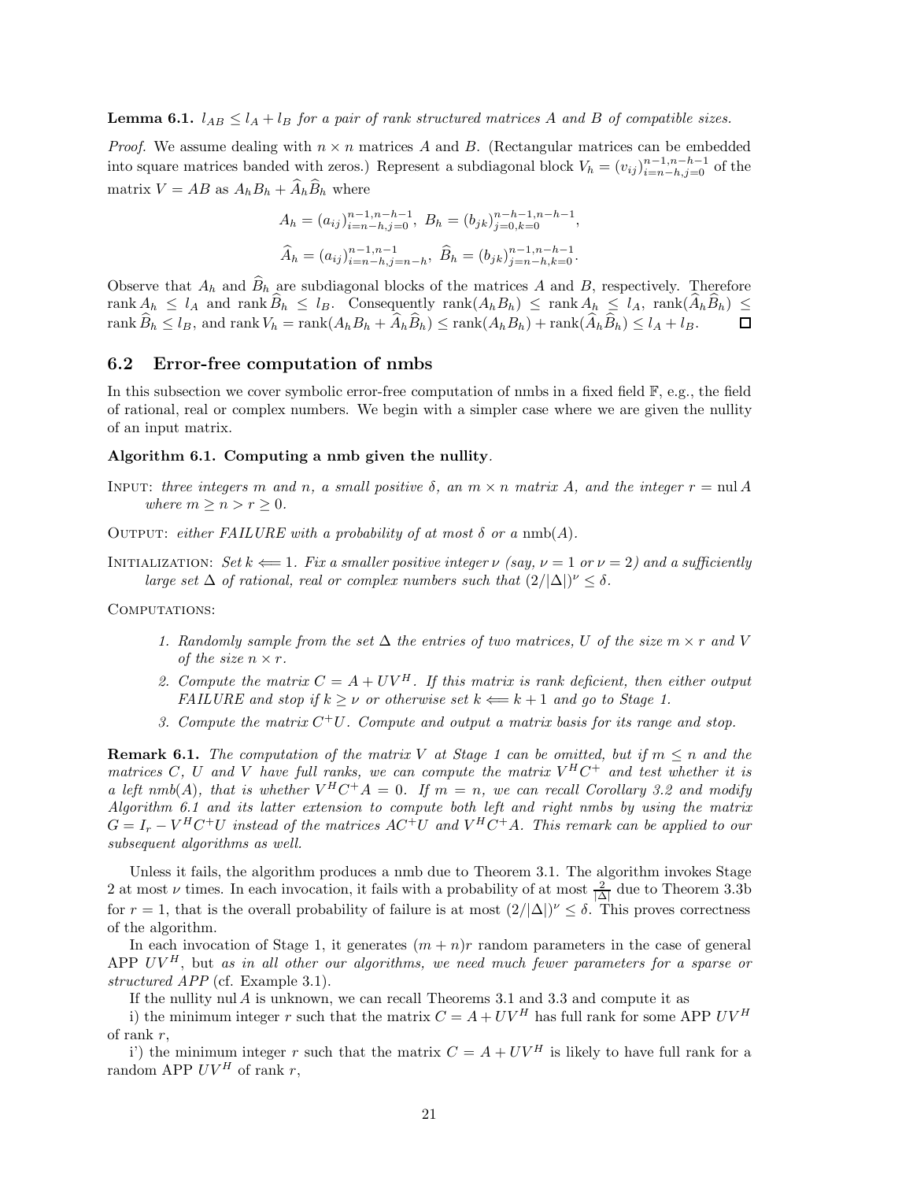**Lemma 6.1.** *$l_{AB} \leq l_A + l_B$ for a pair of rank structured matrices $A$ and $B$ of compatible sizes.*

*Proof.* We assume dealing with $n \times n$ matrices $A$ and $B$. (Rectangular matrices can be embedded into square matrices banded with zeros.) Represent a subdiagonal block $V_h = (v_{ij})_{i=n-h,j=0}^{n-1,n-h-1}$ of the matrix $V = AB$ as $A_h B_h + \widehat{A}_h \widehat{B}_h$ where

$$A_h = (a_{ij})_{i=n-h,j=0}^{n-1,n-h-1},\ B_h = (b_{jk})_{j=0,k=0}^{n-h-1,n-h-1},$$

$$\widehat{A}_h = (a_{ij})_{i=n-h,j=n-h}^{n-1,n-1},\ \widehat{B}_h = (b_{jk})_{j=n-h,k=0}^{n-1,n-h-1}.$$

Observe that $A_h$ and $\widehat{B}_h$ are subdiagonal blocks of the matrices $A$ and $B$, respectively. Therefore $\operatorname{rank} A_h \leq l_A$ and $\operatorname{rank} \widehat{B}_h \leq l_B$. Consequently $\operatorname{rank}(A_h B_h) \leq \operatorname{rank} A_h \leq l_A$, $\operatorname{rank}(\widehat{A}_h \widehat{B}_h) \leq \operatorname{rank} \widehat{B}_h \leq l_B$, and $\operatorname{rank} V_h = \operatorname{rank}(A_h B_h + \widehat{A}_h \widehat{B}_h) \leq \operatorname{rank}(A_h B_h) + \operatorname{rank}(\widehat{A}_h \widehat{B}_h) \leq l_A + l_B$. $\square$

## 6.2 Error-free computation of nmbs

In this subsection we cover symbolic error-free computation of nmbs in a fixed field $\mathbb{F}$, e.g., the field of rational, real or complex numbers. We begin with a simpler case where we are given the nullity of an input matrix.

**Algorithm 6.1. Computing a nmb given the nullity**.

INPUT: *three integers $m$ and $n$, a small positive $\delta$, an $m \times n$ matrix $A$, and the integer $r = \operatorname{nul} A$ where $m \geq n > r \geq 0$.*

OUTPUT: *either FAILURE with a probability of at most $\delta$ or a $\operatorname{nmb}(A)$.*

INITIALIZATION: *Set $k \Longleftarrow 1$. Fix a smaller positive integer $\nu$ (say, $\nu = 1$ or $\nu = 2$) and a sufficiently large set $\Delta$ of rational, real or complex numbers such that $(2/|\Delta|)^\nu \leq \delta$.*

COMPUTATIONS:

1. *Randomly sample from the set $\Delta$ the entries of two matrices, $U$ of the size $m \times r$ and $V$ of the size $n \times r$.*
2. *Compute the matrix $C = A + UV^H$. If this matrix is rank deficient, then either output FAILURE and stop if $k \geq \nu$ or otherwise set $k \Longleftarrow k + 1$ and go to Stage 1.*
3. *Compute the matrix $C^+U$. Compute and output a matrix basis for its range and stop.*

**Remark 6.1.** *The computation of the matrix $V$ at Stage 1 can be omitted, but if $m \leq n$ and the matrices $C$, $U$ and $V$ have full ranks, we can compute the matrix $V^H C^+$ and test whether it is a left $\operatorname{nmb}(A)$, that is whether $V^H C^+ A = 0$. If $m = n$, we can recall Corollary 3.2 and modify Algorithm 6.1 and its latter extension to compute both left and right nmbs by using the matrix $G = I_r - V^H C^+ U$ instead of the matrices $AC^+U$ and $V^H C^+ A$. This remark can be applied to our subsequent algorithms as well.*

Unless it fails, the algorithm produces a nmb due to Theorem 3.1. The algorithm invokes Stage 2 at most $\nu$ times. In each invocation, it fails with a probability of at most $\frac{2}{|\Delta|}$ due to Theorem 3.3b for $r = 1$, that is the overall probability of failure is at most $(2/|\Delta|)^\nu \leq \delta$. This proves correctness of the algorithm.

In each invocation of Stage 1, it generates $(m + n)r$ random parameters in the case of general APP $UV^H$, but *as in all other our algorithms, we need much fewer parameters for a sparse or structured APP* (cf. Example 3.1).

If the nullity $\operatorname{nul} A$ is unknown, we can recall Theorems 3.1 and 3.3 and compute it as

i) the minimum integer $r$ such that the matrix $C = A + UV^H$ has full rank for some APP $UV^H$ of rank $r$,

i') the minimum integer $r$ such that the matrix $C = A + UV^H$ is likely to have full rank for a random APP $UV^H$ of rank $r$,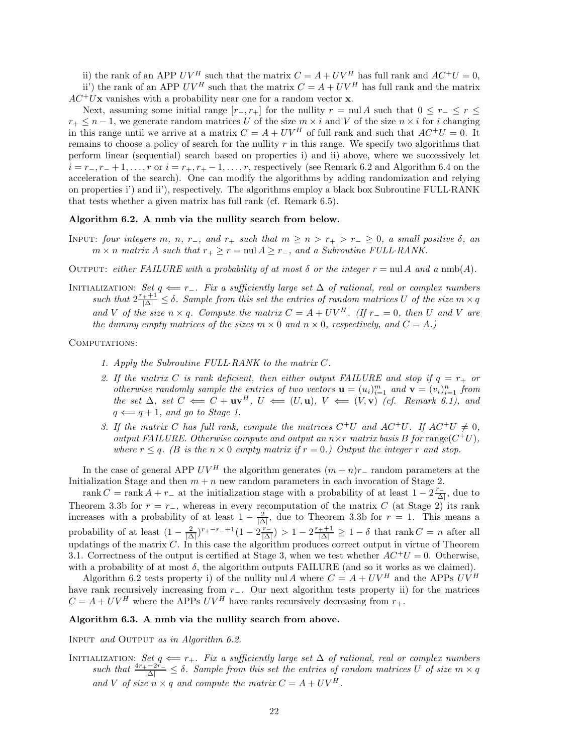ii) the rank of an APP $UV^H$ such that the matrix $C = A + UV^H$ has full rank and $AC^+U = 0$,

ii') the rank of an APP $UV^H$ such that the matrix $C = A + UV^H$ has full rank and the matrix $AC^+U\mathbf{x}$ vanishes with a probability near one for a random vector $\mathbf{x}$.

Next, assuming some initial range $[r_-, r_+]$ for the nullity $r = \operatorname{nul} A$ such that $0 \leq r_- \leq r \leq r_+ \leq n-1$, we generate random matrices $U$ of the size $m \times i$ and $V$ of the size $n \times i$ for $i$ changing in this range until we arrive at a matrix $C = A + UV^H$ of full rank and such that $AC^+U = 0$. It remains to choose a policy of search for the nullity $r$ in this range. We specify two algorithms that perform linear (sequential) search based on properties i) and ii) above, where we successively let $i = r_-, r_- + 1, \ldots, r$ or $i = r_+, r_+ - 1, \ldots, r$, respectively (see Remark 6.2 and Algorithm 6.4 on the acceleration of the search). One can modify the algorithms by adding randomization and relying on properties i') and ii'), respectively. The algorithms employ a black box Subroutine FULL·RANK that tests whether a given matrix has full rank (cf. Remark 6.5).

**Algorithm 6.2. A nmb via the nullity search from below.**

INPUT: *four integers $m$, $n$, $r$, $r_-$, and $r_+$ such that $m \geq n > r_+ > r_- \geq 0$, a small positive $\delta$, an $m \times n$ matrix $A$ such that $r_+ \geq r = \operatorname{nul} A \geq r_-$, and a Subroutine FULL·RANK.*

OUTPUT: *either FAILURE with a probability of at most $\delta$ or the integer $r = \operatorname{nul} A$ and a $\operatorname{nmb}(A)$.*

INITIALIZATION: *Set $q \Longleftarrow r_-$. Fix a sufficiently large set $\Delta$ of rational, real or complex numbers such that $2\frac{r_+ + 1}{|\Delta|} \leq \delta$. Sample from this set the entries of random matrices $U$ of the size $m \times q$ and $V$ of the size $n \times q$. Compute the matrix $C = A + UV^H$. (If $r_- = 0$, then $U$ and $V$ are the dummy empty matrices of the sizes $m \times 0$ and $n \times 0$, respectively, and $C = A$.)*

COMPUTATIONS:

1. *Apply the Subroutine FULL·RANK to the matrix $C$.*
2. *If the matrix $C$ is rank deficient, then either output FAILURE and stop if $q = r_+$ or otherwise randomly sample the entries of two vectors $\mathbf{u} = (u_i)_{i=1}^m$ and $\mathbf{v} = (v_i)_{i=1}^n$ from the set $\Delta$, set $C \Longleftarrow C + \mathbf{u}\mathbf{v}^H$, $U \Longleftarrow (U, \mathbf{u})$, $V \Longleftarrow (V, \mathbf{v})$ (cf. Remark 6.1), and $q \Longleftarrow q + 1$, and go to Stage 1.*
3. *If the matrix $C$ has full rank, compute the matrices $C^+U$ and $AC^+U$. If $AC^+U \neq 0$, output FAILURE. Otherwise compute and output an $n \times r$ matrix basis $B$ for* $\operatorname{range}(C^+U)$, *where $r \leq q$. ($B$ is the $n \times 0$ empty matrix if $r = 0$.) Output the integer $r$ and stop.*

In the case of general APP $UV^H$ the algorithm generates $(m+n)r_-$ random parameters at the Initialization Stage and then $m + n$ new random parameters in each invocation of Stage 2.

$\operatorname{rank} C = \operatorname{rank} A + r_-$ at the initialization stage with a probability of at least $1 - 2\frac{r_-}{|\Delta|}$, due to Theorem 3.3b for $r = r_-$, whereas in every recomputation of the matrix $C$ (at Stage 2) its rank increases with a probability of at least $1 - \frac{2}{|\Delta|}$, due to Theorem 3.3b for $r = 1$. This means a probability of at least $(1 - \frac{2}{|\Delta|})^{r_+ - r_- + 1}(1 - 2\frac{r_-}{|\Delta|}) > 1 - 2\frac{r_+ + 1}{|\Delta|} \geq 1 - \delta$ that $\operatorname{rank} C = n$ after all updatings of the matrix $C$. In this case the algorithm produces correct output in virtue of Theorem 3.1. Correctness of the output is certified at Stage 3, when we test whether $AC^+U = 0$. Otherwise, with a probability of at most $\delta$, the algorithm outputs FAILURE (and so it works as we claimed).

Algorithm 6.2 tests property i) of the nullity $\operatorname{nul} A$ where $C = A + UV^H$ and the APPs $UV^H$ have rank recursively increasing from $r_-$. Our next algorithm tests property ii) for the matrices $C = A + UV^H$ where the APPs $UV^H$ have ranks recursively decreasing from $r_+$.

**Algorithm 6.3. A nmb via the nullity search from above.**

INPUT *and* OUTPUT *as in Algorithm 6.2.*

INITIALIZATION: *Set $q \Longleftarrow r_+$. Fix a sufficiently large set $\Delta$ of rational, real or complex numbers such that $\frac{4r_+ - 2r_-}{|\Delta|} \leq \delta$. Sample from this set the entries of random matrices $U$ of size $m \times q$ and $V$ of size $n \times q$ and compute the matrix $C = A + UV^H$.*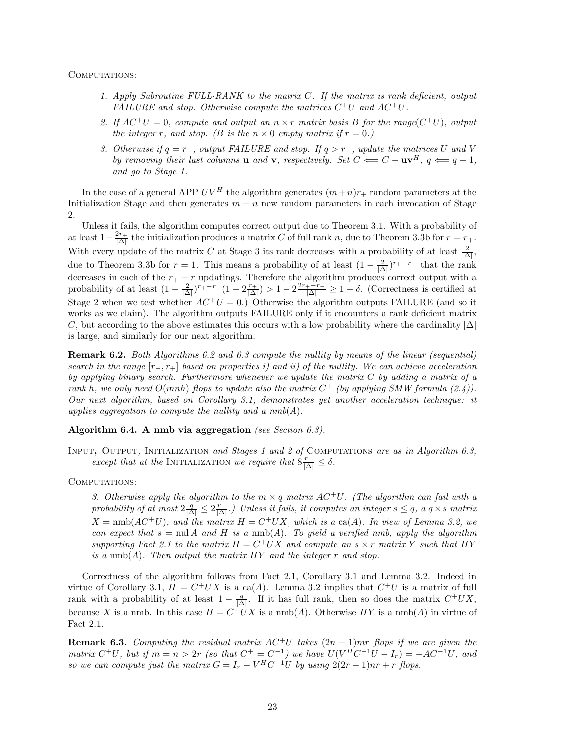Computations:

1. *Apply Subroutine FULL·RANK to the matrix $C$. If the matrix is rank deficient, output FAILURE and stop. Otherwise compute the matrices $C^+U$ and $AC^+U$.*

2. *If $AC^+U = 0$, compute and output an $n \times r$ matrix basis $B$ for the range$(C^+U)$, output the integer $r$, and stop. ($B$ is the $n \times 0$ empty matrix if $r = 0$.)*

3. *Otherwise if $q = r_-$, output FAILURE and stop. If $q > r_-$, update the matrices $U$ and $V$ by removing their last columns $\mathbf{u}$ and $\mathbf{v}$, respectively. Set $C \Longleftarrow C - \mathbf{u}\mathbf{v}^H$, $q \Longleftarrow q - 1$, and go to Stage 1.*

In the case of a general APP $UV^H$ the algorithm generates $(m+n)r_+$ random parameters at the Initialization Stage and then generates $m+n$ new random parameters in each invocation of Stage 2.

Unless it fails, the algorithm computes correct output due to Theorem 3.1. With a probability of at least $1 - \frac{2r_+}{|\Delta|}$ the initialization produces a matrix $C$ of full rank $n$, due to Theorem 3.3b for $r = r_+$. With every update of the matrix $C$ at Stage 3 its rank decreases with a probability of at least $\frac{2}{|\Delta|}$, due to Theorem 3.3b for $r = 1$. This means a probability of at least $(1 - \frac{2}{|\Delta|})^{r_+ - r_-}$ that the rank decreases in each of the $r_+ - r$ updatings. Therefore the algorithm produces correct output with a probability of at least $(1 - \frac{2}{|\Delta|})^{r_+ - r_-}(1 - 2\frac{r_+}{|\Delta|}) > 1 - 2\frac{2r_+ - r_-}{|\Delta|} \geq 1 - \delta$. (Correctness is certified at Stage 2 when we test whether $AC^+U = 0$.) Otherwise the algorithm outputs FAILURE (and so it works as we claim). The algorithm outputs FAILURE only if it encounters a rank deficient matrix $C$, but according to the above estimates this occurs with a low probability where the cardinality $|\Delta|$ is large, and similarly for our next algorithm.

**Remark 6.2.** *Both Algorithms 6.2 and 6.3 compute the nullity by means of the linear (sequential) search in the range $[r_-, r_+]$ based on properties i) and ii) of the nullity. We can achieve acceleration by applying binary search. Furthermore whenever we update the matrix $C$ by adding a matrix of a rank $h$, we only need $O(mnh)$ flops to update also the matrix $C^+$ (by applying SMW formula (2.4)). Our next algorithm, based on Corollary 3.1, demonstrates yet another acceleration technique: it applies aggregation to compute the nullity and a nmb$(A)$.*

**Algorithm 6.4. A nmb via aggregation** *(see Section 6.3).*

Input, Output, Initialization *and Stages 1 and 2 of* Computations *are as in Algorithm 6.3, except that at the* Initialization *we require that $8\frac{r_+}{|\Delta|} \leq \delta$.*

Computations:

*3. Otherwise apply the algorithm to the $m \times q$ matrix $AC^+U$. (The algorithm can fail with a probability of at most $2\frac{q}{|\Delta|} \leq 2\frac{r_+}{|\Delta|}$.) Unless it fails, it computes an integer $s \leq q$, a $q \times s$ matrix $X = \text{nmb}(AC^+U)$, and the matrix $H = C^+UX$, which is a ca$(A)$. In view of Lemma 3.2, we can expect that $s = \text{nul}\, A$ and $H$ is a nmb$(A)$. To yield a verified nmb, apply the algorithm supporting Fact 2.1 to the matrix $H = C^+UX$ and compute an $s \times r$ matrix $Y$ such that $HY$ is a nmb$(A)$. Then output the matrix $HY$ and the integer $r$ and stop.*

Correctness of the algorithm follows from Fact 2.1, Corollary 3.1 and Lemma 3.2. Indeed in virtue of Corollary 3.1, $H = C^+UX$ is a ca$(A)$. Lemma 3.2 implies that $C^+U$ is a matrix of full rank with a probability of at least $1 - \frac{q}{|\Delta|}$. If it has full rank, then so does the matrix $C^+UX$, because $X$ is a nmb. In this case $H = C^+UX$ is a nmb$(A)$. Otherwise $HY$ is a nmb$(A)$ in virtue of Fact 2.1.

**Remark 6.3.** *Computing the residual matrix $AC^+U$ takes $(2n-1)mr$ flops if we are given the matrix $C^+U$, but if $m = n > 2r$ (so that $C^+ = C^{-1}$) we have $U(V^HC^{-1}U - I_r) = -AC^{-1}U$, and so we can compute just the matrix $G = I_r - V^HC^{-1}U$ by using $2(2r-1)nr + r$ flops.*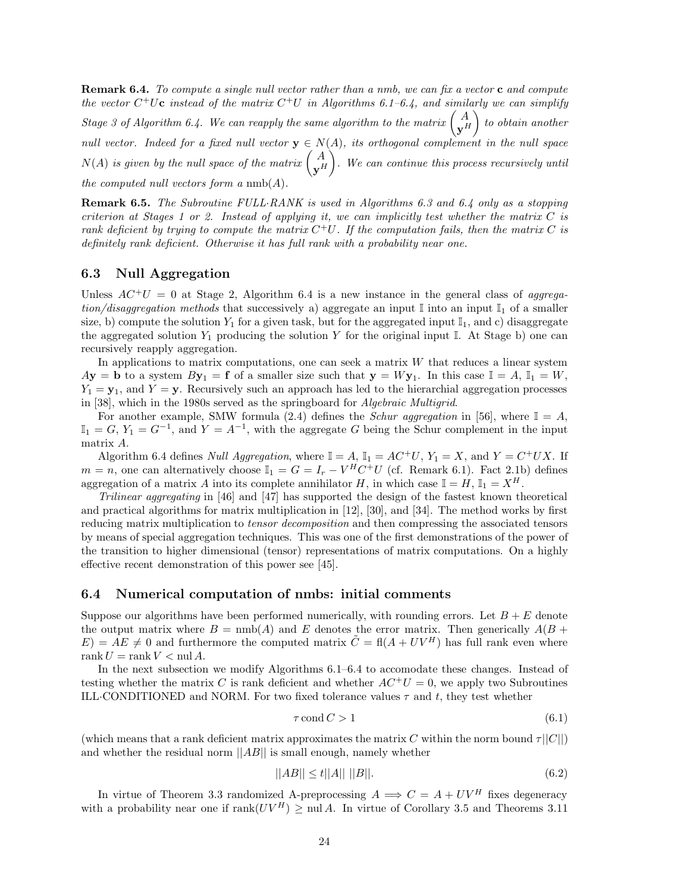**Remark 6.4.** *To compute a single null vector rather than a nmb, we can fix a vector* $\mathbf{c}$ *and compute the vector* $C^+U\mathbf{c}$ *instead of the matrix* $C^+U$ *in Algorithms 6.1–6.4, and similarly we can simplify Stage 3 of Algorithm 6.4. We can reapply the same algorithm to the matrix* $\begin{pmatrix} A \\ \mathbf{y}^H \end{pmatrix}$ *to obtain another null vector. Indeed for a fixed null vector* $\mathbf{y} \in N(A)$*, its orthogonal complement in the null space* $N(A)$ *is given by the null space of the matrix* $\begin{pmatrix} A \\ \mathbf{y}^H \end{pmatrix}$*. We can continue this process recursively until the computed null vectors form a* $\mathrm{nmb}(A)$*.*

**Remark 6.5.** *The Subroutine FULL·RANK is used in Algorithms 6.3 and 6.4 only as a stopping criterion at Stages 1 or 2. Instead of applying it, we can implicitly test whether the matrix* $C$ *is rank deficient by trying to compute the matrix* $C^+U$*. If the computation fails, then the matrix* $C$ *is definitely rank deficient. Otherwise it has full rank with a probability near one.*

### 6.3 Null Aggregation

Unless $AC^+U = 0$ at Stage 2, Algorithm 6.4 is a new instance in the general class of *aggregation/disaggregation methods* that successively a) aggregate an input $\mathbb{I}$ into an input $\mathbb{I}_1$ of a smaller size, b) compute the solution $Y_1$ for a given task, but for the aggregated input $\mathbb{I}_1$, and c) disaggregate the aggregated solution $Y_1$ producing the solution $Y$ for the original input $\mathbb{I}$. At Stage b) one can recursively reapply aggregation.

In applications to matrix computations, one can seek a matrix $W$ that reduces a linear system $A\mathbf{y} = \mathbf{b}$ to a system $B\mathbf{y}_1 = \mathbf{f}$ of a smaller size such that $\mathbf{y} = W\mathbf{y}_1$. In this case $\mathbb{I} = A$, $\mathbb{I}_1 = W$, $Y_1 = \mathbf{y}_1$, and $Y = \mathbf{y}$. Recursively such an approach has led to the hierarchial aggregation processes in [38], which in the 1980s served as the springboard for *Algebraic Multigrid*.

For another example, SMW formula (2.4) defines the *Schur aggregation* in [56], where $\mathbb{I} = A$, $\mathbb{I}_1 = G$, $Y_1 = G^{-1}$, and $Y = A^{-1}$, with the aggregate $G$ being the Schur complement in the input matrix $A$.

Algorithm 6.4 defines *Null Aggregation*, where $\mathbb{I} = A$, $\mathbb{I}_1 = AC^+U$, $Y_1 = X$, and $Y = C^+UX$. If $m = n$, one can alternatively choose $\mathbb{I}_1 = G = I_r - V^HC^+U$ (cf. Remark 6.1). Fact 2.1b) defines aggregation of a matrix $A$ into its complete annihilator $H$, in which case $\mathbb{I} = H$, $\mathbb{I}_1 = X^H$.

*Trilinear aggregating* in [46] and [47] has supported the design of the fastest known theoretical and practical algorithms for matrix multiplication in [12], [30], and [34]. The method works by first reducing matrix multiplication to *tensor decomposition* and then compressing the associated tensors by means of special aggregation techniques. This was one of the first demonstrations of the power of the transition to higher dimensional (tensor) representations of matrix computations. On a highly effective recent demonstration of this power see [45].

### 6.4 Numerical computation of nmbs: initial comments

Suppose our algorithms have been performed numerically, with rounding errors. Let $B + E$ denote the output matrix where $B = \mathrm{nmb}(A)$ and $E$ denotes the error matrix. Then generically $A(B + E) = AE \neq 0$ and furthermore the computed matrix $\tilde{C} = \mathrm{fl}(A + UV^H)$ has full rank even where $\mathrm{rank}\, U = \mathrm{rank}\, V < \mathrm{nul}\, A$.

In the next subsection we modify Algorithms 6.1–6.4 to accomodate these changes. Instead of testing whether the matrix $C$ is rank deficient and whether $AC^+U = 0$, we apply two Subroutines ILL·CONDITIONED and NORM. For two fixed tolerance values $\tau$ and $t$, they test whether

$$\tau \,\mathrm{cond}\, C > 1 \tag{6.1}$$

(which means that a rank deficient matrix approximates the matrix $C$ within the norm bound $\tau||C||$) and whether the residual norm $||AB||$ is small enough, namely whether

$$||AB|| \leq t||A||\; ||B||. \tag{6.2}$$

In virtue of Theorem 3.3 randomized A-preprocessing $A \Longrightarrow C = A + UV^H$ fixes degeneracy with a probability near one if $\mathrm{rank}(UV^H) \geq \mathrm{nul}\, A$. In virtue of Corollary 3.5 and Theorems 3.11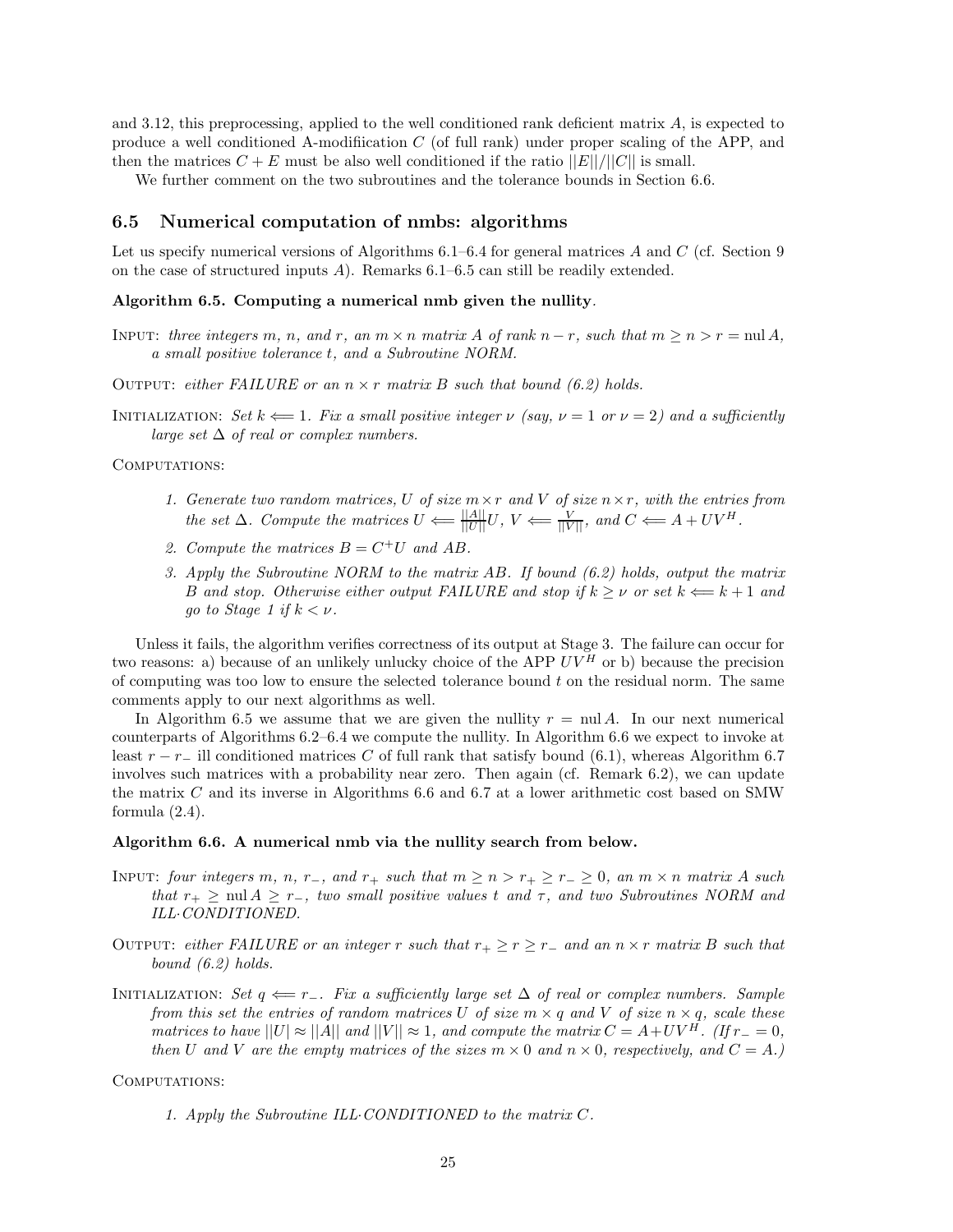and 3.12, this preprocessing, applied to the well conditioned rank deficient matrix $A$, is expected to produce a well conditioned A-modifiication $C$ (of full rank) under proper scaling of the APP, and then the matrices $C + E$ must be also well conditioned if the ratio $||E||/||C||$ is small.

We further comment on the two subroutines and the tolerance bounds in Section 6.6.

## 6.5 Numerical computation of nmbs: algorithms

Let us specify numerical versions of Algorithms 6.1–6.4 for general matrices $A$ and $C$ (cf. Section 9 on the case of structured inputs $A$). Remarks 6.1–6.5 can still be readily extended.

**Algorithm 6.5. Computing a numerical nmb given the nullity**.

INPUT: *three integers $m$, $n$, and $r$, an $m \times n$ matrix $A$ of rank $n - r$, such that $m \geq n > r = \operatorname{nul} A$, a small positive tolerance $t$, and a Subroutine NORM.*

OUTPUT: *either FAILURE or an $n \times r$ matrix $B$ such that bound (6.2) holds.*

INITIALIZATION: *Set $k \Longleftarrow 1$. Fix a small positive integer $\nu$ (say, $\nu = 1$ or $\nu = 2$) and a sufficiently large set $\Delta$ of real or complex numbers.*

COMPUTATIONS:

1. *Generate two random matrices, $U$ of size $m \times r$ and $V$ of size $n \times r$, with the entries from the set $\Delta$. Compute the matrices $U \Longleftarrow \frac{||A||}{||U||}U$, $V \Longleftarrow \frac{V}{||V||}$, and $C \Longleftarrow A + UV^H$.*
2. *Compute the matrices $B = C^+U$ and $AB$.*
3. *Apply the Subroutine NORM to the matrix $AB$. If bound (6.2) holds, output the matrix $B$ and stop. Otherwise either output FAILURE and stop if $k \geq \nu$ or set $k \Longleftarrow k + 1$ and go to Stage 1 if $k < \nu$.*

Unless it fails, the algorithm verifies correctness of its output at Stage 3. The failure can occur for two reasons: a) because of an unlikely unlucky choice of the APP $UV^H$ or b) because the precision of computing was too low to ensure the selected tolerance bound $t$ on the residual norm. The same comments apply to our next algorithms as well.

In Algorithm 6.5 we assume that we are given the nullity $r = \operatorname{nul} A$. In our next numerical counterparts of Algorithms 6.2–6.4 we compute the nullity. In Algorithm 6.6 we expect to invoke at least $r - r_-$ ill conditioned matrices $C$ of full rank that satisfy bound (6.1), whereas Algorithm 6.7 involves such matrices with a probability near zero. Then again (cf. Remark 6.2), we can update the matrix $C$ and its inverse in Algorithms 6.6 and 6.7 at a lower arithmetic cost based on SMW formula (2.4).

**Algorithm 6.6. A numerical nmb via the nullity search from below.**

INPUT: *four integers $m$, $n$, $r_-$, and $r_+$ such that $m \geq n > r_+ \geq r_- \geq 0$, an $m \times n$ matrix $A$ such that $r_+ \geq \operatorname{nul} A \geq r_-$, two small positive values $t$ and $\tau$, and two Subroutines NORM and ILL·CONDITIONED.*

OUTPUT: *either FAILURE or an integer $r$ such that $r_+ \geq r \geq r_-$ and an $n \times r$ matrix $B$ such that bound (6.2) holds.*

INITIALIZATION: *Set $q \Longleftarrow r_-$. Fix a sufficiently large set $\Delta$ of real or complex numbers. Sample from this set the entries of random matrices $U$ of size $m \times q$ and $V$ of size $n \times q$, scale these matrices to have $||U| \approx ||A||$ and $||V|| \approx 1$, and compute the matrix $C = A + UV^H$. (If $r_- = 0$, then $U$ and $V$ are the empty matrices of the sizes $m \times 0$ and $n \times 0$, respectively, and $C = A$.)*

COMPUTATIONS:

1. *Apply the Subroutine ILL·CONDITIONED to the matrix $C$.*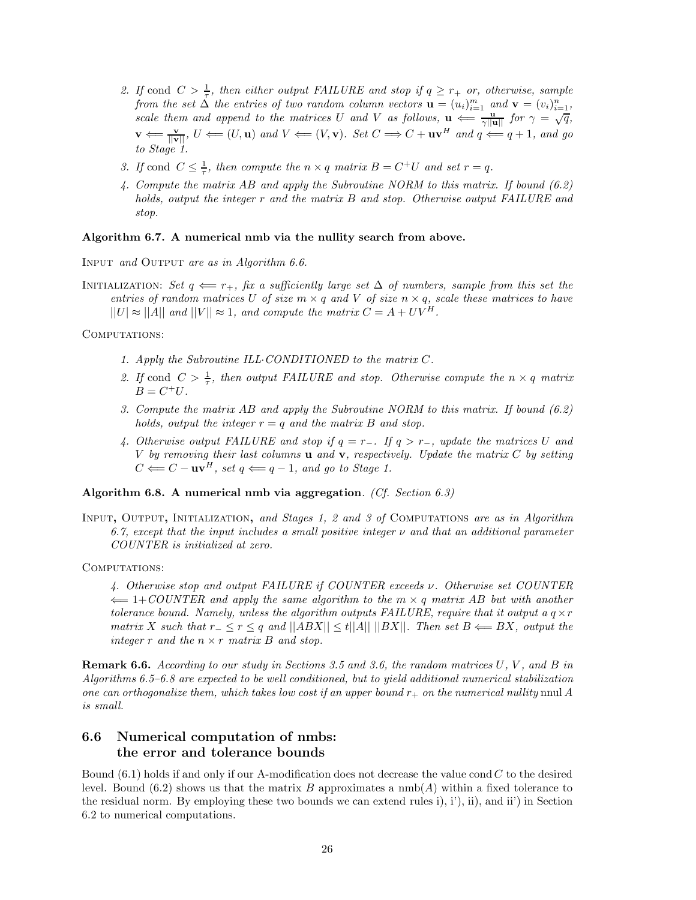2. *If* $\operatorname{cond} C > \frac{1}{\tau}$*, then either output FAILURE and stop if* $q \geq r_+$ *or, otherwise, sample from the set* $\Delta$ *the entries of two random column vectors* $\mathbf{u} = (u_i)_{i=1}^m$ *and* $\mathbf{v} = (v_i)_{i=1}^n$*, scale them and append to the matrices* $U$ *and* $V$ *as follows,* $\mathbf{u} \Longleftarrow \frac{\mathbf{u}}{\gamma ||\mathbf{u}||}$ *for* $\gamma = \sqrt{q}$*,* $\mathbf{v} \Longleftarrow \frac{\mathbf{v}}{||\mathbf{v}||}$*,* $U \Longleftarrow (U, \mathbf{u})$ *and* $V \Longleftarrow (V, \mathbf{v})$*. Set* $C \Longrightarrow C + \mathbf{u}\mathbf{v}^H$ *and* $q \Longleftarrow q + 1$*, and go to Stage 1.*
3. *If* $\operatorname{cond} C \leq \frac{1}{\tau}$*, then compute the* $n \times q$ *matrix* $B = C^+ U$ *and set* $r = q$*.*
4. *Compute the matrix* $AB$ *and apply the Subroutine NORM to this matrix. If bound (6.2) holds, output the integer* $r$ *and the matrix* $B$ *and stop. Otherwise output FAILURE and stop.*

**Algorithm 6.7. A numerical nmb via the nullity search from above.**

Input *and* Output *are as in Algorithm 6.6.*

Initialization: *Set* $q \Longleftarrow r_+$*, fix a sufficiently large set* $\Delta$ *of numbers, sample from this set the entries of random matrices* $U$ *of size* $m \times q$ *and* $V$ *of size* $n \times q$*, scale these matrices to have* $||U| \approx ||A||$ *and* $||V|| \approx 1$*, and compute the matrix* $C = A + UV^H$*.*

Computations:

1. *Apply the Subroutine ILL·CONDITIONED to the matrix* $C$*.*
2. *If* $\operatorname{cond} C > \frac{1}{\tau}$*, then output FAILURE and stop. Otherwise compute the* $n \times q$ *matrix* $B = C^+ U$*.*
3. *Compute the matrix* $AB$ *and apply the Subroutine NORM to this matrix. If bound (6.2) holds, output the integer* $r = q$ *and the matrix* $B$ *and stop.*
4. *Otherwise output FAILURE and stop if* $q = r_-$*. If* $q > r_-$*, update the matrices* $U$ *and* $V$ *by removing their last columns* $\mathbf{u}$ *and* $\mathbf{v}$*, respectively. Update the matrix* $C$ *by setting* $C \Longleftarrow C - \mathbf{u}\mathbf{v}^H$*, set* $q \Longleftarrow q - 1$*, and go to Stage 1.*

**Algorithm 6.8. A numerical nmb via aggregation**. *(Cf. Section 6.3)*

Input, Output, Initialization, *and Stages 1, 2 and 3 of* Computations *are as in Algorithm 6.7, except that the input includes a small positive integer* $\nu$ *and that an additional parameter COUNTER is initialized at zero.*

Computations:

4. *Otherwise stop and output FAILURE if COUNTER exceeds* $\nu$*. Otherwise set COUNTER* $\Longleftarrow$ 1+*COUNTER and apply the same algorithm to the* $m \times q$ *matrix* $AB$ *but with another tolerance bound. Namely, unless the algorithm outputs FAILURE, require that it output a* $q \times r$ *matrix* $X$ *such that* $r_- \leq r \leq q$ *and* $||ABX|| \leq t||A||\ ||BX||$*. Then set* $B \Longleftarrow BX$*, output the integer* $r$ *and the* $n \times r$ *matrix* $B$ *and stop.*

**Remark 6.6.** *According to our study in Sections 3.5 and 3.6, the random matrices* $U$*,* $V$*, and* $B$ *in Algorithms 6.5–6.8 are expected to be well conditioned, but to yield additional numerical stabilization one can orthogonalize them, which takes low cost if an upper bound* $r_+$ *on the numerical nullity* $\operatorname{nnul} A$ *is small.*

## 6.6 Numerical computation of nmbs: the error and tolerance bounds

Bound (6.1) holds if and only if our A-modification does not decrease the value $\operatorname{cond} C$ to the desired level. Bound (6.2) shows us that the matrix $B$ approximates a $\operatorname{nmb}(A)$ within a fixed tolerance to the residual norm. By employing these two bounds we can extend rules i), i'), ii), and ii') in Section 6.2 to numerical computations.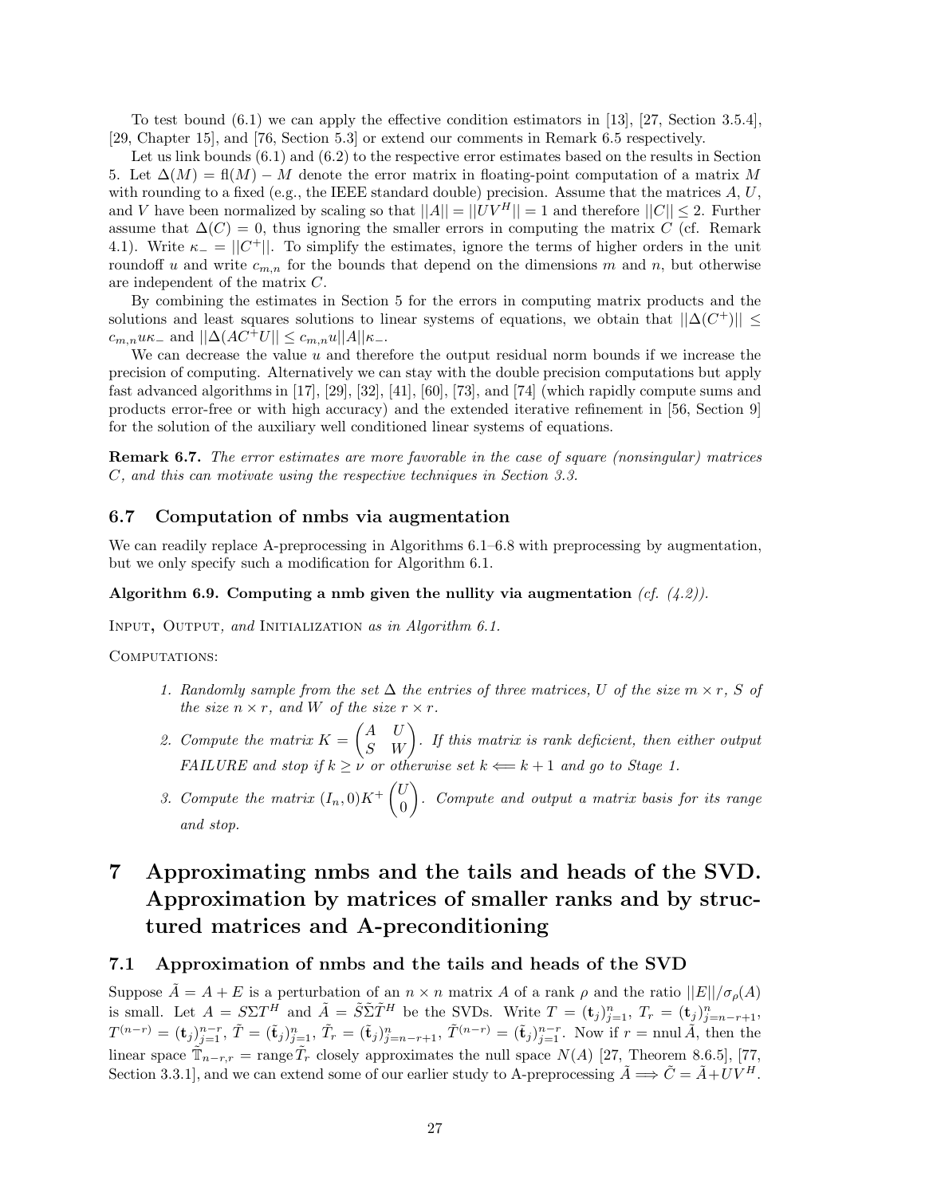To test bound (6.1) we can apply the effective condition estimators in [13], [27, Section 3.5.4], [29, Chapter 15], and [76, Section 5.3] or extend our comments in Remark 6.5 respectively.

Let us link bounds (6.1) and (6.2) to the respective error estimates based on the results in Section 5. Let $\Delta(M) = \mathrm{fl}(M) - M$ denote the error matrix in floating-point computation of a matrix $M$ with rounding to a fixed (e.g., the IEEE standard double) precision. Assume that the matrices $A$, $U$, and $V$ have been normalized by scaling so that $||A|| = ||UV^H|| = 1$ and therefore $||C|| \le 2$. Further assume that $\Delta(C) = 0$, thus ignoring the smaller errors in computing the matrix $C$ (cf. Remark 4.1). Write $\kappa_- = ||C^+||$. To simplify the estimates, ignore the terms of higher orders in the unit roundoff $u$ and write $c_{m,n}$ for the bounds that depend on the dimensions $m$ and $n$, but otherwise are independent of the matrix $C$.

By combining the estimates in Section 5 for the errors in computing matrix products and the solutions and least squares solutions to linear systems of equations, we obtain that $||\Delta(C^+)|| \le c_{m,n}u\kappa_-$ and $||\Delta(AC^+U|| \le c_{m,n}u||A||\kappa_-$.

We can decrease the value $u$ and therefore the output residual norm bounds if we increase the precision of computing. Alternatively we can stay with the double precision computations but apply fast advanced algorithms in [17], [29], [32], [41], [60], [73], and [74] (which rapidly compute sums and products error-free or with high accuracy) and the extended iterative refinement in [56, Section 9] for the solution of the auxiliary well conditioned linear systems of equations.

**Remark 6.7.** *The error estimates are more favorable in the case of square (nonsingular) matrices $C$, and this can motivate using the respective techniques in Section 3.3.*

### 6.7 Computation of nmbs via augmentation

We can readily replace A-preprocessing in Algorithms 6.1–6.8 with preprocessing by augmentation, but we only specify such a modification for Algorithm 6.1.

**Algorithm 6.9. Computing a nmb given the nullity via augmentation** *(cf. (4.2)).*

Input, Output, *and* Initialization *as in Algorithm 6.1.*

Computations:

1. *Randomly sample from the set $\Delta$ the entries of three matrices, $U$ of the size $m \times r$, $S$ of the size $n \times r$, and $W$ of the size $r \times r$.*
2. *Compute the matrix $K = \begin{pmatrix} A & U \\ S & W \end{pmatrix}$. If this matrix is rank deficient, then either output FAILURE and stop if $k \ge \nu$ or otherwise set $k \Longleftarrow k+1$ and go to Stage 1.*
3. *Compute the matrix $(I_n, 0)K^+ \begin{pmatrix} U \\ 0 \end{pmatrix}$. Compute and output a matrix basis for its range and stop.*

# 7 Approximating nmbs and the tails and heads of the SVD. Approximation by matrices of smaller ranks and by structured matrices and A-preconditioning

### 7.1 Approximation of nmbs and the tails and heads of the SVD

Suppose $\tilde{A} = A + E$ is a perturbation of an $n \times n$ matrix $A$ of a rank $\rho$ and the ratio $||E||/\sigma_\rho(A)$ is small. Let $A = S\Sigma T^H$ and $\tilde{A} = \tilde{S}\tilde{\Sigma}\tilde{T}^H$ be the SVDs. Write $T = (\mathbf{t}_j)_{j=1}^n$, $T_r = (\mathbf{t}_j)_{j=n-r+1}^n$, $T^{(n-r)} = (\mathbf{t}_j)_{j=1}^{n-r}$, $\tilde{T} = (\tilde{\mathbf{t}}_j)_{j=1}^n$, $\tilde{T}_r = (\tilde{\mathbf{t}}_j)_{j=n-r+1}^n$, $\tilde{T}^{(n-r)} = (\tilde{\mathbf{t}}_j)_{j=1}^{n-r}$. Now if $r = \mathrm{nnul}\,\tilde{A}$, then the linear space $\tilde{\mathbb{T}}_{n-r,r} = \mathrm{range}\,\tilde{T}_r$ closely approximates the null space $N(A)$ [27, Theorem 8.6.5], [77, Section 3.3.1], and we can extend some of our earlier study to A-preprocessing $\tilde{A} \Longrightarrow \tilde{C} = \tilde{A} + UV^H$.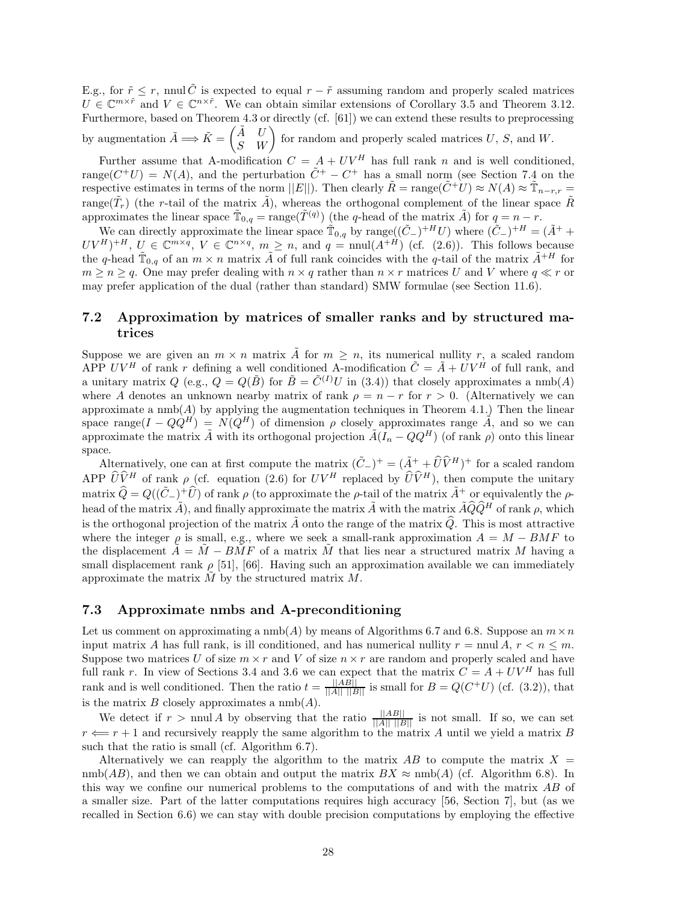E.g., for $\tilde{r} \leq r$, $\text{nnul}\,\tilde{C}$ is expected to equal $r - \tilde{r}$ assuming random and properly scaled matrices $U \in \mathbb{C}^{m\times\tilde{r}}$ and $V \in \mathbb{C}^{n\times\tilde{r}}$. We can obtain similar extensions of Corollary 3.5 and Theorem 3.12. Furthermore, based on Theorem 4.3 or directly (cf. [61]) we can extend these results to preprocessing by augmentation $\tilde{A} \Longrightarrow \tilde{K} = \begin{pmatrix} \tilde{A} & U \\ S & W \end{pmatrix}$ for random and properly scaled matrices $U$, $S$, and $W$.

Further assume that A-modification $C = A + UV^H$ has full rank $n$ and is well conditioned, $\text{range}(C^+U) = N(A)$, and the perturbation $\tilde{C}^+ - C^+$ has a small norm (see Section 7.4 on the respective estimates in terms of the norm $||E||$). Then clearly $\tilde{R} = \text{range}(\tilde{C}^+U) \approx N(A) \approx \tilde{\mathbb{T}}_{n-r,r} = \text{range}(\tilde{T}_r)$ (the $r$-tail of the matrix $\tilde{A}$), whereas the orthogonal complement of the linear space $\tilde{R}$ approximates the linear space $\tilde{\mathbb{T}}_{0,q} = \text{range}(\tilde{T}^{(q)})$ (the $q$-head of the matrix $\tilde{A}$) for $q = n - r$.

We can directly approximate the linear space $\tilde{\mathbb{T}}_{0,q}$ by $\text{range}((\tilde{C}_-)^{+H}U)$ where $(\tilde{C}_-)^{+H} = (\tilde{A}^+ + UV^H)^{+H}$, $U \in \mathbb{C}^{m\times q}$, $V \in \mathbb{C}^{n\times q}$, $m \geq n$, and $q = \text{nnul}(A^{+H})$ (cf. (2.6)). This follows because the $q$-head $\tilde{\mathbb{T}}_{0,q}$ of an $m \times n$ matrix $\tilde{A}$ of full rank coincides with the $q$-tail of the matrix $\tilde{A}^{+H}$ for $m \geq n \geq q$. One may prefer dealing with $n \times q$ rather than $n \times r$ matrices $U$ and $V$ where $q \ll r$ or may prefer application of the dual (rather than standard) SMW formulae (see Section 11.6).

## 7.2 Approximation by matrices of smaller ranks and by structured matrices

Suppose we are given an $m \times n$ matrix $\tilde{A}$ for $m \geq n$, its numerical nullity $r$, a scaled random APP $UV^H$ of rank $r$ defining a well conditioned A-modification $\tilde{C} = \tilde{A} + UV^H$ of full rank, and a unitary matrix $Q$ (e.g., $Q = Q(\tilde{B})$ for $\tilde{B} = \tilde{C}^{(I)}U$ in (3.4)) that closely approximates a $\text{nmb}(A)$ where $A$ denotes an unknown nearby matrix of rank $\rho = n - r$ for $r > 0$. (Alternatively we can approximate a $\text{nmb}(A)$ by applying the augmentation techniques in Theorem 4.1.) Then the linear space $\text{range}(I - QQ^H) = N(Q^H)$ of dimension $\rho$ closely approximates range $\tilde{A}$, and so we can approximate the matrix $\tilde{A}$ with its orthogonal projection $\tilde{A}(I_n - QQ^H)$ (of rank $\rho$) onto this linear space.

Alternatively, one can at first compute the matrix $(\tilde{C}_-)^+ = (\tilde{A}^+ + \widehat{U}\widehat{V}^H)^+$ for a scaled random APP $\widehat{U}\widehat{V}^H$ of rank $\rho$ (cf. equation (2.6) for $UV^H$ replaced by $\widehat{U}\widehat{V}^H$), then compute the unitary matrix $\widehat{Q} = Q((\tilde{C}_-)^+\widehat{U})$ of rank $\rho$ (to approximate the $\rho$-tail of the matrix $\tilde{A}^+$ or equivalently the $\rho$-head of the matrix $\tilde{A}$), and finally approximate the matrix $\tilde{A}$ with the matrix $\tilde{A}\widehat{Q}\widehat{Q}^H$ of rank $\rho$, which is the orthogonal projection of the matrix $\tilde{A}$ onto the range of the matrix $\widehat{Q}$. This is most attractive where the integer $\rho$ is small, e.g., where we seek a small-rank approximation $A = M - BMF$ to the displacement $\tilde{A} = \tilde{M} - B\tilde{M}F$ of a matrix $\tilde{M}$ that lies near a structured matrix $M$ having a small displacement rank $\rho$ [51], [66]. Having such an approximation available we can immediately approximate the matrix $\tilde{M}$ by the structured matrix $M$.

## 7.3 Approximate nmbs and A-preconditioning

Let us comment on approximating a $\text{nmb}(A)$ by means of Algorithms 6.7 and 6.8. Suppose an $m \times n$ input matrix $A$ has full rank, is ill conditioned, and has numerical nullity $r = \text{nnul}\,A$, $r < n \leq m$. Suppose two matrices $U$ of size $m \times r$ and $V$ of size $n \times r$ are random and properly scaled and have full rank $r$. In view of Sections 3.4 and 3.6 we can expect that the matrix $C = A + UV^H$ has full rank and is well conditioned. Then the ratio $t = \frac{||AB||}{||A||\ ||B||}$ is small for $B = Q(C^+U)$ (cf. (3.2)), that is the matrix $B$ closely approximates a $\text{nmb}(A)$.

We detect if $r > \text{nnul}\,A$ by observing that the ratio $\frac{||AB||}{||A||\ ||B||}$ is not small. If so, we can set $r \Longleftarrow r + 1$ and recursively reapply the same algorithm to the matrix $A$ until we yield a matrix $B$ such that the ratio is small (cf. Algorithm 6.7).

Alternatively we can reapply the algorithm to the matrix $AB$ to compute the matrix $X = \text{nmb}(AB)$, and then we can obtain and output the matrix $BX \approx \text{nmb}(A)$ (cf. Algorithm 6.8). In this way we confine our numerical problems to the computations of and with the matrix $AB$ of a smaller size. Part of the latter computations requires high accuracy [56, Section 7], but (as we recalled in Section 6.6) we can stay with double precision computations by employing the effective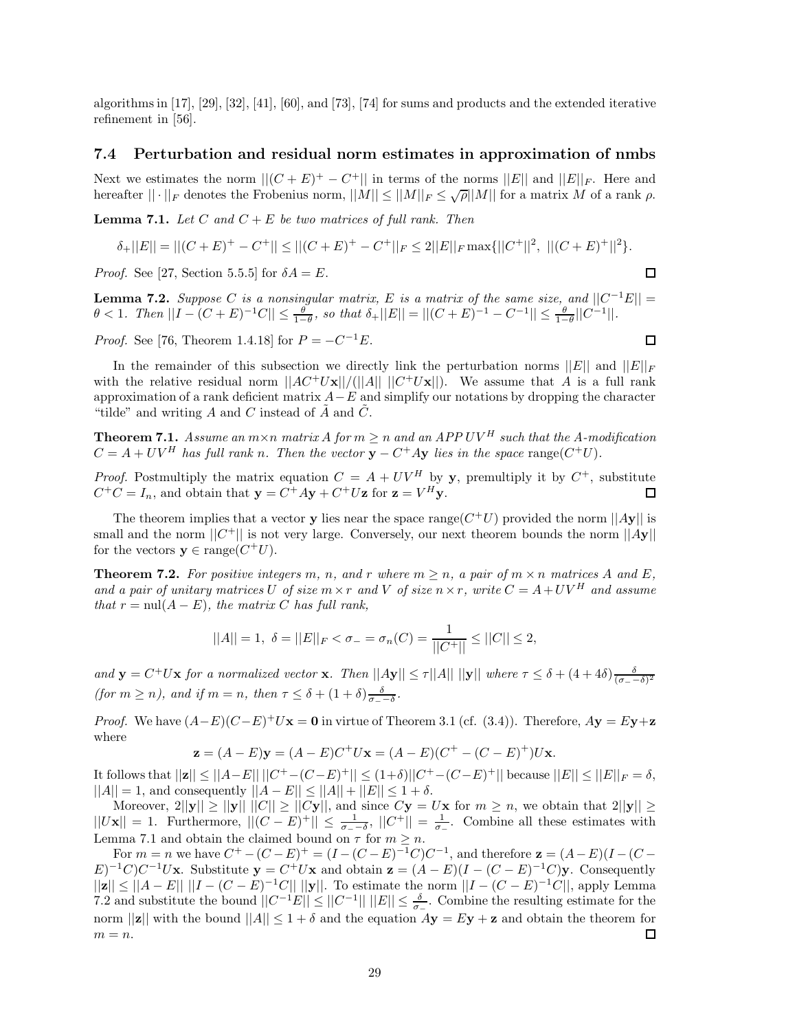algorithms in [17], [29], [32], [41], [60], and [73], [74] for sums and products and the extended iterative refinement in [56].

### 7.4 Perturbation and residual norm estimates in approximation of nmbs

Next we estimates the norm $||(C+E)^+ - C^+||$ in terms of the norms $||E||$ and $||E||_F$. Here and hereafter $||\cdot||_F$ denotes the Frobenius norm, $||M|| \le ||M||_F \le \sqrt{\rho}||M||$ for a matrix $M$ of a rank $\rho$.

**Lemma 7.1.** *Let $C$ and $C+E$ be two matrices of full rank. Then*

$$\delta_+||E|| = ||(C+E)^+ - C^+|| \le ||(C+E)^+ - C^+||_F \le 2||E||_F \max\{||C^+||^2,\ ||(C+E)^+||^2\}.$$

*Proof.* See [27, Section 5.5.5] for $\delta A = E$. □

**Lemma 7.2.** *Suppose $C$ is a nonsingular matrix, $E$ is a matrix of the same size, and $||C^{-1}E|| = \theta < 1$. Then $||I-(C+E)^{-1}C|| \le \frac{\theta}{1-\theta}$, so that $\delta_+||E|| = ||(C+E)^{-1} - C^{-1}|| \le \frac{\theta}{1-\theta}||C^{-1}||$.*

*Proof.* See [76, Theorem 1.4.18] for $P = -C^{-1}E$. □

In the remainder of this subsection we directly link the perturbation norms $||E||$ and $||E||_F$ with the relative residual norm $||AC^+U\mathbf{x}||/(||A||\ ||C^+U\mathbf{x}||)$. We assume that $A$ is a full rank approximation of a rank deficient matrix $A-E$ and simplify our notations by dropping the character "tilde" and writing $A$ and $C$ instead of $\tilde{A}$ and $\tilde{C}$.

**Theorem 7.1.** *Assume an $m\times n$ matrix $A$ for $m \ge n$ and an APP $UV^H$ such that the A-modification $C = A + UV^H$ has full rank $n$. Then the vector $\mathbf{y} - C^+A\mathbf{y}$ lies in the space* range$(C^+U)$.

*Proof.* Postmultiply the matrix equation $C = A + UV^H$ by $\mathbf{y}$, premultiply it by $C^+$, substitute $C^+C = I_n$, and obtain that $\mathbf{y} = C^+A\mathbf{y} + C^+U\mathbf{z}$ for $\mathbf{z} = V^H\mathbf{y}$. □

The theorem implies that a vector $\mathbf{y}$ lies near the space range$(C^+U)$ provided the norm $||A\mathbf{y}||$ is small and the norm $||C^+||$ is not very large. Conversely, our next theorem bounds the norm $||A\mathbf{y}||$ for the vectors $\mathbf{y} \in$ range$(C^+U)$.

**Theorem 7.2.** *For positive integers $m$, $n$, and $r$ where $m \ge n$, a pair of $m\times n$ matrices $A$ and $E$, and a pair of unitary matrices $U$ of size $m\times r$ and $V$ of size $n\times r$, write $C = A + UV^H$ and assume that $r = \text{nul}(A-E)$, the matrix $C$ has full rank,*

$$||A|| = 1,\ \delta = ||E||_F < \sigma_- = \sigma_n(C) = \frac{1}{||C^+||} \le ||C|| \le 2,$$

*and $\mathbf{y} = C^+U\mathbf{x}$ for a normalized vector $\mathbf{x}$. Then $||A\mathbf{y}|| \le \tau||A||\ ||\mathbf{y}||$ where $\tau \le \delta + (4+4\delta)\frac{\delta}{(\sigma_- - \delta)^2}$ (for $m \ge n$), and if $m = n$, then $\tau \le \delta + (1+\delta)\frac{\delta}{\sigma_- - \delta}$.*

*Proof.* We have $(A-E)(C-E)^+U\mathbf{x} = \mathbf{0}$ in virtue of Theorem 3.1 (cf. (3.4)). Therefore, $A\mathbf{y} = E\mathbf{y} + \mathbf{z}$ where

$$\mathbf{z} = (A-E)\mathbf{y} = (A-E)C^+U\mathbf{x} = (A-E)(C^+ - (C-E)^+)U\mathbf{x}.$$

It follows that $||\mathbf{z}|| \le ||A-E||\ ||C^+ - (C-E)^+|| \le (1+\delta)||C^+ - (C-E)^+||$ because $||E|| \le ||E||_F = \delta$, $||A|| = 1$, and consequently $||A-E|| \le ||A|| + ||E|| \le 1+\delta$.

Moreover, $2||\mathbf{y}|| \ge ||\mathbf{y}||\ ||C|| \ge ||C\mathbf{y}||$, and since $C\mathbf{y} = U\mathbf{x}$ for $m \ge n$, we obtain that $2||\mathbf{y}|| \ge ||U\mathbf{x}|| = 1$. Furthermore, $||(C-E)^+|| \le \frac{1}{\sigma_- - \delta}$, $||C^+|| = \frac{1}{\sigma_-}$. Combine all these estimates with Lemma 7.1 and obtain the claimed bound on $\tau$ for $m \ge n$.

For $m = n$ we have $C^+ - (C-E)^+ = (I - (C-E)^{-1}C)C^{-1}$, and therefore $\mathbf{z} = (A-E)(I-(C-E)^{-1}C)C^{-1}U\mathbf{x}$. Substitute $\mathbf{y} = C^+U\mathbf{x}$ and obtain $\mathbf{z} = (A-E)(I-(C-E)^{-1}C)\mathbf{y}$. Consequently $||\mathbf{z}|| \le ||A-E||\ ||I-(C-E)^{-1}C||\ ||\mathbf{y}||$. To estimate the norm $||I-(C-E)^{-1}C||$, apply Lemma 7.2 and substitute the bound $||C^{-1}E|| \le ||C^{-1}||\ ||E|| \le \frac{\delta}{\sigma_-}$. Combine the resulting estimate for the norm $||\mathbf{z}||$ with the bound $||A|| \le 1+\delta$ and the equation $A\mathbf{y} = E\mathbf{y} + \mathbf{z}$ and obtain the theorem for $m = n$. □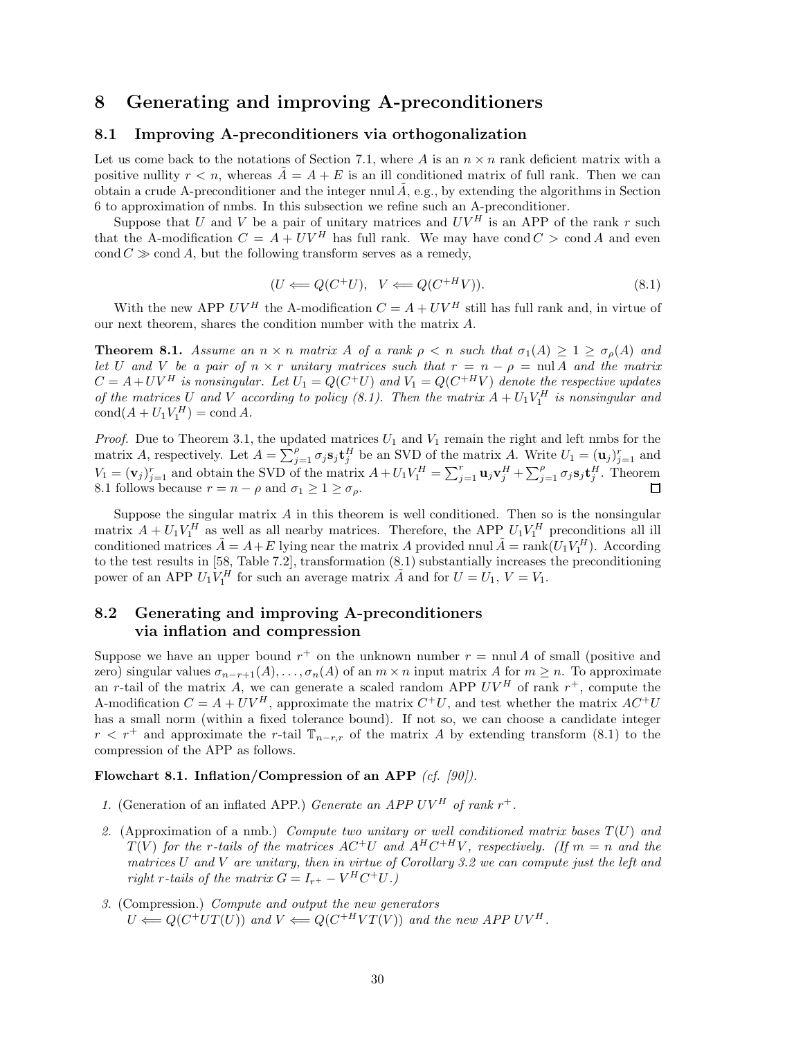# 8 Generating and improving A-preconditioners

## 8.1 Improving A-preconditioners via orthogonalization

Let us come back to the notations of Section 7.1, where $A$ is an $n \times n$ rank deficient matrix with a positive nullity $r < n$, whereas $\tilde{A} = A + E$ is an ill conditioned matrix of full rank. Then we can obtain a crude A-preconditioner and the integer $\text{nnul}\,\tilde{A}$, e.g., by extending the algorithms in Section 6 to approximation of nmbs. In this subsection we refine such an A-preconditioner.

Suppose that $U$ and $V$ be a pair of unitary matrices and $UV^H$ is an APP of the rank $r$ such that the A-modification $C = A + UV^H$ has full rank. We may have $\text{cond}\, C > \text{cond}\, A$ and even $\text{cond}\, C \gg \text{cond}\, A$, but the following transform serves as a remedy,

$$(U \Longleftarrow Q(C^+U), \quad V \Longleftarrow Q(C^{+H}V)). \tag{8.1}$$

With the new APP $UV^H$ the A-modification $C = A + UV^H$ still has full rank and, in virtue of our next theorem, shares the condition number with the matrix $A$.

**Theorem 8.1.** *Assume an $n \times n$ matrix $A$ of a rank $\rho < n$ such that $\sigma_1(A) \geq 1 \geq \sigma_\rho(A)$ and let $U$ and $V$ be a pair of $n \times r$ unitary matrices such that $r = n - \rho = \text{nul}\, A$ and the matrix $C = A + UV^H$ is nonsingular. Let $U_1 = Q(C^+U)$ and $V_1 = Q(C^{+H}V)$ denote the respective updates of the matrices $U$ and $V$ according to policy (8.1). Then the matrix $A + U_1V_1^H$ is nonsingular and $\text{cond}(A + U_1V_1^H) = \text{cond}\, A$.*

*Proof.* Due to Theorem 3.1, the updated matrices $U_1$ and $V_1$ remain the right and left nmbs for the matrix $A$, respectively. Let $A = \sum_{j=1}^{\rho} \sigma_j \mathbf{s}_j \mathbf{t}_j^H$ be an SVD of the matrix $A$. Write $U_1 = (\mathbf{u}_j)_{j=1}^r$ and $V_1 = (\mathbf{v}_j)_{j=1}^r$ and obtain the SVD of the matrix $A + U_1V_1^H = \sum_{j=1}^{r} \mathbf{u}_j \mathbf{v}_j^H + \sum_{j=1}^{\rho} \sigma_j \mathbf{s}_j \mathbf{t}_j^H$. Theorem 8.1 follows because $r = n - \rho$ and $\sigma_1 \geq 1 \geq \sigma_\rho$. □

Suppose the singular matrix $A$ in this theorem is well conditioned. Then so is the nonsingular matrix $A + U_1V_1^H$ as well as all nearby matrices. Therefore, the APP $U_1V_1^H$ preconditions all ill conditioned matrices $\tilde{A} = A + E$ lying near the matrix $A$ provided $\text{nnul}\,\tilde{A} = \text{rank}(U_1V_1^H)$. According to the test results in [58, Table 7.2], transformation (8.1) substantially increases the preconditioning power of an APP $U_1V_1^H$ for such an average matrix $\tilde{A}$ and for $U = U_1$, $V = V_1$.

## 8.2 Generating and improving A-preconditioners via inflation and compression

Suppose we have an upper bound $r^+$ on the unknown number $r = \text{nnul}\, A$ of small (positive and zero) singular values $\sigma_{n-r+1}(A), \ldots, \sigma_n(A)$ of an $m \times n$ input matrix $A$ for $m \geq n$. To approximate an $r$-tail of the matrix $A$, we can generate a scaled random APP $UV^H$ of rank $r^+$, compute the A-modification $C = A + UV^H$, approximate the matrix $C^+U$, and test whether the matrix $AC^+U$ has a small norm (within a fixed tolerance bound). If not so, we can choose a candidate integer $r < r^+$ and approximate the $r$-tail $\mathbb{T}_{n-r,r}$ of the matrix $A$ by extending transform (8.1) to the compression of the APP as follows.

**Flowchart 8.1. Inflation/Compression of an APP** *(cf. [90]).*

1. (Generation of an inflated APP.) *Generate an APP $UV^H$ of rank $r^+$.*
2. (Approximation of a nmb.) *Compute two unitary or well conditioned matrix bases $T(U)$ and $T(V)$ for the $r$-tails of the matrices $AC^+U$ and $A^HC^{+H}V$, respectively. (If $m = n$ and the matrices $U$ and $V$ are unitary, then in virtue of Corollary 3.2 we can compute just the left and right $r$-tails of the matrix $G = I_{r^+} - V^HC^+U$.)*
3. (Compression.) *Compute and output the new generators* $U \Longleftarrow Q(C^+UT(U))$ *and* $V \Longleftarrow Q(C^{+H}VT(V))$ *and the new APP $UV^H$.*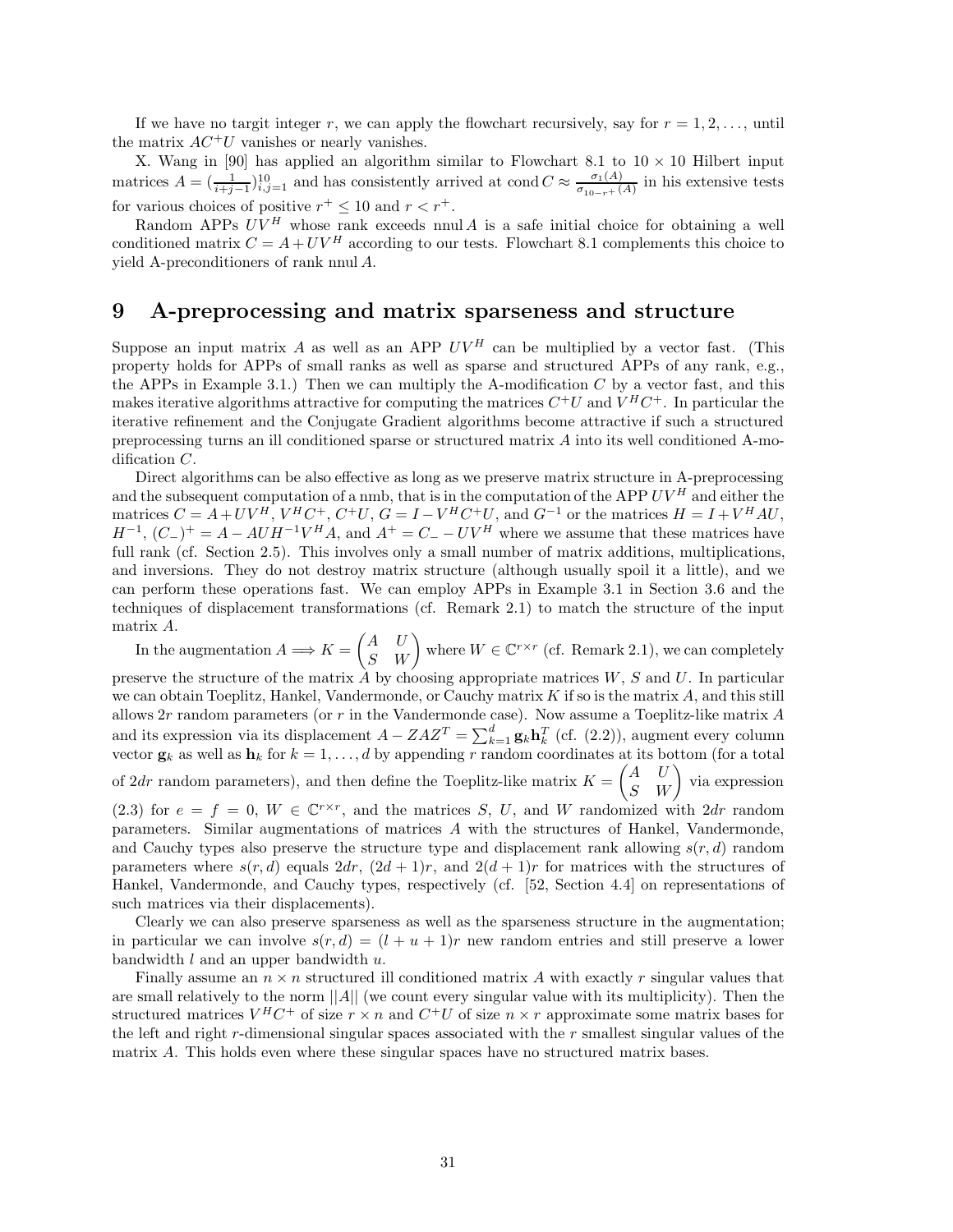If we have no targit integer $r$, we can apply the flowchart recursively, say for $r = 1, 2, \ldots$, until the matrix $AC^+U$ vanishes or nearly vanishes.

X. Wang in [90] has applied an algorithm similar to Flowchart 8.1 to $10 \times 10$ Hilbert input matrices $A = (\frac{1}{i+j-1})_{i,j=1}^{10}$ and has consistently arrived at $\operatorname{cond} C \approx \frac{\sigma_1(A)}{\sigma_{10-r^+}(A)}$ in his extensive tests for various choices of positive $r^+ \leq 10$ and $r < r^+$.

Random APPs $UV^H$ whose rank exceeds $\operatorname{nnul} A$ is a safe initial choice for obtaining a well conditioned matrix $C = A + UV^H$ according to our tests. Flowchart 8.1 complements this choice to yield A-preconditioners of rank $\operatorname{nnul} A$.

# 9 A-preprocessing and matrix sparseness and structure

Suppose an input matrix $A$ as well as an APP $UV^H$ can be multiplied by a vector fast. (This property holds for APPs of small ranks as well as sparse and structured APPs of any rank, e.g., the APPs in Example 3.1.) Then we can multiply the A-modification $C$ by a vector fast, and this makes iterative algorithms attractive for computing the matrices $C^+U$ and $V^HC^+$. In particular the iterative refinement and the Conjugate Gradient algorithms become attractive if such a structured preprocessing turns an ill conditioned sparse or structured matrix $A$ into its well conditioned A-modification $C$.

Direct algorithms can be also effective as long as we preserve matrix structure in A-preprocessing and the subsequent computation of a nmb, that is in the computation of the APP $UV^H$ and either the matrices $C = A + UV^H$, $V^HC^+$, $C^+U$, $G = I - V^HC^+U$, and $G^{-1}$ or the matrices $H = I + V^HAU$, $H^{-1}$, $(C_-)^+ = A - AUH^{-1}V^HA$, and $A^+ = C_- - UV^H$ where we assume that these matrices have full rank (cf. Section 2.5). This involves only a small number of matrix additions, multiplications, and inversions. They do not destroy matrix structure (although usually spoil it a little), and we can perform these operations fast. We can employ APPs in Example 3.1 in Section 3.6 and the techniques of displacement transformations (cf. Remark 2.1) to match the structure of the input matrix $A$.

In the augmentation $A \Longrightarrow K = \begin{pmatrix} A & U \\ S & W \end{pmatrix}$ where $W \in \mathbb{C}^{r \times r}$ (cf. Remark 2.1), we can completely preserve the structure of the matrix $A$ by choosing appropriate matrices $W$, $S$ and $U$. In particular we can obtain Toeplitz, Hankel, Vandermonde, or Cauchy matrix $K$ if so is the matrix $A$, and this still allows $2r$ random parameters (or $r$ in the Vandermonde case). Now assume a Toeplitz-like matrix $A$ and its expression via its displacement $A - ZAZ^T = \sum_{k=1}^{d} \mathbf{g}_k \mathbf{h}_k^T$ (cf. (2.2)), augment every column vector $\mathbf{g}_k$ as well as $\mathbf{h}_k$ for $k = 1, \ldots, d$ by appending $r$ random coordinates at its bottom (for a total of $2dr$ random parameters), and then define the Toeplitz-like matrix $K = \begin{pmatrix} A & U \\ S & W \end{pmatrix}$ via expression (2.3) for $e = f = 0$, $W \in \mathbb{C}^{r \times r}$, and the matrices $S$, $U$, and $W$ randomized with $2dr$ random parameters. Similar augmentations of matrices $A$ with the structures of Hankel, Vandermonde, and Cauchy types also preserve the structure type and displacement rank allowing $s(r, d)$ random parameters where $s(r, d)$ equals $2dr$, $(2d + 1)r$, and $2(d + 1)r$ for matrices with the structures of Hankel, Vandermonde, and Cauchy types, respectively (cf. [52, Section 4.4] on representations of such matrices via their displacements).

Clearly we can also preserve sparseness as well as the sparseness structure in the augmentation; in particular we can involve $s(r, d) = (l + u + 1)r$ new random entries and still preserve a lower bandwidth $l$ and an upper bandwidth $u$.

Finally assume an $n \times n$ structured ill conditioned matrix $A$ with exactly $r$ singular values that are small relatively to the norm $||A||$ (we count every singular value with its multiplicity). Then the structured matrices $V^HC^+$ of size $r \times n$ and $C^+U$ of size $n \times r$ approximate some matrix bases for the left and right $r$-dimensional singular spaces associated with the $r$ smallest singular values of the matrix $A$. This holds even where these singular spaces have no structured matrix bases.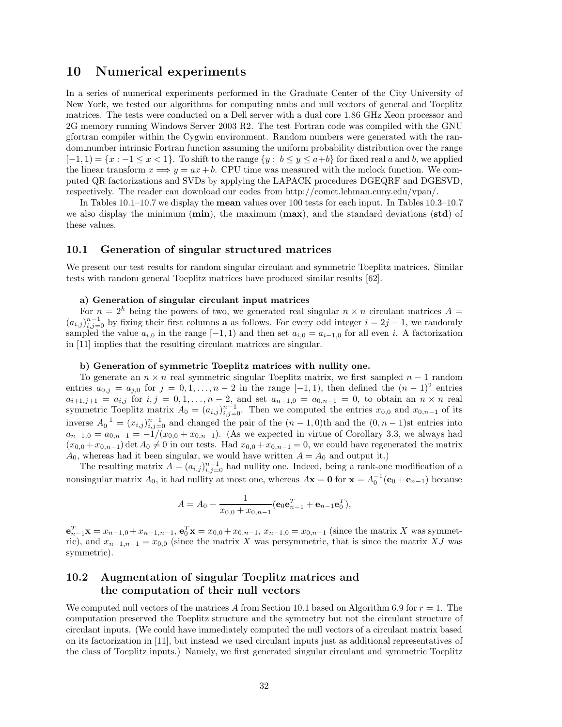## 10 Numerical experiments

In a series of numerical experiments performed in the Graduate Center of the City University of New York, we tested our algorithms for computing nmbs and null vectors of general and Toeplitz matrices. The tests were conducted on a Dell server with a dual core 1.86 GHz Xeon processor and 2G memory running Windows Server 2003 R2. The test Fortran code was compiled with the GNU gfortran compiler within the Cygwin environment. Random numbers were generated with the random_number intrinsic Fortran function assuming the uniform probability distribution over the range $[-1, 1) = \{x : -1 \leq x < 1\}$. To shift to the range $\{y : b \leq y \leq a+b\}$ for fixed real $a$ and $b$, we applied the linear transform $x \Longrightarrow y = ax + b$. CPU time was measured with the mclock function. We computed QR factorizations and SVDs by applying the LAPACK procedures DGEQRF and DGESVD, respectively. The reader can download our codes from http://comet.lehman.cuny.edu/vpan/.

In Tables 10.1–10.7 we display the **mean** values over 100 tests for each input. In Tables 10.3–10.7 we also display the minimum (**min**), the maximum (**max**), and the standard deviations (**std**) of these values.

### 10.1 Generation of singular structured matrices

We present our test results for random singular circulant and symmetric Toeplitz matrices. Similar tests with random general Toeplitz matrices have produced similar results [62].

**a) Generation of singular circulant input matrices**

For $n = 2^h$ being the powers of two, we generated real singular $n \times n$ circulant matrices $A = (a_{i,j})_{i,j=0}^{n-1}$ by fixing their first columns $\mathbf{a}$ as follows. For every odd integer $i = 2j - 1$, we randomly sampled the value $a_{i,0}$ in the range $[-1, 1)$ and then set $a_{i,0} = a_{i-1,0}$ for all even $i$. A factorization in [11] implies that the resulting circulant matrices are singular.

**b) Generation of symmetric Toeplitz matrices with nullity one.**

To generate an $n \times n$ real symmetric singular Toeplitz matrix, we first sampled $n-1$ random entries $a_{0,j} = a_{j,0}$ for $j = 0, 1, \dots, n-2$ in the range $[-1, 1)$, then defined the $(n-1)^2$ entries $a_{i+1,j+1} = a_{i,j}$ for $i, j = 0, 1, \dots, n-2$, and set $a_{n-1,0} = a_{0,n-1} = 0$, to obtain an $n \times n$ real symmetric Toeplitz matrix $A_0 = (a_{i,j})_{i,j=0}^{n-1}$. Then we computed the entries $x_{0,0}$ and $x_{0,n-1}$ of its inverse $A_0^{-1} = (x_{i,j})_{i,j=0}^{n-1}$ and changed the pair of the $(n-1, 0)$th and the $(0, n-1)$st entries into $a_{n-1,0} = a_{0,n-1} = -1/(x_{0,0} + x_{0,n-1})$. (As we expected in virtue of Corollary 3.3, we always had $(x_{0,0} + x_{0,n-1}) \det A_0 \neq 0$ in our tests. Had $x_{0,0} + x_{0,n-1} = 0$, we could have regenerated the matrix $A_0$, whereas had it been singular, we would have written $A = A_0$ and output it.)

The resulting matrix $A = (a_{i,j})_{i,j=0}^{n-1}$ had nullity one. Indeed, being a rank-one modification of a nonsingular matrix $A_0$, it had nullity at most one, whereas $A\mathbf{x} = \mathbf{0}$ for $\mathbf{x} = A_0^{-1}(\mathbf{e}_0 + \mathbf{e}_{n-1})$ because

$$A = A_0 - \frac{1}{x_{0,0} + x_{0,n-1}}(\mathbf{e}_0\mathbf{e}_{n-1}^T + \mathbf{e}_{n-1}\mathbf{e}_0^T),$$

$\mathbf{e}_{n-1}^T\mathbf{x} = x_{n-1,0} + x_{n-1,n-1}$, $\mathbf{e}_0^T\mathbf{x} = x_{0,0} + x_{0,n-1}$, $x_{n-1,0} = x_{0,n-1}$ (since the matrix $X$ was symmetric), and $x_{n-1,n-1} = x_{0,0}$ (since the matrix $X$ was persymmetric, that is since the matrix $XJ$ was symmetric).

### 10.2 Augmentation of singular Toeplitz matrices and the computation of their null vectors

We computed null vectors of the matrices $A$ from Section 10.1 based on Algorithm 6.9 for $r = 1$. The computation preserved the Toeplitz structure and the symmetry but not the circulant structure of circulant inputs. (We could have immediately computed the null vectors of a circulant matrix based on its factorization in [11], but instead we used circulant inputs just as additional representatives of the class of Toeplitz inputs.) Namely, we first generated singular circulant and symmetric Toeplitz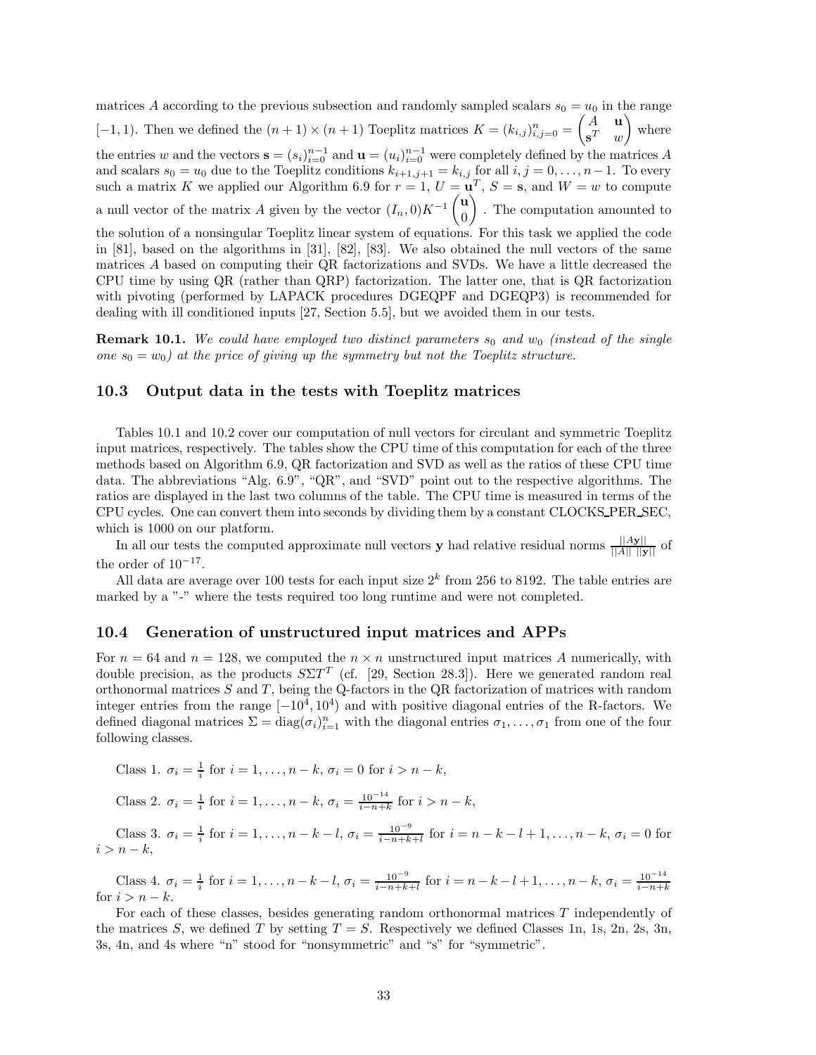matrices $A$ according to the previous subsection and randomly sampled scalars $s_0 = u_0$ in the range $[-1, 1)$. Then we defined the $(n+1) \times (n+1)$ Toeplitz matrices $K = (k_{i,j})_{i,j=0}^{n} = \begin{pmatrix} A & \mathbf{u} \\ \mathbf{s}^T & w \end{pmatrix}$ where the entries $w$ and the vectors $\mathbf{s} = (s_i)_{i=0}^{n-1}$ and $\mathbf{u} = (u_i)_{i=0}^{n-1}$ were completely defined by the matrices $A$ and scalars $s_0 = u_0$ due to the Toeplitz conditions $k_{i+1,j+1} = k_{i,j}$ for all $i, j = 0, \ldots, n-1$. To every such a matrix $K$ we applied our Algorithm 6.9 for $r = 1$, $U = \mathbf{u}^T$, $S = \mathbf{s}$, and $W = w$ to compute a null vector of the matrix $A$ given by the vector $(I_n, 0)K^{-1} \begin{pmatrix} \mathbf{u} \\ 0 \end{pmatrix}$. The computation amounted to the solution of a nonsingular Toeplitz linear system of equations. For this task we applied the code in [81], based on the algorithms in [31], [82], [83]. We also obtained the null vectors of the same matrices $A$ based on computing their QR factorizations and SVDs. We have a little decreased the CPU time by using QR (rather than QRP) factorization. The latter one, that is QR factorization with pivoting (performed by LAPACK procedures DGEQPF and DGEQP3) is recommended for dealing with ill conditioned inputs [27, Section 5.5], but we avoided them in our tests.

**Remark 10.1.** *We could have employed two distinct parameters $s_0$ and $w_0$ (instead of the single one $s_0 = w_0$) at the price of giving up the symmetry but not the Toeplitz structure.*

### 10.3 Output data in the tests with Toeplitz matrices

Tables 10.1 and 10.2 cover our computation of null vectors for circulant and symmetric Toeplitz input matrices, respectively. The tables show the CPU time of this computation for each of the three methods based on Algorithm 6.9, QR factorization and SVD as well as the ratios of these CPU time data. The abbreviations "Alg. 6.9", "QR", and "SVD" point out to the respective algorithms. The ratios are displayed in the last two columns of the table. The CPU time is measured in terms of the CPU cycles. One can convert them into seconds by dividing them by a constant CLOCKS_PER_SEC, which is 1000 on our platform.

In all our tests the computed approximate null vectors $\mathbf{y}$ had relative residual norms $\frac{||A\mathbf{y}||}{||A||\ ||\mathbf{y}||}$ of the order of $10^{-17}$.

All data are average over 100 tests for each input size $2^k$ from 256 to 8192. The table entries are marked by a "-" where the tests required too long runtime and were not completed.

### 10.4 Generation of unstructured input matrices and APPs

For $n = 64$ and $n = 128$, we computed the $n \times n$ unstructured input matrices $A$ numerically, with double precision, as the products $S\Sigma T^T$ (cf. [29, Section 28.3]). Here we generated random real orthonormal matrices $S$ and $T$, being the Q-factors in the QR factorization of matrices with random integer entries from the range $[-10^4, 10^4)$ and with positive diagonal entries of the R-factors. We defined diagonal matrices $\Sigma = \text{diag}(\sigma_i)_{i=1}^{n}$ with the diagonal entries $\sigma_1, \ldots, \sigma_1$ from one of the four following classes.

Class 1. $\sigma_i = \frac{1}{i}$ for $i = 1, \ldots, n-k$, $\sigma_i = 0$ for $i > n-k$,

Class 2. $\sigma_i = \frac{1}{i}$ for $i = 1, \ldots, n-k$, $\sigma_i = \frac{10^{-14}}{i-n+k}$ for $i > n-k$,

Class 3. $\sigma_i = \frac{1}{i}$ for $i = 1, \ldots, n-k-l$, $\sigma_i = \frac{10^{-9}}{i-n+k+l}$ for $i = n-k-l+1, \ldots, n-k$, $\sigma_i = 0$ for $i > n-k$,

Class 4. $\sigma_i = \frac{1}{i}$ for $i = 1, \ldots, n-k-l$, $\sigma_i = \frac{10^{-9}}{i-n+k+l}$ for $i = n-k-l+1, \ldots, n-k$, $\sigma_i = \frac{10^{-14}}{i-n+k}$ for $i > n-k$.

For each of these classes, besides generating random orthonormal matrices $T$ independently of the matrices $S$, we defined $T$ by setting $T = S$. Respectively we defined Classes 1n, 1s, 2n, 2s, 3n, 3s, 4n, and 4s where "n" stood for "nonsymmetric" and "s" for "symmetric".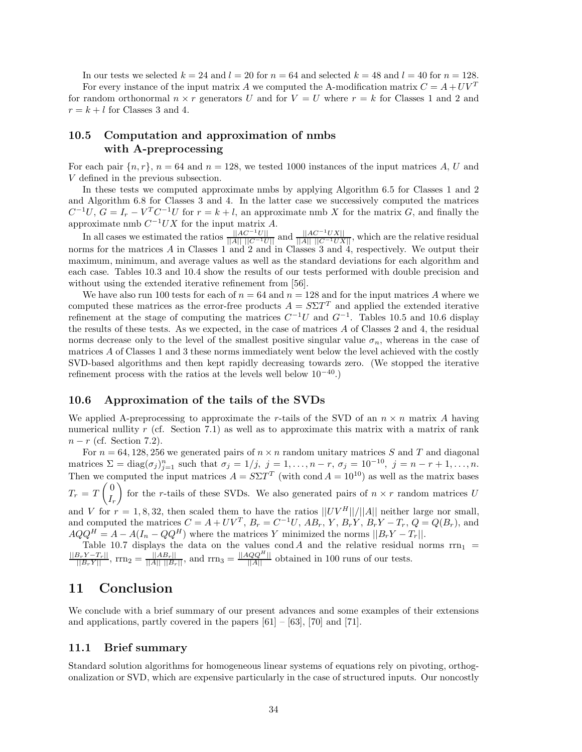In our tests we selected $k = 24$ and $l = 20$ for $n = 64$ and selected $k = 48$ and $l = 40$ for $n = 128$.

For every instance of the input matrix $A$ we computed the A-modification matrix $C = A + UV^T$ for random orthonormal $n \times r$ generators $U$ and for $V = U$ where $r = k$ for Classes 1 and 2 and $r = k + l$ for Classes 3 and 4.

### 10.5 Computation and approximation of nmbs with A-preprocessing

For each pair $\{n, r\}$, $n = 64$ and $n = 128$, we tested 1000 instances of the input matrices $A$, $U$ and $V$ defined in the previous subsection.

In these tests we computed approximate nmbs by applying Algorithm 6.5 for Classes 1 and 2 and Algorithm 6.8 for Classes 3 and 4. In the latter case we successively computed the matrices $C^{-1}U$, $G = I_r - V^T C^{-1} U$ for $r = k + l$, an approximate nmb $X$ for the matrix $G$, and finally the approximate nmb $C^{-1}UX$ for the input matrix $A$.

In all cases we estimated the ratios $\frac{||AC^{-1}U||}{||A||\ ||C^{-1}U||}$ and $\frac{||AC^{-1}UX||}{||A||\ ||C^{-1}UX||}$, which are the relative residual norms for the matrices $A$ in Classes 1 and 2 and in Classes 3 and 4, respectively. We output their maximum, minimum, and average values as well as the standard deviations for each algorithm and each case. Tables 10.3 and 10.4 show the results of our tests performed with double precision and without using the extended iterative refinement from [56].

We have also run 100 tests for each of $n = 64$ and $n = 128$ and for the input matrices $A$ where we computed these matrices as the error-free products $A = S\Sigma T^T$ and applied the extended iterative refinement at the stage of computing the matrices $C^{-1}U$ and $G^{-1}$. Tables 10.5 and 10.6 display the results of these tests. As we expected, in the case of matrices $A$ of Classes 2 and 4, the residual norms decrease only to the level of the smallest positive singular value $\sigma_n$, whereas in the case of matrices $A$ of Classes 1 and 3 these norms immediately went below the level achieved with the costly SVD-based algorithms and then kept rapidly decreasing towards zero. (We stopped the iterative refinement process with the ratios at the levels well below $10^{-40}$.)

### 10.6 Approximation of the tails of the SVDs

We applied A-preprocessing to approximate the $r$-tails of the SVD of an $n \times n$ matrix $A$ having numerical nullity $r$ (cf. Section 7.1) as well as to approximate this matrix with a matrix of rank $n - r$ (cf. Section 7.2).

For $n = 64, 128, 256$ we generated pairs of $n \times n$ random unitary matrices $S$ and $T$ and diagonal matrices $\Sigma = \text{diag}(\sigma_j)_{j=1}^n$ such that $\sigma_j = 1/j$, $j = 1, \ldots, n - r$, $\sigma_j = 10^{-10}$, $j = n - r + 1, \ldots, n$. Then we computed the input matrices $A = S\Sigma T^T$ (with $\text{cond}\, A = 10^{10}$) as well as the matrix bases $T_r = T \begin{pmatrix} 0 \\ I_r \end{pmatrix}$ for the $r$-tails of these SVDs. We also generated pairs of $n \times r$ random matrices $U$ and $V$ for $r = 1, 8, 32$, then scaled them to have the ratios $||UV^H||/||A||$ neither large nor small, and computed the matrices $C = A + UV^T$, $B_r = C^{-1}U$, $AB_r$, $Y$, $B_rY$, $B_rY - T_r$, $Q = Q(B_r)$, and $AQQ^H = A - A(I_n - QQ^H)$ where the matrices $Y$ minimized the norms $||B_rY - T_r||$.

Table 10.7 displays the data on the values $\text{cond}\, A$ and the relative residual norms $\text{rrn}_1 = \frac{||B_rY - T_r||}{||B_rY||}$, $\text{rrn}_2 = \frac{||AB_r||}{||A||\ ||B_r||}$, and $\text{rrn}_3 = \frac{||AQQ^H||}{||A||}$ obtained in 100 runs of our tests.

# 11 Conclusion

We conclude with a brief summary of our present advances and some examples of their extensions and applications, partly covered in the papers [61] – [63], [70] and [71].

### 11.1 Brief summary

Standard solution algorithms for homogeneous linear systems of equations rely on pivoting, orthogonalization or SVD, which are expensive particularly in the case of structured inputs. Our noncostly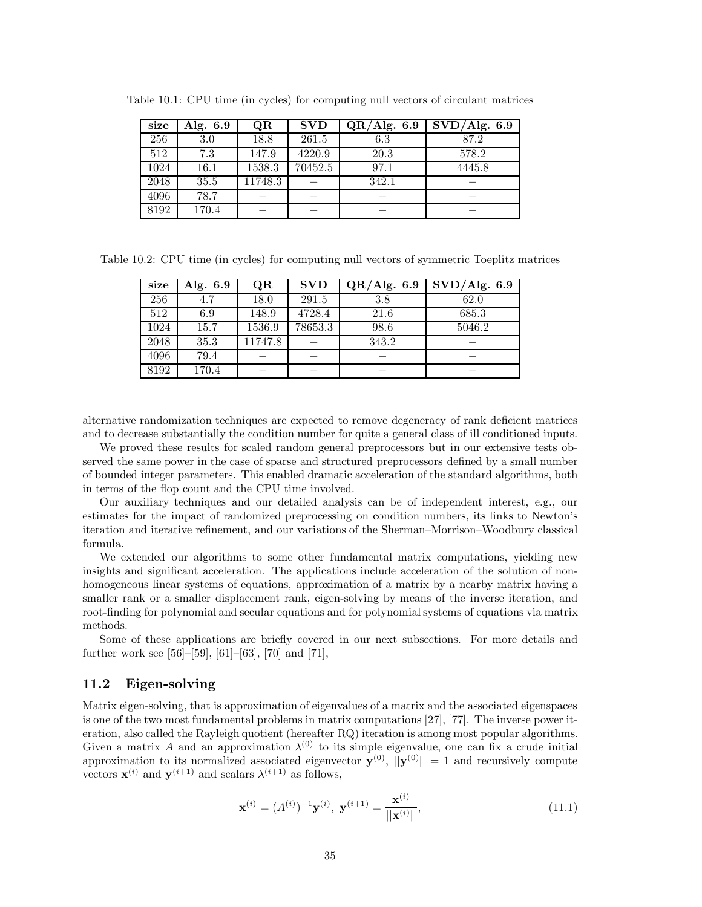Table 10.1: CPU time (in cycles) for computing null vectors of circulant matrices

| size | Alg. 6.9 | QR | SVD | QR/Alg. 6.9 | SVD/Alg. 6.9 |
|---|---|---|---|---|---|
| 256 | 3.0 | 18.8 | 261.5 | 6.3 | 87.2 |
| 512 | 7.3 | 147.9 | 4220.9 | 20.3 | 578.2 |
| 1024 | 16.1 | 1538.3 | 70452.5 | 97.1 | 4445.8 |
| 2048 | 35.5 | 11748.3 | – | 342.1 | – |
| 4096 | 78.7 | – | – | – | – |
| 8192 | 170.4 | – | – | – | – |

Table 10.2: CPU time (in cycles) for computing null vectors of symmetric Toeplitz matrices

| size | Alg. 6.9 | QR | SVD | QR/Alg. 6.9 | SVD/Alg. 6.9 |
|---|---|---|---|---|---|
| 256 | 4.7 | 18.0 | 291.5 | 3.8 | 62.0 |
| 512 | 6.9 | 148.9 | 4728.4 | 21.6 | 685.3 |
| 1024 | 15.7 | 1536.9 | 78653.3 | 98.6 | 5046.2 |
| 2048 | 35.3 | 11747.8 | – | 343.2 | – |
| 4096 | 79.4 | – | – | – | – |
| 8192 | 170.4 | – | – | – | – |

alternative randomization techniques are expected to remove degeneracy of rank deficient matrices and to decrease substantially the condition number for quite a general class of ill conditioned inputs.

We proved these results for scaled random general preprocessors but in our extensive tests observed the same power in the case of sparse and structured preprocessors defined by a small number of bounded integer parameters. This enabled dramatic acceleration of the standard algorithms, both in terms of the flop count and the CPU time involved.

Our auxiliary techniques and our detailed analysis can be of independent interest, e.g., our estimates for the impact of randomized preprocessing on condition numbers, its links to Newton's iteration and iterative refinement, and our variations of the Sherman–Morrison–Woodbury classical formula.

We extended our algorithms to some other fundamental matrix computations, yielding new insights and significant acceleration. The applications include acceleration of the solution of nonhomogeneous linear systems of equations, approximation of a matrix by a nearby matrix having a smaller rank or a smaller displacement rank, eigen-solving by means of the inverse iteration, and root-finding for polynomial and secular equations and for polynomial systems of equations via matrix methods.

Some of these applications are briefly covered in our next subsections. For more details and further work see [56]–[59], [61]–[63], [70] and [71],

## 11.2 Eigen-solving

Matrix eigen-solving, that is approximation of eigenvalues of a matrix and the associated eigenspaces is one of the two most fundamental problems in matrix computations [27], [77]. The inverse power iteration, also called the Rayleigh quotient (hereafter RQ) iteration is among most popular algorithms. Given a matrix $A$ and an approximation $\lambda^{(0)}$ to its simple eigenvalue, one can fix a crude initial approximation to its normalized associated eigenvector $\mathbf{y}^{(0)}$, $||\mathbf{y}^{(0)}|| = 1$ and recursively compute vectors $\mathbf{x}^{(i)}$ and $\mathbf{y}^{(i+1)}$ and scalars $\lambda^{(i+1)}$ as follows,

$$\mathbf{x}^{(i)} = (A^{(i)})^{-1}\mathbf{y}^{(i)},\ \mathbf{y}^{(i+1)} = \frac{\mathbf{x}^{(i)}}{||\mathbf{x}^{(i)}||}, \tag{11.1}$$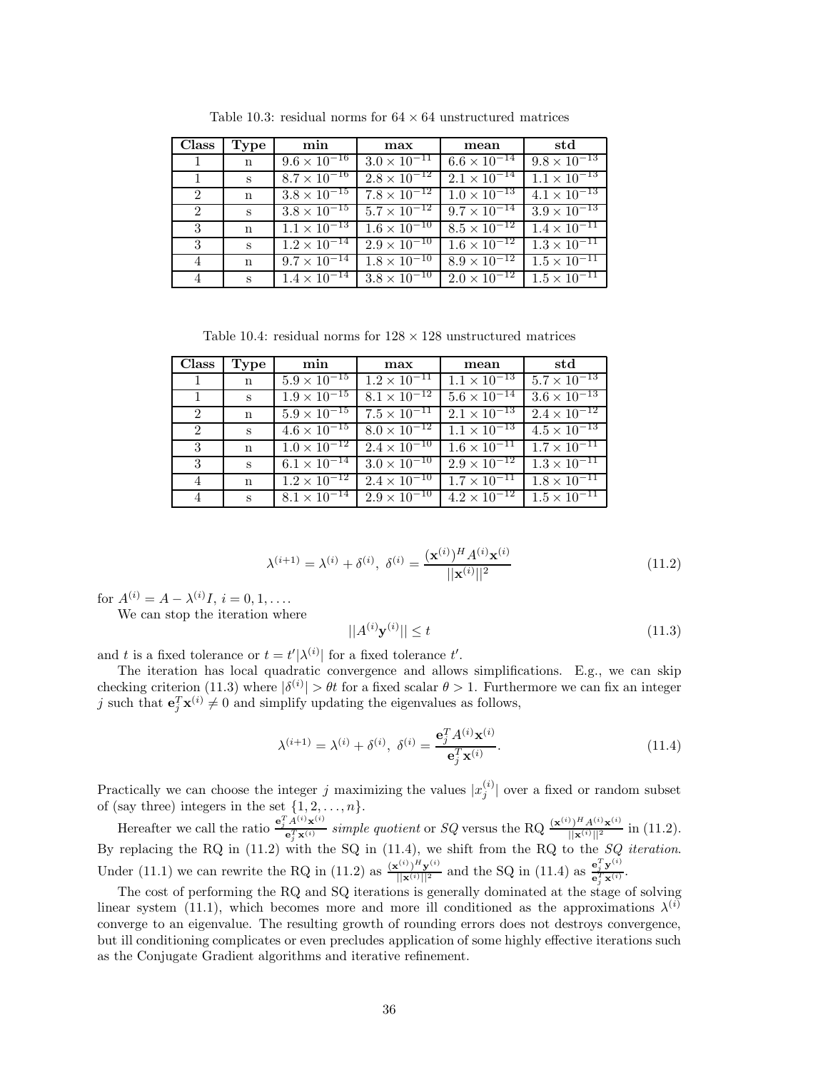Table 10.3: residual norms for $64 \times 64$ unstructured matrices

| Class | Type | min | max | mean | std |
|---|---|---|---|---|---|
| 1 | n | $9.6 \times 10^{-16}$ | $3.0 \times 10^{-11}$ | $6.6 \times 10^{-14}$ | $9.8 \times 10^{-13}$ |
| 1 | s | $8.7 \times 10^{-16}$ | $2.8 \times 10^{-12}$ | $2.1 \times 10^{-14}$ | $1.1 \times 10^{-13}$ |
| 2 | n | $3.8 \times 10^{-15}$ | $7.8 \times 10^{-12}$ | $1.0 \times 10^{-13}$ | $4.1 \times 10^{-13}$ |
| 2 | s | $3.8 \times 10^{-15}$ | $5.7 \times 10^{-12}$ | $9.7 \times 10^{-14}$ | $3.9 \times 10^{-13}$ |
| 3 | n | $1.1 \times 10^{-13}$ | $1.6 \times 10^{-10}$ | $8.5 \times 10^{-12}$ | $1.4 \times 10^{-11}$ |
| 3 | s | $1.2 \times 10^{-14}$ | $2.9 \times 10^{-10}$ | $1.6 \times 10^{-12}$ | $1.3 \times 10^{-11}$ |
| 4 | n | $9.7 \times 10^{-14}$ | $1.8 \times 10^{-10}$ | $8.9 \times 10^{-12}$ | $1.5 \times 10^{-11}$ |
| 4 | s | $1.4 \times 10^{-14}$ | $3.8 \times 10^{-10}$ | $2.0 \times 10^{-12}$ | $1.5 \times 10^{-11}$ |

Table 10.4: residual norms for $128 \times 128$ unstructured matrices

| Class | Type | min | max | mean | std |
|---|---|---|---|---|---|
| 1 | n | $5.9 \times 10^{-15}$ | $1.2 \times 10^{-11}$ | $1.1 \times 10^{-13}$ | $5.7 \times 10^{-13}$ |
| 1 | s | $1.9 \times 10^{-15}$ | $8.1 \times 10^{-12}$ | $5.6 \times 10^{-14}$ | $3.6 \times 10^{-13}$ |
| 2 | n | $5.9 \times 10^{-15}$ | $7.5 \times 10^{-11}$ | $2.1 \times 10^{-13}$ | $2.4 \times 10^{-12}$ |
| 2 | s | $4.6 \times 10^{-15}$ | $8.0 \times 10^{-12}$ | $1.1 \times 10^{-13}$ | $4.5 \times 10^{-13}$ |
| 3 | n | $1.0 \times 10^{-12}$ | $2.4 \times 10^{-10}$ | $1.6 \times 10^{-11}$ | $1.7 \times 10^{-11}$ |
| 3 | s | $6.1 \times 10^{-14}$ | $3.0 \times 10^{-10}$ | $2.9 \times 10^{-12}$ | $1.3 \times 10^{-11}$ |
| 4 | n | $1.2 \times 10^{-12}$ | $2.4 \times 10^{-10}$ | $1.7 \times 10^{-11}$ | $1.8 \times 10^{-11}$ |
| 4 | s | $8.1 \times 10^{-14}$ | $2.9 \times 10^{-10}$ | $4.2 \times 10^{-12}$ | $1.5 \times 10^{-11}$ |

$$\lambda^{(i+1)} = \lambda^{(i)} + \delta^{(i)},\ \delta^{(i)} = \frac{(\mathbf{x}^{(i)})^H A^{(i)} \mathbf{x}^{(i)}}{||\mathbf{x}^{(i)}||^2} \tag{11.2}$$

for $A^{(i)} = A - \lambda^{(i)} I$, $i = 0, 1, \ldots$.

We can stop the iteration where

$$||A^{(i)}\mathbf{y}^{(i)}|| \leq t \tag{11.3}$$

and $t$ is a fixed tolerance or $t = t'|\lambda^{(i)}|$ for a fixed tolerance $t'$.

The iteration has local quadratic convergence and allows simplifications. E.g., we can skip checking criterion (11.3) where $|\delta^{(i)}| > \theta t$ for a fixed scalar $\theta > 1$. Furthermore we can fix an integer $j$ such that $\mathbf{e}_j^T \mathbf{x}^{(i)} \neq 0$ and simplify updating the eigenvalues as follows,

$$\lambda^{(i+1)} = \lambda^{(i)} + \delta^{(i)},\ \delta^{(i)} = \frac{\mathbf{e}_j^T A^{(i)} \mathbf{x}^{(i)}}{\mathbf{e}_j^T \mathbf{x}^{(i)}}. \tag{11.4}$$

Practically we can choose the integer $j$ maximizing the values $|x_j^{(i)}|$ over a fixed or random subset of (say three) integers in the set $\{1, 2, \ldots, n\}$.

Hereafter we call the ratio $\frac{\mathbf{e}_j^T A^{(i)} \mathbf{x}^{(i)}}{\mathbf{e}_j^T \mathbf{x}^{(i)}}$ *simple quotient* or *SQ* versus the RQ $\frac{(\mathbf{x}^{(i)})^H A^{(i)} \mathbf{x}^{(i)}}{||\mathbf{x}^{(i)}||^2}$ in (11.2). By replacing the RQ in (11.2) with the SQ in (11.4), we shift from the RQ to the *SQ iteration*. Under (11.1) we can rewrite the RQ in (11.2) as $\frac{(\mathbf{x}^{(i)})^H \mathbf{y}^{(i)}}{||\mathbf{x}^{(i)}||^2}$ and the SQ in (11.4) as $\frac{\mathbf{e}_j^T \mathbf{y}^{(i)}}{\mathbf{e}_j^T \mathbf{x}^{(i)}}$.

The cost of performing the RQ and SQ iterations is generally dominated at the stage of solving linear system (11.1), which becomes more and more ill conditioned as the approximations $\lambda^{(i)}$ converge to an eigenvalue. The resulting growth of rounding errors does not destroys convergence, but ill conditioning complicates or even precludes application of some highly effective iterations such as the Conjugate Gradient algorithms and iterative refinement.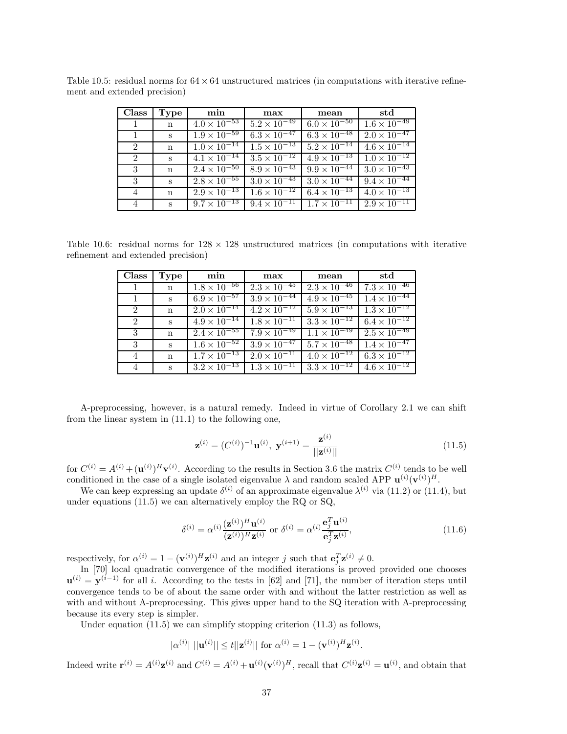Table 10.5: residual norms for $64 \times 64$ unstructured matrices (in computations with iterative refinement and extended precision)

| Class | Type | min | max | mean | std |
|---|---|---|---|---|---|
| 1 | n | $4.0 \times 10^{-53}$ | $5.2 \times 10^{-49}$ | $6.0 \times 10^{-50}$ | $1.6 \times 10^{-49}$ |
| 1 | s | $1.9 \times 10^{-59}$ | $6.3 \times 10^{-47}$ | $6.3 \times 10^{-48}$ | $2.0 \times 10^{-47}$ |
| 2 | n | $1.0 \times 10^{-14}$ | $1.5 \times 10^{-13}$ | $5.2 \times 10^{-14}$ | $4.6 \times 10^{-14}$ |
| 2 | s | $4.1 \times 10^{-14}$ | $3.5 \times 10^{-12}$ | $4.9 \times 10^{-13}$ | $1.0 \times 10^{-12}$ |
| 3 | n | $2.4 \times 10^{-50}$ | $8.9 \times 10^{-43}$ | $9.9 \times 10^{-44}$ | $3.0 \times 10^{-43}$ |
| 3 | s | $2.8 \times 10^{-55}$ | $3.0 \times 10^{-43}$ | $3.0 \times 10^{-44}$ | $9.4 \times 10^{-44}$ |
| 4 | n | $2.9 \times 10^{-13}$ | $1.6 \times 10^{-12}$ | $6.4 \times 10^{-13}$ | $4.0 \times 10^{-13}$ |
| 4 | s | $9.7 \times 10^{-13}$ | $9.4 \times 10^{-11}$ | $1.7 \times 10^{-11}$ | $2.9 \times 10^{-11}$ |

Table 10.6: residual norms for $128 \times 128$ unstructured matrices (in computations with iterative refinement and extended precision)

| Class | Type | min | max | mean | std |
|---|---|---|---|---|---|
| 1 | n | $1.8 \times 10^{-56}$ | $2.3 \times 10^{-45}$ | $2.3 \times 10^{-46}$ | $7.3 \times 10^{-46}$ |
| 1 | s | $6.9 \times 10^{-57}$ | $3.9 \times 10^{-44}$ | $4.9 \times 10^{-45}$ | $1.4 \times 10^{-44}$ |
| 2 | n | $2.0 \times 10^{-14}$ | $4.2 \times 10^{-12}$ | $5.9 \times 10^{-13}$ | $1.3 \times 10^{-12}$ |
| 2 | s | $4.9 \times 10^{-14}$ | $1.8 \times 10^{-11}$ | $3.3 \times 10^{-12}$ | $6.4 \times 10^{-12}$ |
| 3 | n | $2.4 \times 10^{-55}$ | $7.9 \times 10^{-49}$ | $1.1 \times 10^{-49}$ | $2.5 \times 10^{-49}$ |
| 3 | s | $1.6 \times 10^{-52}$ | $3.9 \times 10^{-47}$ | $5.7 \times 10^{-48}$ | $1.4 \times 10^{-47}$ |
| 4 | n | $1.7 \times 10^{-13}$ | $2.0 \times 10^{-11}$ | $4.0 \times 10^{-12}$ | $6.3 \times 10^{-12}$ |
| 4 | s | $3.2 \times 10^{-13}$ | $1.3 \times 10^{-11}$ | $3.3 \times 10^{-12}$ | $4.6 \times 10^{-12}$ |

A-preprocessing, however, is a natural remedy. Indeed in virtue of Corollary 2.1 we can shift from the linear system in (11.1) to the following one,

$$\mathbf{z}^{(i)} = (C^{(i)})^{-1}\mathbf{u}^{(i)},\ \mathbf{y}^{(i+1)} = \frac{\mathbf{z}^{(i)}}{||\mathbf{z}^{(i)}||} \tag{11.5}$$

for $C^{(i)} = A^{(i)} + (\mathbf{u}^{(i)})^H\mathbf{v}^{(i)}$. According to the results in Section 3.6 the matrix $C^{(i)}$ tends to be well conditioned in the case of a single isolated eigenvalue $\lambda$ and random scaled APP $\mathbf{u}^{(i)}(\mathbf{v}^{(i)})^H$.

We can keep expressing an update $\delta^{(i)}$ of an approximate eigenvalue $\lambda^{(i)}$ via (11.2) or (11.4), but under equations (11.5) we can alternatively employ the RQ or SQ,

$$\delta^{(i)} = \alpha^{(i)}\frac{(\mathbf{z}^{(i)})^H\mathbf{u}^{(i)}}{(\mathbf{z}^{(i)})^H\mathbf{z}^{(i)}} \text{ or } \delta^{(i)} = \alpha^{(i)}\frac{\mathbf{e}_j^T\mathbf{u}^{(i)}}{\mathbf{e}_j^T\mathbf{z}^{(i)}}, \tag{11.6}$$

respectively, for $\alpha^{(i)} = 1 - (\mathbf{v}^{(i)})^H\mathbf{z}^{(i)}$ and an integer $j$ such that $\mathbf{e}_j^T\mathbf{z}^{(i)} \neq 0$.

In [70] local quadratic convergence of the modified iterations is proved provided one chooses $\mathbf{u}^{(i)} = \mathbf{y}^{(i-1)}$ for all $i$. According to the tests in [62] and [71], the number of iteration steps until convergence tends to be of about the same order with and without the latter restriction as well as with and without A-preprocessing. This gives upper hand to the SQ iteration with A-preprocessing because its every step is simpler.

Under equation (11.5) we can simplify stopping criterion (11.3) as follows,

$$|\alpha^{(i)}|\ ||\mathbf{u}^{(i)}|| \leq t||\mathbf{z}^{(i)}|| \text{ for } \alpha^{(i)} = 1 - (\mathbf{v}^{(i)})^H\mathbf{z}^{(i)}.$$

Indeed write $\mathbf{r}^{(i)} = A^{(i)}\mathbf{z}^{(i)}$ and $C^{(i)} = A^{(i)} + \mathbf{u}^{(i)}(\mathbf{v}^{(i)})^H$, recall that $C^{(i)}\mathbf{z}^{(i)} = \mathbf{u}^{(i)}$, and obtain that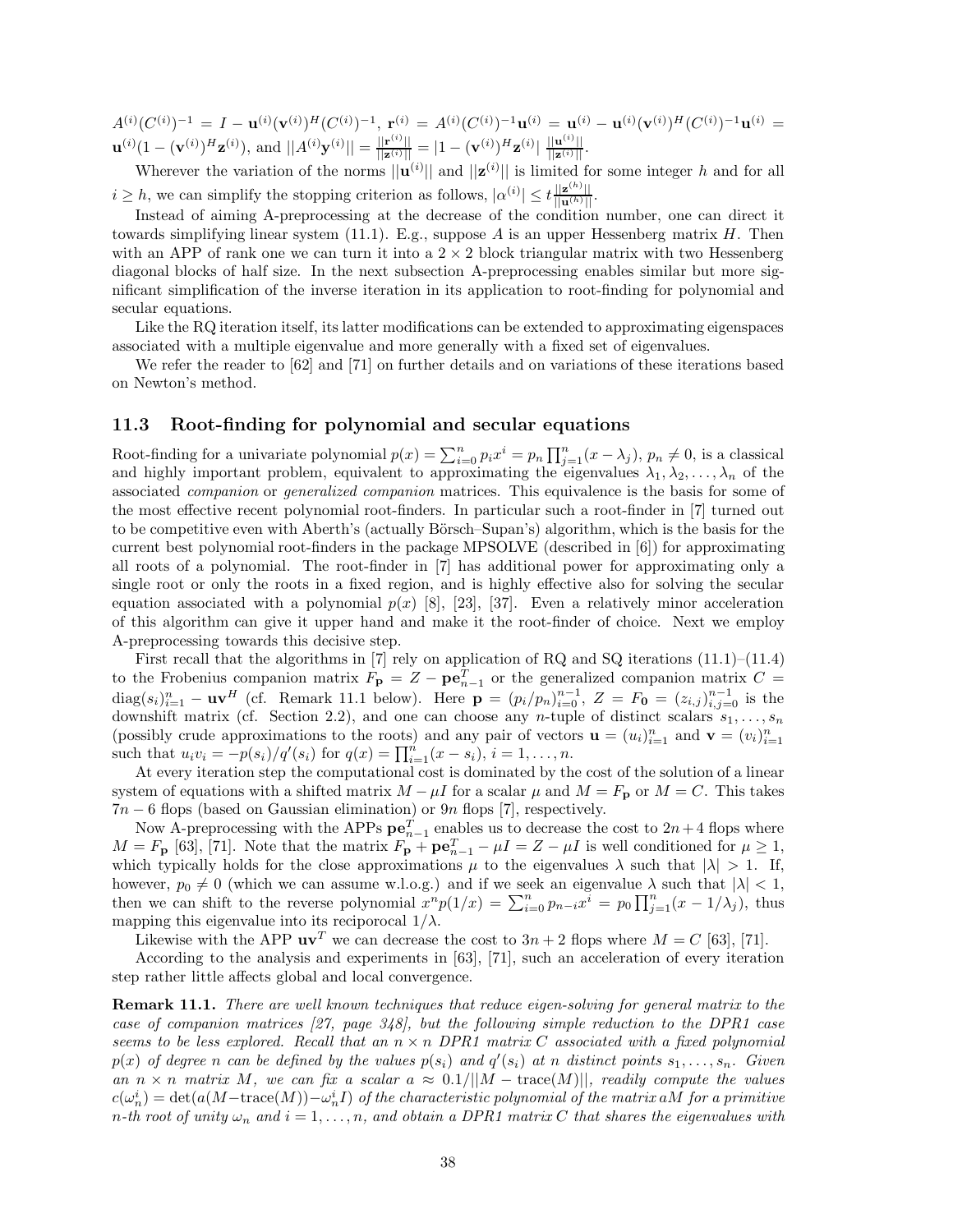$A^{(i)}(C^{(i)})^{-1} = I - \mathbf{u}^{(i)}(\mathbf{v}^{(i)})^H(C^{(i)})^{-1}$, $\mathbf{r}^{(i)} = A^{(i)}(C^{(i)})^{-1}\mathbf{u}^{(i)} = \mathbf{u}^{(i)} - \mathbf{u}^{(i)}(\mathbf{v}^{(i)})^H(C^{(i)})^{-1}\mathbf{u}^{(i)} = \mathbf{u}^{(i)}(1 - (\mathbf{v}^{(i)})^H\mathbf{z}^{(i)})$, and $||A^{(i)}\mathbf{y}^{(i)}|| = \frac{||\mathbf{r}^{(i)}||}{||\mathbf{z}^{(i)}||} = |1 - (\mathbf{v}^{(i)})^H\mathbf{z}^{(i)}|\ \frac{||\mathbf{u}^{(i)}||}{||\mathbf{z}^{(i)}||}$.

Wherever the variation of the norms $||\mathbf{u}^{(i)}||$ and $||\mathbf{z}^{(i)}||$ is limited for some integer $h$ and for all $i \geq h$, we can simplify the stopping criterion as follows, $|\alpha^{(i)}| \leq t\frac{||\mathbf{z}^{(h)}||}{||\mathbf{u}^{(h)}||}$.

Instead of aiming A-preprocessing at the decrease of the condition number, one can direct it towards simplifying linear system (11.1). E.g., suppose $A$ is an upper Hessenberg matrix $H$. Then with an APP of rank one we can turn it into a $2 \times 2$ block triangular matrix with two Hessenberg diagonal blocks of half size. In the next subsection A-preprocessing enables similar but more significant simplification of the inverse iteration in its application to root-finding for polynomial and secular equations.

Like the RQ iteration itself, its latter modifications can be extended to approximating eigenspaces associated with a multiple eigenvalue and more generally with a fixed set of eigenvalues.

We refer the reader to [62] and [71] on further details and on variations of these iterations based on Newton's method.

### 11.3 Root-finding for polynomial and secular equations

Root-finding for a univariate polynomial $p(x) = \sum_{i=0}^{n} p_i x^i = p_n \prod_{j=1}^{n}(x - \lambda_j)$, $p_n \neq 0$, is a classical and highly important problem, equivalent to approximating the eigenvalues $\lambda_1, \lambda_2, \ldots, \lambda_n$ of the associated *companion* or *generalized companion* matrices. This equivalence is the basis for some of the most effective recent polynomial root-finders. In particular such a root-finder in [7] turned out to be competitive even with Aberth's (actually Börsch–Supan's) algorithm, which is the basis for the current best polynomial root-finders in the package MPSOLVE (described in [6]) for approximating all roots of a polynomial. The root-finder in [7] has additional power for approximating only a single root or only the roots in a fixed region, and is highly effective also for solving the secular equation associated with a polynomial $p(x)$ [8], [23], [37]. Even a relatively minor acceleration of this algorithm can give it upper hand and make it the root-finder of choice. Next we employ A-preprocessing towards this decisive step.

First recall that the algorithms in [7] rely on application of RQ and SQ iterations (11.1)–(11.4) to the Frobenius companion matrix $F_{\mathbf{p}} = Z - \mathbf{p}\mathbf{e}_{n-1}^T$ or the generalized companion matrix $C = \text{diag}(s_i)_{i=1}^n - \mathbf{u}\mathbf{v}^H$ (cf. Remark 11.1 below). Here $\mathbf{p} = (p_i/p_n)_{i=0}^{n-1}$, $Z = F_{\mathbf{0}} = (z_{i,j})_{i,j=0}^{n-1}$ is the downshift matrix (cf. Section 2.2), and one can choose any $n$-tuple of distinct scalars $s_1, \ldots, s_n$ (possibly crude approximations to the roots) and any pair of vectors $\mathbf{u} = (u_i)_{i=1}^n$ and $\mathbf{v} = (v_i)_{i=1}^n$ such that $u_i v_i = -p(s_i)/q'(s_i)$ for $q(x) = \prod_{i=1}^n (x - s_i)$, $i = 1, \ldots, n$.

At every iteration step the computational cost is dominated by the cost of the solution of a linear system of equations with a shifted matrix $M - \mu I$ for a scalar $\mu$ and $M = F_{\mathbf{p}}$ or $M = C$. This takes $7n - 6$ flops (based on Gaussian elimination) or $9n$ flops [7], respectively.

Now A-preprocessing with the APPs $\mathbf{p}\mathbf{e}_{n-1}^T$ enables us to decrease the cost to $2n + 4$ flops where $M = F_{\mathbf{p}}$ [63], [71]. Note that the matrix $F_{\mathbf{p}} + \mathbf{p}\mathbf{e}_{n-1}^T - \mu I = Z - \mu I$ is well conditioned for $\mu \geq 1$, which typically holds for the close approximations $\mu$ to the eigenvalues $\lambda$ such that $|\lambda| > 1$. If, however, $p_0 \neq 0$ (which we can assume w.l.o.g.) and if we seek an eigenvalue $\lambda$ such that $|\lambda| < 1$, then we can shift to the reverse polynomial $x^n p(1/x) = \sum_{i=0}^n p_{n-i} x^i = p_0 \prod_{j=1}^n (x - 1/\lambda_j)$, thus mapping this eigenvalue into its reciporocal $1/\lambda$.

Likewise with the APP $\mathbf{u}\mathbf{v}^T$ we can decrease the cost to $3n + 2$ flops where $M = C$ [63], [71].

According to the analysis and experiments in [63], [71], such an acceleration of every iteration step rather little affects global and local convergence.

**Remark 11.1.** *There are well known techniques that reduce eigen-solving for general matrix to the case of companion matrices [27, page 348], but the following simple reduction to the DPR1 case seems to be less explored. Recall that an $n \times n$ DPR1 matrix $C$ associated with a fixed polynomial $p(x)$ of degree $n$ can be defined by the values $p(s_i)$ and $q'(s_i)$ at $n$ distinct points $s_1, \ldots, s_n$. Given an $n \times n$ matrix $M$, we can fix a scalar $a \approx 0.1/||M - \text{trace}(M)||$, readily compute the values $c(\omega_n^i) = \det(a(M - \text{trace}(M)) - \omega_n^i I)$ of the characteristic polynomial of the matrix $aM$ for a primitive $n$-th root of unity $\omega_n$ and $i = 1, \ldots, n$, and obtain a DPR1 matrix $C$ that shares the eigenvalues with*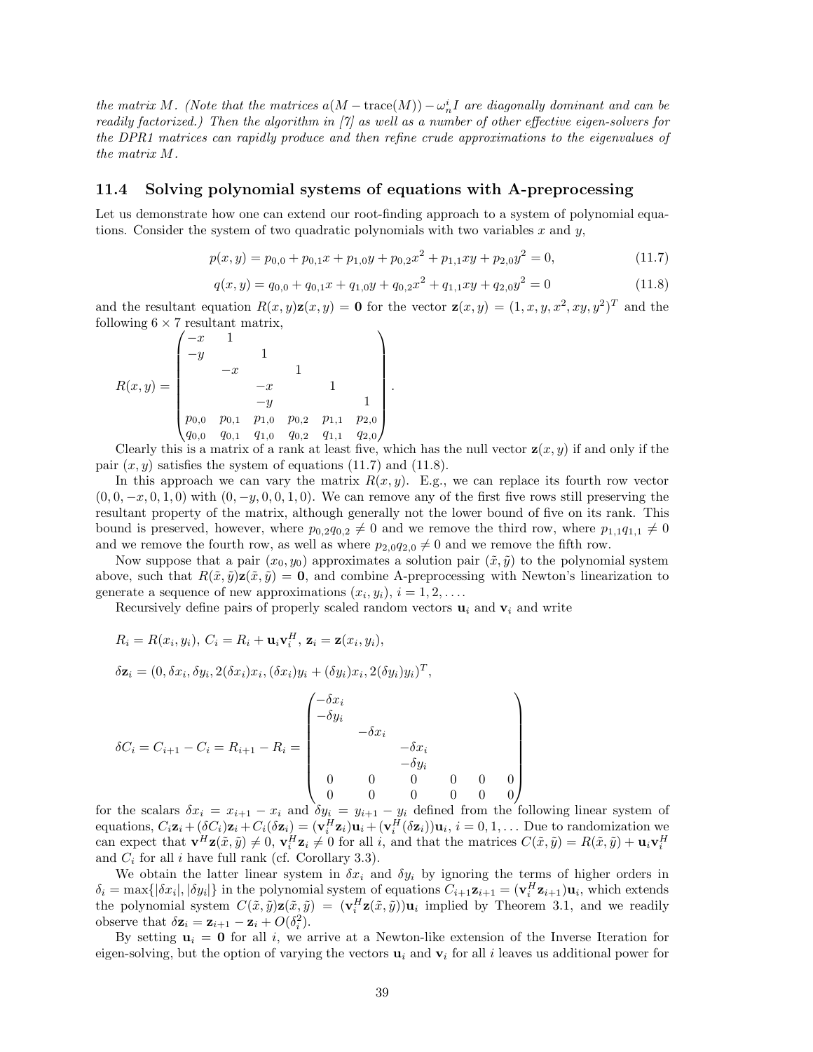*the matrix $M$. (Note that the matrices $a(M - \mathrm{trace}(M)) - \omega_n^i I$ are diagonally dominant and can be readily factorized.) Then the algorithm in [7] as well as a number of other effective eigen-solvers for the DPR1 matrices can rapidly produce and then refine crude approximations to the eigenvalues of the matrix $M$.*

### 11.4 Solving polynomial systems of equations with A-preprocessing

Let us demonstrate how one can extend our root-finding approach to a system of polynomial equations. Consider the system of two quadratic polynomials with two variables $x$ and $y$,

$$p(x, y) = p_{0,0} + p_{0,1}x + p_{1,0}y + p_{0,2}x^2 + p_{1,1}xy + p_{2,0}y^2 = 0, \tag{11.7}$$

$$q(x, y) = q_{0,0} + q_{0,1}x + q_{1,0}y + q_{0,2}x^2 + q_{1,1}xy + q_{2,0}y^2 = 0 \tag{11.8}$$

and the resultant equation $R(x, y)\mathbf{z}(x, y) = \mathbf{0}$ for the vector $\mathbf{z}(x, y) = (1, x, y, x^2, xy, y^2)^T$ and the following $6 \times 7$ resultant matrix,

$$R(x,y) = \begin{pmatrix} -x & 1 & & & & \\ -y & & 1 & & & \\ & -x & & 1 & & \\ & & -x & & 1 & \\ & & -y & & & 1 \\ p_{0,0} & p_{0,1} & p_{1,0} & p_{0,2} & p_{1,1} & p_{2,0} \\ q_{0,0} & q_{0,1} & q_{1,0} & q_{0,2} & q_{1,1} & q_{2,0} \end{pmatrix}.$$

Clearly this is a matrix of a rank at least five, which has the null vector $\mathbf{z}(x, y)$ if and only if the pair $(x, y)$ satisfies the system of equations (11.7) and (11.8).

In this approach we can vary the matrix $R(x, y)$. E.g., we can replace its fourth row vector $(0, 0, -x, 0, 1, 0)$ with $(0, -y, 0, 0, 1, 0)$. We can remove any of the first five rows still preserving the resultant property of the matrix, although generally not the lower bound of five on its rank. This bound is preserved, however, where $p_{0,2}q_{0,2} \neq 0$ and we remove the third row, where $p_{1,1}q_{1,1} \neq 0$ and we remove the fourth row, as well as where $p_{2,0}q_{2,0} \neq 0$ and we remove the fifth row.

Now suppose that a pair $(x_0, y_0)$ approximates a solution pair $(\tilde{x}, \tilde{y})$ to the polynomial system above, such that $R(\tilde{x}, \tilde{y})\mathbf{z}(\tilde{x}, \tilde{y}) = \mathbf{0}$, and combine A-preprocessing with Newton's linearization to generate a sequence of new approximations $(x_i, y_i)$, $i = 1, 2, \ldots$.

Recursively define pairs of properly scaled random vectors $\mathbf{u}_i$ and $\mathbf{v}_i$ and write

$$R_i = R(x_i, y_i),\ C_i = R_i + \mathbf{u}_i\mathbf{v}_i^H,\ \mathbf{z}_i = \mathbf{z}(x_i, y_i),$$

$$\delta\mathbf{z}_i = (0, \delta x_i, \delta y_i, 2(\delta x_i)x_i, (\delta x_i)y_i + (\delta y_i)x_i, 2(\delta y_i)y_i)^T,$$

$$\delta C_i = C_{i+1} - C_i = R_{i+1} - R_i = \begin{pmatrix} -\delta x_i & & & & & \\ -\delta y_i & & & & & \\ & -\delta x_i & & & & \\ & & -\delta x_i & & & \\ & & -\delta y_i & & & \\ 0 & 0 & 0 & 0 & 0 & 0 \\ 0 & 0 & 0 & 0 & 0 & 0 \end{pmatrix}$$

for the scalars $\delta x_i = x_{i+1} - x_i$ and $\delta y_i = y_{i+1} - y_i$ defined from the following linear system of equations, $C_i\mathbf{z}_i + (\delta C_i)\mathbf{z}_i + C_i(\delta\mathbf{z}_i) = (\mathbf{v}_i^H\mathbf{z}_i)\mathbf{u}_i + (\mathbf{v}_i^H(\delta\mathbf{z}_i))\mathbf{u}_i$, $i = 0, 1, \ldots$ Due to randomization we can expect that $\mathbf{v}^H\mathbf{z}(\tilde{x}, \tilde{y}) \neq 0$, $\mathbf{v}_i^H\mathbf{z}_i \neq 0$ for all $i$, and that the matrices $C(\tilde{x}, \tilde{y}) = R(\tilde{x}, \tilde{y}) + \mathbf{u}_i\mathbf{v}_i^H$ and $C_i$ for all $i$ have full rank (cf. Corollary 3.3).

We obtain the latter linear system in $\delta x_i$ and $\delta y_i$ by ignoring the terms of higher orders in $\delta_i = \max\{|\delta x_i|, |\delta y_i|\}$ in the polynomial system of equations $C_{i+1}\mathbf{z}_{i+1} = (\mathbf{v}_i^H\mathbf{z}_{i+1})\mathbf{u}_i$, which extends the polynomial system $C(\tilde{x}, \tilde{y})\mathbf{z}(\tilde{x}, \tilde{y}) = (\mathbf{v}_i^H\mathbf{z}(\tilde{x}, \tilde{y}))\mathbf{u}_i$ implied by Theorem 3.1, and we readily observe that $\delta\mathbf{z}_i = \mathbf{z}_{i+1} - \mathbf{z}_i + O(\delta_i^2)$.

By setting $\mathbf{u}_i = \mathbf{0}$ for all $i$, we arrive at a Newton-like extension of the Inverse Iteration for eigen-solving, but the option of varying the vectors $\mathbf{u}_i$ and $\mathbf{v}_i$ for all $i$ leaves us additional power for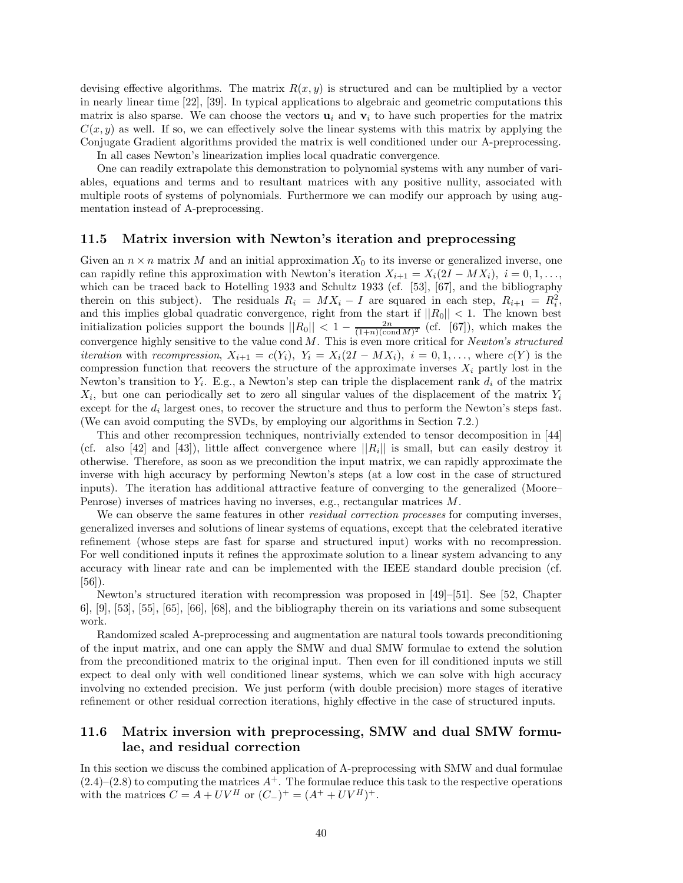devising effective algorithms. The matrix $R(x, y)$ is structured and can be multiplied by a vector in nearly linear time [22], [39]. In typical applications to algebraic and geometric computations this matrix is also sparse. We can choose the vectors $\mathbf{u}_i$ and $\mathbf{v}_i$ to have such properties for the matrix $C(x, y)$ as well. If so, we can effectively solve the linear systems with this matrix by applying the Conjugate Gradient algorithms provided the matrix is well conditioned under our A-preprocessing.

In all cases Newton's linearization implies local quadratic convergence.

One can readily extrapolate this demonstration to polynomial systems with any number of variables, equations and terms and to resultant matrices with any positive nullity, associated with multiple roots of systems of polynomials. Furthermore we can modify our approach by using augmentation instead of A-preprocessing.

### 11.5 Matrix inversion with Newton's iteration and preprocessing

Given an $n \times n$ matrix $M$ and an initial approximation $X_0$ to its inverse or generalized inverse, one can rapidly refine this approximation with Newton's iteration $X_{i+1} = X_i(2I - MX_i),\ i = 0, 1, \ldots,$ which can be traced back to Hotelling 1933 and Schultz 1933 (cf. [53], [67], and the bibliography therein on this subject). The residuals $R_i = MX_i - I$ are squared in each step, $R_{i+1} = R_i^2$, and this implies global quadratic convergence, right from the start if $||R_0|| < 1$. The known best initialization policies support the bounds $||R_0|| < 1 - \frac{2n}{(1+n)(\text{cond}\, M)^2}$ (cf. [67]), which makes the convergence highly sensitive to the value cond $M$. This is even more critical for *Newton's structured iteration* with *recompression*, $X_{i+1} = c(Y_i),\ Y_i = X_i(2I - MX_i),\ i = 0, 1, \ldots,$ where $c(Y)$ is the compression function that recovers the structure of the approximate inverses $X_i$ partly lost in the Newton's transition to $Y_i$. E.g., a Newton's step can triple the displacement rank $d_i$ of the matrix $X_i$, but one can periodically set to zero all singular values of the displacement of the matrix $Y_i$ except for the $d_i$ largest ones, to recover the structure and thus to perform the Newton's steps fast. (We can avoid computing the SVDs, by employing our algorithms in Section 7.2.)

This and other recompression techniques, nontrivially extended to tensor decomposition in [44] (cf. also [42] and [43]), little affect convergence where $||R_i||$ is small, but can easily destroy it otherwise. Therefore, as soon as we precondition the input matrix, we can rapidly approximate the inverse with high accuracy by performing Newton's steps (at a low cost in the case of structured inputs). The iteration has additional attractive feature of converging to the generalized (Moore–Penrose) inverses of matrices having no inverses, e.g., rectangular matrices $M$.

We can observe the same features in other *residual correction processes* for computing inverses, generalized inverses and solutions of linear systems of equations, except that the celebrated iterative refinement (whose steps are fast for sparse and structured input) works with no recompression. For well conditioned inputs it refines the approximate solution to a linear system advancing to any accuracy with linear rate and can be implemented with the IEEE standard double precision (cf. [56]).

Newton's structured iteration with recompression was proposed in [49]–[51]. See [52, Chapter 6], [9], [53], [55], [65], [66], [68], and the bibliography therein on its variations and some subsequent work.

Randomized scaled A-preprocessing and augmentation are natural tools towards preconditioning of the input matrix, and one can apply the SMW and dual SMW formulae to extend the solution from the preconditioned matrix to the original input. Then even for ill conditioned inputs we still expect to deal only with well conditioned linear systems, which we can solve with high accuracy involving no extended precision. We just perform (with double precision) more stages of iterative refinement or other residual correction iterations, highly effective in the case of structured inputs.

### 11.6 Matrix inversion with preprocessing, SMW and dual SMW formulae, and residual correction

In this section we discuss the combined application of A-preprocessing with SMW and dual formulae (2.4)–(2.8) to computing the matrices $A^+$. The formulae reduce this task to the respective operations with the matrices $C = A + UV^H$ or $(C_-)^+ = (A^+ + UV^H)^+$.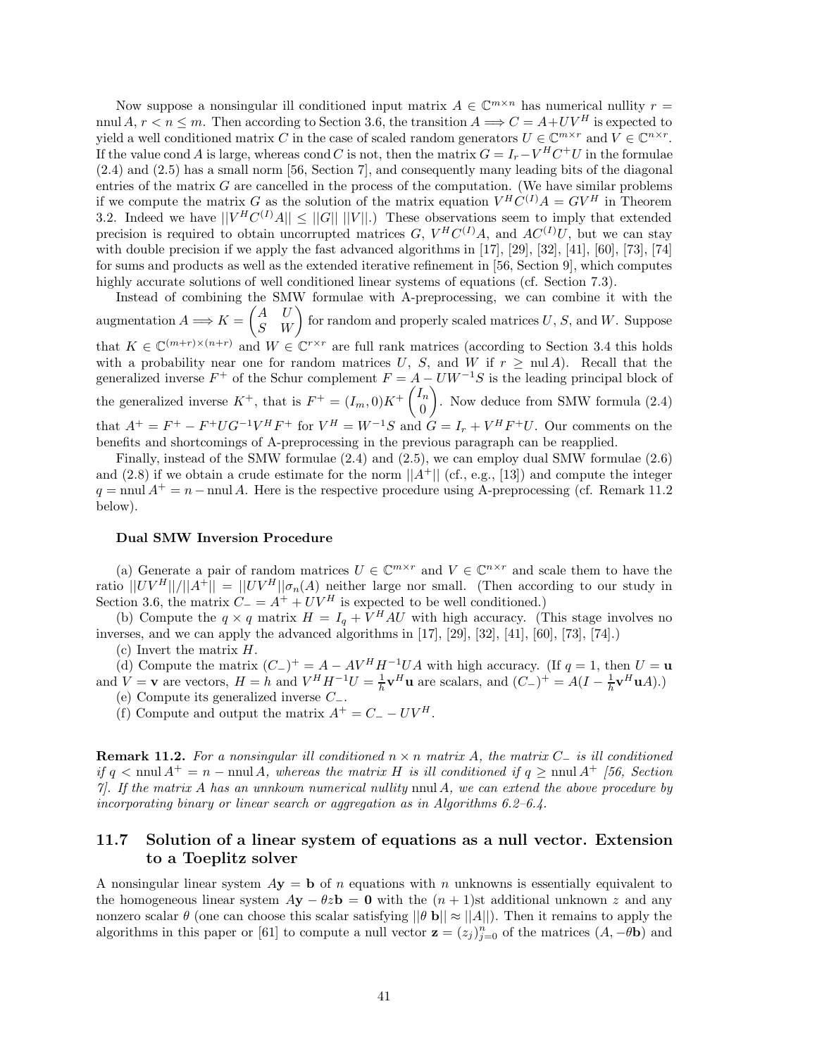Now suppose a nonsingular ill conditioned input matrix $A \in \mathbb{C}^{m\times n}$ has numerical nullity $r = \text{nnul}\, A$, $r < n \leq m$. Then according to Section 3.6, the transition $A \Longrightarrow C = A + UV^H$ is expected to yield a well conditioned matrix $C$ in the case of scaled random generators $U \in \mathbb{C}^{m\times r}$ and $V \in \mathbb{C}^{n\times r}$. If the value cond $A$ is large, whereas cond $C$ is not, then the matrix $G = I_r - V^H C^+ U$ in the formulae (2.4) and (2.5) has a small norm [56, Section 7], and consequently many leading bits of the diagonal entries of the matrix $G$ are cancelled in the process of the computation. (We have similar problems if we compute the matrix $G$ as the solution of the matrix equation $V^H C^{(I)} A = GV^H$ in Theorem 3.2. Indeed we have $||V^H C^{(I)} A|| \leq ||G||\, ||V||$.) These observations seem to imply that extended precision is required to obtain uncorrupted matrices $G$, $V^H C^{(I)} A$, and $AC^{(I)} U$, but we can stay with double precision if we apply the fast advanced algorithms in [17], [29], [32], [41], [60], [73], [74] for sums and products as well as the extended iterative refinement in [56, Section 9], which computes highly accurate solutions of well conditioned linear systems of equations (cf. Section 7.3).

Instead of combining the SMW formulae with A-preprocessing, we can combine it with the augmentation $A \Longrightarrow K = \begin{pmatrix} A & U \\ S & W \end{pmatrix}$ for random and properly scaled matrices $U$, $S$, and $W$. Suppose that $K \in \mathbb{C}^{(m+r)\times(n+r)}$ and $W \in \mathbb{C}^{r\times r}$ are full rank matrices (according to Section 3.4 this holds with a probability near one for random matrices $U$, $S$, and $W$ if $r \geq \text{nul}\, A$). Recall that the generalized inverse $F^+$ of the Schur complement $F = A - UW^{-1}S$ is the leading principal block of the generalized inverse $K^+$, that is $F^+ = (I_m, 0)K^+ \begin{pmatrix} I_n \\ 0 \end{pmatrix}$. Now deduce from SMW formula (2.4) that $A^+ = F^+ - F^+ U G^{-1} V^H F^+$ for $V^H = W^{-1}S$ and $G = I_r + V^H F^+ U$. Our comments on the benefits and shortcomings of A-preprocessing in the previous paragraph can be reapplied.

Finally, instead of the SMW formulae (2.4) and (2.5), we can employ dual SMW formulae (2.6) and (2.8) if we obtain a crude estimate for the norm $||A^+||$ (cf., e.g., [13]) and compute the integer $q = \text{nnul}\, A^+ = n - \text{nnul}\, A$. Here is the respective procedure using A-preprocessing (cf. Remark 11.2 below).

**Dual SMW Inversion Procedure**

(a) Generate a pair of random matrices $U \in \mathbb{C}^{m\times r}$ and $V \in \mathbb{C}^{n\times r}$ and scale them to have the ratio $||UV^H||/||A^+|| = ||UV^H||\sigma_n(A)$ neither large nor small. (Then according to our study in Section 3.6, the matrix $C_- = A^+ + UV^H$ is expected to be well conditioned.)

(b) Compute the $q \times q$ matrix $H = I_q + V^H AU$ with high accuracy. (This stage involves no inverses, and we can apply the advanced algorithms in [17], [29], [32], [41], [60], [73], [74].)

(c) Invert the matrix $H$.

(d) Compute the matrix $(C_-)^+ = A - AV^H H^{-1} UA$ with high accuracy. (If $q = 1$, then $U = \mathbf{u}$ and $V = \mathbf{v}$ are vectors, $H = h$ and $V^H H^{-1} U = \frac{1}{h}\mathbf{v}^H \mathbf{u}$ are scalars, and $(C_-)^+ = A(I - \frac{1}{h}\mathbf{v}^H \mathbf{u} A)$.)

(e) Compute its generalized inverse $C_-$.

(f) Compute and output the matrix $A^+ = C_- - UV^H$.

**Remark 11.2.** *For a nonsingular ill conditioned $n \times n$ matrix $A$, the matrix $C_-$ is ill conditioned if $q < \text{nnul}\, A^+ = n - \text{nnul}\, A$, whereas the matrix $H$ is ill conditioned if $q \geq \text{nnul}\, A^+$ [56, Section 7]. If the matrix $A$ has an unnkown numerical nullity nnul $A$, we can extend the above procedure by incorporating binary or linear search or aggregation as in Algorithms 6.2–6.4.*

## 11.7 Solution of a linear system of equations as a null vector. Extension to a Toeplitz solver

A nonsingular linear system $A\mathbf{y} = \mathbf{b}$ of $n$ equations with $n$ unknowns is essentially equivalent to the homogeneous linear system $A\mathbf{y} - \theta z\mathbf{b} = \mathbf{0}$ with the $(n+1)$st additional unknown $z$ and any nonzero scalar $\theta$ (one can choose this scalar satisfying $||\theta\, \mathbf{b}|| \approx ||A||$). Then it remains to apply the algorithms in this paper or [61] to compute a null vector $\mathbf{z} = (z_j)_{j=0}^n$ of the matrices $(A, -\theta\mathbf{b})$ and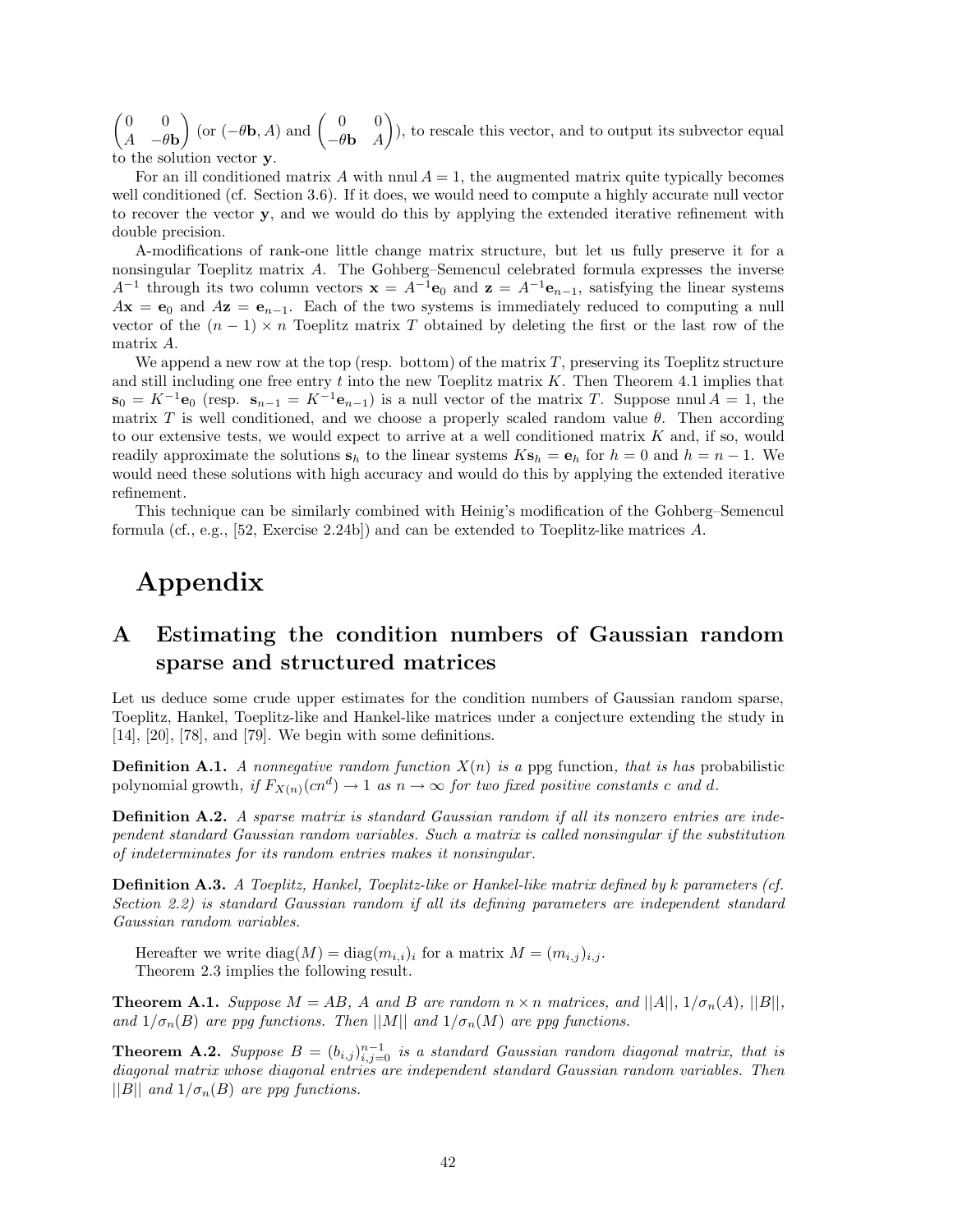$\begin{pmatrix} 0 & 0 \\ A & -\theta\mathbf{b} \end{pmatrix}$ (or $(-\theta\mathbf{b}, A)$ and $\begin{pmatrix} 0 & 0 \\ -\theta\mathbf{b} & A \end{pmatrix}$), to rescale this vector, and to output its subvector equal to the solution vector $\mathbf{y}$.

For an ill conditioned matrix $A$ with $\operatorname{nnul} A = 1$, the augmented matrix quite typically becomes well conditioned (cf. Section 3.6). If it does, we would need to compute a highly accurate null vector to recover the vector $\mathbf{y}$, and we would do this by applying the extended iterative refinement with double precision.

A-modifications of rank-one little change matrix structure, but let us fully preserve it for a nonsingular Toeplitz matrix $A$. The Gohberg–Semencul celebrated formula expresses the inverse $A^{-1}$ through its two column vectors $\mathbf{x} = A^{-1}\mathbf{e}_0$ and $\mathbf{z} = A^{-1}\mathbf{e}_{n-1}$, satisfying the linear systems $A\mathbf{x} = \mathbf{e}_0$ and $A\mathbf{z} = \mathbf{e}_{n-1}$. Each of the two systems is immediately reduced to computing a null vector of the $(n-1) \times n$ Toeplitz matrix $T$ obtained by deleting the first or the last row of the matrix $A$.

We append a new row at the top (resp. bottom) of the matrix $T$, preserving its Toeplitz structure and still including one free entry $t$ into the new Toeplitz matrix $K$. Then Theorem 4.1 implies that $\mathbf{s}_0 = K^{-1}\mathbf{e}_0$ (resp. $\mathbf{s}_{n-1} = K^{-1}\mathbf{e}_{n-1}$) is a null vector of the matrix $T$. Suppose $\operatorname{nnul} A = 1$, the matrix $T$ is well conditioned, and we choose a properly scaled random value $\theta$. Then according to our extensive tests, we would expect to arrive at a well conditioned matrix $K$ and, if so, would readily approximate the solutions $\mathbf{s}_h$ to the linear systems $K\mathbf{s}_h = \mathbf{e}_h$ for $h = 0$ and $h = n-1$. We would need these solutions with high accuracy and would do this by applying the extended iterative refinement.

This technique can be similarly combined with Heinig's modification of the Gohberg–Semencul formula (cf., e.g., [52, Exercise 2.24b]) and can be extended to Toeplitz-like matrices $A$.

# Appendix

## A Estimating the condition numbers of Gaussian random sparse and structured matrices

Let us deduce some crude upper estimates for the condition numbers of Gaussian random sparse, Toeplitz, Hankel, Toeplitz-like and Hankel-like matrices under a conjecture extending the study in [14], [20], [78], and [79]. We begin with some definitions.

**Definition A.1.** *A nonnegative random function $X(n)$ is a* ppg function, *that is has* probabilistic polynomial growth, *if $F_{X(n)}(cn^d) \to 1$ as $n \to \infty$ for two fixed positive constants $c$ and $d$.*

**Definition A.2.** *A sparse matrix is standard Gaussian random if all its nonzero entries are independent standard Gaussian random variables. Such a matrix is called nonsingular if the substitution of indeterminates for its random entries makes it nonsingular.*

**Definition A.3.** *A Toeplitz, Hankel, Toeplitz-like or Hankel-like matrix defined by $k$ parameters (cf. Section 2.2) is standard Gaussian random if all its defining parameters are independent standard Gaussian random variables.*

Hereafter we write $\operatorname{diag}(M) = \operatorname{diag}(m_{i,i})_i$ for a matrix $M = (m_{i,j})_{i,j}$.

Theorem 2.3 implies the following result.

**Theorem A.1.** *Suppose $M = AB$, $A$ and $B$ are random $n \times n$ matrices, and $||A||$, $1/\sigma_n(A)$, $||B||$, and $1/\sigma_n(B)$ are ppg functions. Then $||M||$ and $1/\sigma_n(M)$ are ppg functions.*

**Theorem A.2.** *Suppose $B = (b_{i,j})_{i,j=0}^{n-1}$ is a standard Gaussian random diagonal matrix, that is diagonal matrix whose diagonal entries are independent standard Gaussian random variables. Then $||B||$ and $1/\sigma_n(B)$ are ppg functions.*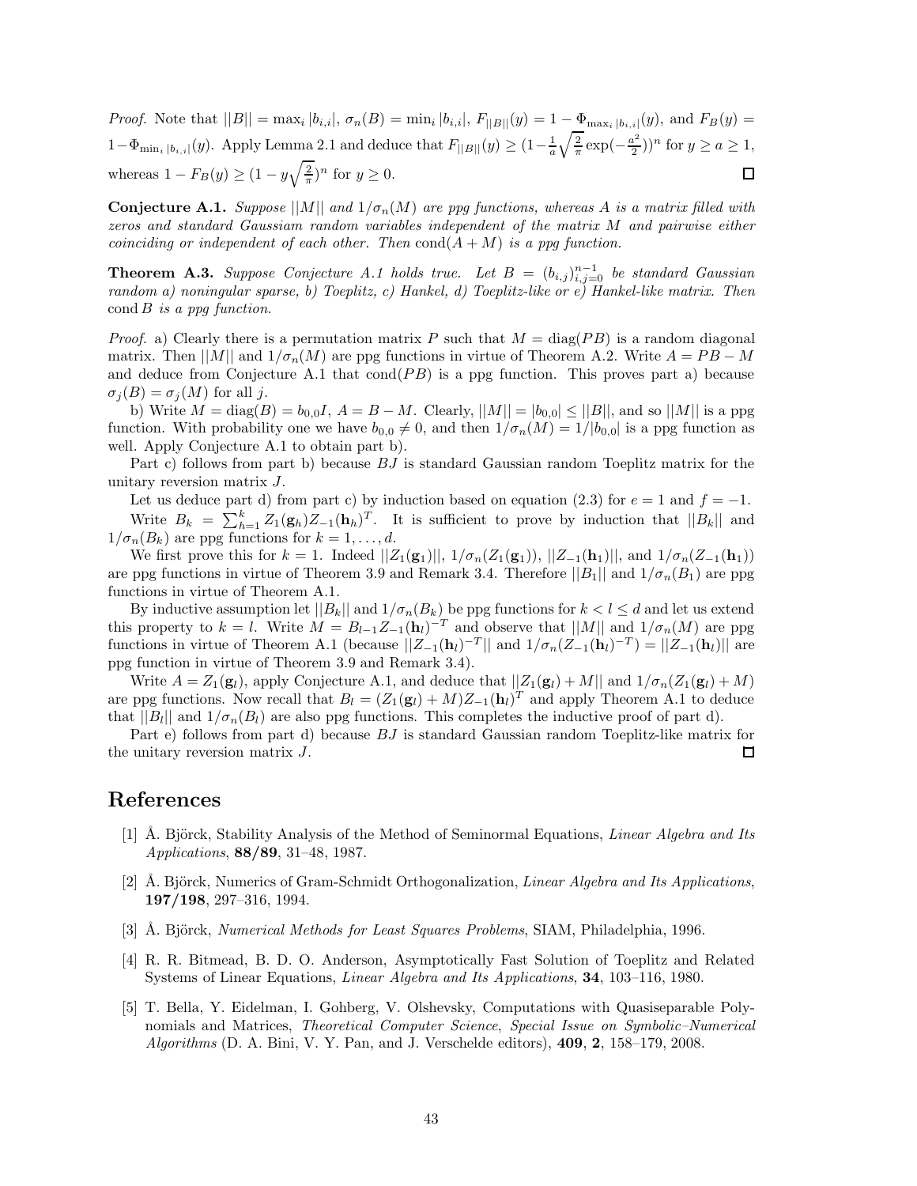*Proof.* Note that $||B|| = \max_i |b_{i,i}|$, $\sigma_n(B) = \min_i |b_{i,i}|$, $F_{||B||}(y) = 1 - \Phi_{\max_i |b_{i,i}|}(y)$, and $F_B(y) = 1 - \Phi_{\min_i |b_{i,i}|}(y)$. Apply Lemma 2.1 and deduce that $F_{||B||}(y) \geq (1 - \frac{1}{a}\sqrt{\frac{2}{\pi}}\exp(-\frac{a^2}{2}))^n$ for $y \geq a \geq 1$, whereas $1 - F_B(y) \geq (1 - y\sqrt{\frac{2}{\pi}})^n$ for $y \geq 0$. $\square$

**Conjecture A.1.** *Suppose $||M||$ and $1/\sigma_n(M)$ are ppg functions, whereas $A$ is a matrix filled with zeros and standard Gaussiam random variables independent of the matrix $M$ and pairwise either coinciding or independent of each other. Then* $\text{cond}(A + M)$ *is a ppg function.*

**Theorem A.3.** *Suppose Conjecture A.1 holds true. Let $B = (b_{i,j})_{i,j=0}^{n-1}$ be standard Gaussian random a) noningular sparse, b) Toeplitz, c) Hankel, d) Toeplitz-like or e) Hankel-like matrix. Then* $\text{cond}\, B$ *is a ppg function.*

*Proof.* a) Clearly there is a permutation matrix $P$ such that $M = \text{diag}(PB)$ is a random diagonal matrix. Then $||M||$ and $1/\sigma_n(M)$ are ppg functions in virtue of Theorem A.2. Write $A = PB - M$ and deduce from Conjecture A.1 that $\text{cond}(PB)$ is a ppg function. This proves part a) because $\sigma_j(B) = \sigma_j(M)$ for all $j$.

b) Write $M = \text{diag}(B) = b_{0,0}I$, $A = B - M$. Clearly, $||M|| = |b_{0,0}| \leq ||B||$, and so $||M||$ is a ppg function. With probability one we have $b_{0,0} \neq 0$, and then $1/\sigma_n(M) = 1/|b_{0,0}|$ is a ppg function as well. Apply Conjecture A.1 to obtain part b).

Part c) follows from part b) because $BJ$ is standard Gaussian random Toeplitz matrix for the unitary reversion matrix $J$.

Let us deduce part d) from part c) by induction based on equation (2.3) for $e = 1$ and $f = -1$. Write $B_k = \sum_{h=1}^{k} Z_1(\mathbf{g}_h)Z_{-1}(\mathbf{h}_h)^T$. It is sufficient to prove by induction that $||B_k||$ and $1/\sigma_n(B_k)$ are ppg functions for $k = 1, \ldots, d$.

We first prove this for $k = 1$. Indeed $||Z_1(\mathbf{g}_1)||$, $1/\sigma_n(Z_1(\mathbf{g}_1))$, $||Z_{-1}(\mathbf{h}_1)||$, and $1/\sigma_n(Z_{-1}(\mathbf{h}_1))$ are ppg functions in virtue of Theorem 3.9 and Remark 3.4. Therefore $||B_1||$ and $1/\sigma_n(B_1)$ are ppg functions in virtue of Theorem A.1.

By inductive assumption let $||B_k||$ and $1/\sigma_n(B_k)$ be ppg functions for $k < l \leq d$ and let us extend this property to $k = l$. Write $M = B_{l-1}Z_{-1}(\mathbf{h}_l)^{-T}$ and observe that $||M||$ and $1/\sigma_n(M)$ are ppg functions in virtue of Theorem A.1 (because $||Z_{-1}(\mathbf{h}_l)^{-T}||$ and $1/\sigma_n(Z_{-1}(\mathbf{h}_l)^{-T}) = ||Z_{-1}(\mathbf{h}_l)||$ are ppg function in virtue of Theorem 3.9 and Remark 3.4).

Write $A = Z_1(\mathbf{g}_l)$, apply Conjecture A.1, and deduce that $||Z_1(\mathbf{g}_l) + M||$ and $1/\sigma_n(Z_1(\mathbf{g}_l) + M)$ are ppg functions. Now recall that $B_l = (Z_1(\mathbf{g}_l) + M)Z_{-1}(\mathbf{h}_l)^T$ and apply Theorem A.1 to deduce that $||B_l||$ and $1/\sigma_n(B_l)$ are also ppg functions. This completes the inductive proof of part d).

Part e) follows from part d) because $BJ$ is standard Gaussian random Toeplitz-like matrix for the unitary reversion matrix $J$. $\square$

# References

[1] Å. Björck, Stability Analysis of the Method of Seminormal Equations, *Linear Algebra and Its Applications*, **88/89**, 31–48, 1987.

[2] Å. Björck, Numerics of Gram-Schmidt Orthogonalization, *Linear Algebra and Its Applications*, **197/198**, 297–316, 1994.

[3] Å. Björck, *Numerical Methods for Least Squares Problems*, SIAM, Philadelphia, 1996.

[4] R. R. Bitmead, B. D. O. Anderson, Asymptotically Fast Solution of Toeplitz and Related Systems of Linear Equations, *Linear Algebra and Its Applications*, **34**, 103–116, 1980.

[5] T. Bella, Y. Eidelman, I. Gohberg, V. Olshevsky, Computations with Quasiseparable Polynomials and Matrices, *Theoretical Computer Science*, *Special Issue on Symbolic–Numerical Algorithms* (D. A. Bini, V. Y. Pan, and J. Verschelde editors), **409**, **2**, 158–179, 2008.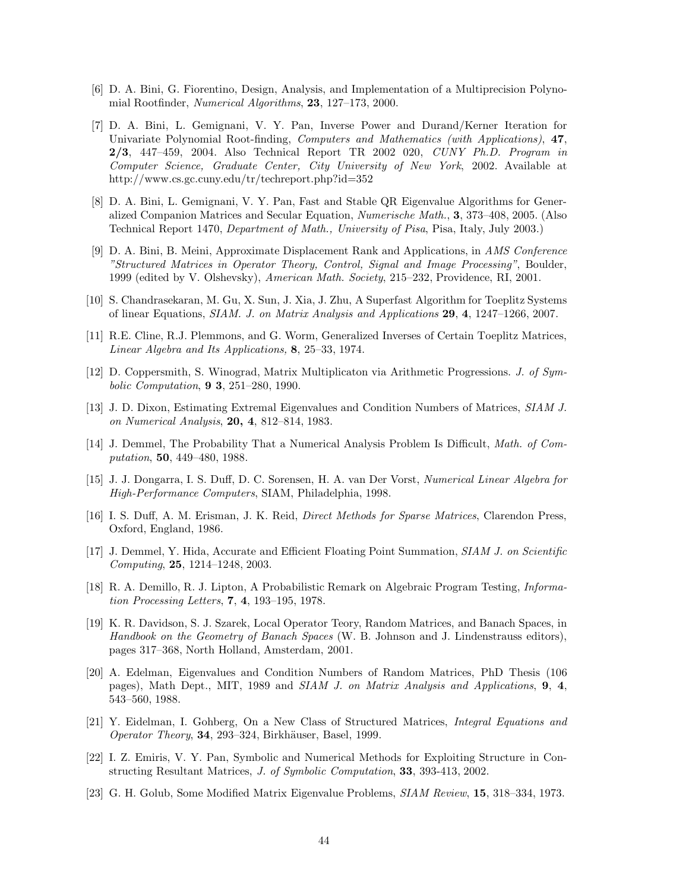[6] D. A. Bini, G. Fiorentino, Design, Analysis, and Implementation of a Multiprecision Polynomial Rootfinder, *Numerical Algorithms*, **23**, 127–173, 2000.

[7] D. A. Bini, L. Gemignani, V. Y. Pan, Inverse Power and Durand/Kerner Iteration for Univariate Polynomial Root-finding, *Computers and Mathematics (with Applications)*, **47**, **2/3**, 447–459, 2004. Also Technical Report TR 2002 020, *CUNY Ph.D. Program in Computer Science, Graduate Center, City University of New York*, 2002. Available at http://www.cs.gc.cuny.edu/tr/techreport.php?id=352

[8] D. A. Bini, L. Gemignani, V. Y. Pan, Fast and Stable QR Eigenvalue Algorithms for Generalized Companion Matrices and Secular Equation, *Numerische Math.*, **3**, 373–408, 2005. (Also Technical Report 1470, *Department of Math., University of Pisa*, Pisa, Italy, July 2003.)

[9] D. A. Bini, B. Meini, Approximate Displacement Rank and Applications, in *AMS Conference "Structured Matrices in Operator Theory, Control, Signal and Image Processing"*, Boulder, 1999 (edited by V. Olshevsky), *American Math. Society*, 215–232, Providence, RI, 2001.

[10] S. Chandrasekaran, M. Gu, X. Sun, J. Xia, J. Zhu, A Superfast Algorithm for Toeplitz Systems of linear Equations, *SIAM. J. on Matrix Analysis and Applications* **29**, **4**, 1247–1266, 2007.

[11] R.E. Cline, R.J. Plemmons, and G. Worm, Generalized Inverses of Certain Toeplitz Matrices, *Linear Algebra and Its Applications,* **8**, 25–33, 1974.

[12] D. Coppersmith, S. Winograd, Matrix Multiplicaton via Arithmetic Progressions. *J. of Symbolic Computation*, **9 3**, 251–280, 1990.

[13] J. D. Dixon, Estimating Extremal Eigenvalues and Condition Numbers of Matrices, *SIAM J. on Numerical Analysis*, **20, 4**, 812–814, 1983.

[14] J. Demmel, The Probability That a Numerical Analysis Problem Is Difficult, *Math. of Computation*, **50**, 449–480, 1988.

[15] J. J. Dongarra, I. S. Duff, D. C. Sorensen, H. A. van Der Vorst, *Numerical Linear Algebra for High-Performance Computers*, SIAM, Philadelphia, 1998.

[16] I. S. Duff, A. M. Erisman, J. K. Reid, *Direct Methods for Sparse Matrices*, Clarendon Press, Oxford, England, 1986.

[17] J. Demmel, Y. Hida, Accurate and Efficient Floating Point Summation, *SIAM J. on Scientific Computing*, **25**, 1214–1248, 2003.

[18] R. A. Demillo, R. J. Lipton, A Probabilistic Remark on Algebraic Program Testing, *Information Processing Letters*, **7**, **4**, 193–195, 1978.

[19] K. R. Davidson, S. J. Szarek, Local Operator Teory, Random Matrices, and Banach Spaces, in *Handbook on the Geometry of Banach Spaces* (W. B. Johnson and J. Lindenstrauss editors), pages 317–368, North Holland, Amsterdam, 2001.

[20] A. Edelman, Eigenvalues and Condition Numbers of Random Matrices, PhD Thesis (106 pages), Math Dept., MIT, 1989 and *SIAM J. on Matrix Analysis and Applications*, **9**, **4**, 543–560, 1988.

[21] Y. Eidelman, I. Gohberg, On a New Class of Structured Matrices, *Integral Equations and Operator Theory*, **34**, 293–324, Birkhäuser, Basel, 1999.

[22] I. Z. Emiris, V. Y. Pan, Symbolic and Numerical Methods for Exploiting Structure in Constructing Resultant Matrices, *J. of Symbolic Computation*, **33**, 393-413, 2002.

[23] G. H. Golub, Some Modified Matrix Eigenvalue Problems, *SIAM Review*, **15**, 318–334, 1973.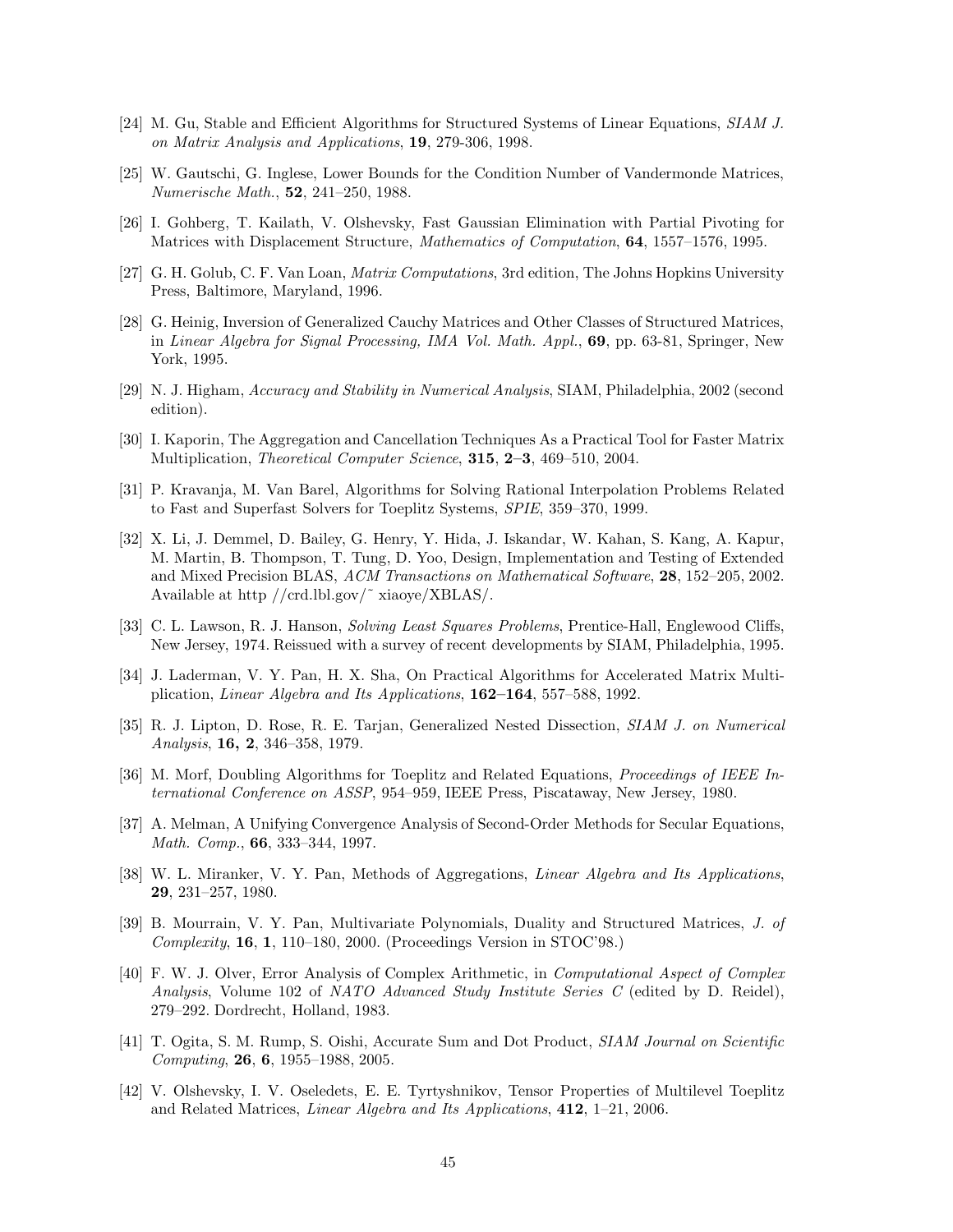[24] M. Gu, Stable and Efficient Algorithms for Structured Systems of Linear Equations, *SIAM J. on Matrix Analysis and Applications*, **19**, 279-306, 1998.

[25] W. Gautschi, G. Inglese, Lower Bounds for the Condition Number of Vandermonde Matrices, *Numerische Math.*, **52**, 241–250, 1988.

[26] I. Gohberg, T. Kailath, V. Olshevsky, Fast Gaussian Elimination with Partial Pivoting for Matrices with Displacement Structure, *Mathematics of Computation*, **64**, 1557–1576, 1995.

[27] G. H. Golub, C. F. Van Loan, *Matrix Computations*, 3rd edition, The Johns Hopkins University Press, Baltimore, Maryland, 1996.

[28] G. Heinig, Inversion of Generalized Cauchy Matrices and Other Classes of Structured Matrices, in *Linear Algebra for Signal Processing, IMA Vol. Math. Appl.*, **69**, pp. 63-81, Springer, New York, 1995.

[29] N. J. Higham, *Accuracy and Stability in Numerical Analysis*, SIAM, Philadelphia, 2002 (second edition).

[30] I. Kaporin, The Aggregation and Cancellation Techniques As a Practical Tool for Faster Matrix Multiplication, *Theoretical Computer Science*, **315**, **2–3**, 469–510, 2004.

[31] P. Kravanja, M. Van Barel, Algorithms for Solving Rational Interpolation Problems Related to Fast and Superfast Solvers for Toeplitz Systems, *SPIE*, 359–370, 1999.

[32] X. Li, J. Demmel, D. Bailey, G. Henry, Y. Hida, J. Iskandar, W. Kahan, S. Kang, A. Kapur, M. Martin, B. Thompson, T. Tung, D. Yoo, Design, Implementation and Testing of Extended and Mixed Precision BLAS, *ACM Transactions on Mathematical Software*, **28**, 152–205, 2002. Available at http //crd.lbl.gov/~ xiaoye/XBLAS/.

[33] C. L. Lawson, R. J. Hanson, *Solving Least Squares Problems*, Prentice-Hall, Englewood Cliffs, New Jersey, 1974. Reissued with a survey of recent developments by SIAM, Philadelphia, 1995.

[34] J. Laderman, V. Y. Pan, H. X. Sha, On Practical Algorithms for Accelerated Matrix Multiplication, *Linear Algebra and Its Applications*, **162–164**, 557–588, 1992.

[35] R. J. Lipton, D. Rose, R. E. Tarjan, Generalized Nested Dissection, *SIAM J. on Numerical Analysis*, **16, 2**, 346–358, 1979.

[36] M. Morf, Doubling Algorithms for Toeplitz and Related Equations, *Proceedings of IEEE International Conference on ASSP*, 954–959, IEEE Press, Piscataway, New Jersey, 1980.

[37] A. Melman, A Unifying Convergence Analysis of Second-Order Methods for Secular Equations, *Math. Comp.*, **66**, 333–344, 1997.

[38] W. L. Miranker, V. Y. Pan, Methods of Aggregations, *Linear Algebra and Its Applications*, **29**, 231–257, 1980.

[39] B. Mourrain, V. Y. Pan, Multivariate Polynomials, Duality and Structured Matrices, *J. of Complexity*, **16**, **1**, 110–180, 2000. (Proceedings Version in STOC'98.)

[40] F. W. J. Olver, Error Analysis of Complex Arithmetic, in *Computational Aspect of Complex Analysis*, Volume 102 of *NATO Advanced Study Institute Series C* (edited by D. Reidel), 279–292. Dordrecht, Holland, 1983.

[41] T. Ogita, S. M. Rump, S. Oishi, Accurate Sum and Dot Product, *SIAM Journal on Scientific Computing*, **26**, **6**, 1955–1988, 2005.

[42] V. Olshevsky, I. V. Oseledets, E. E. Tyrtyshnikov, Tensor Properties of Multilevel Toeplitz and Related Matrices, *Linear Algebra and Its Applications*, **412**, 1–21, 2006.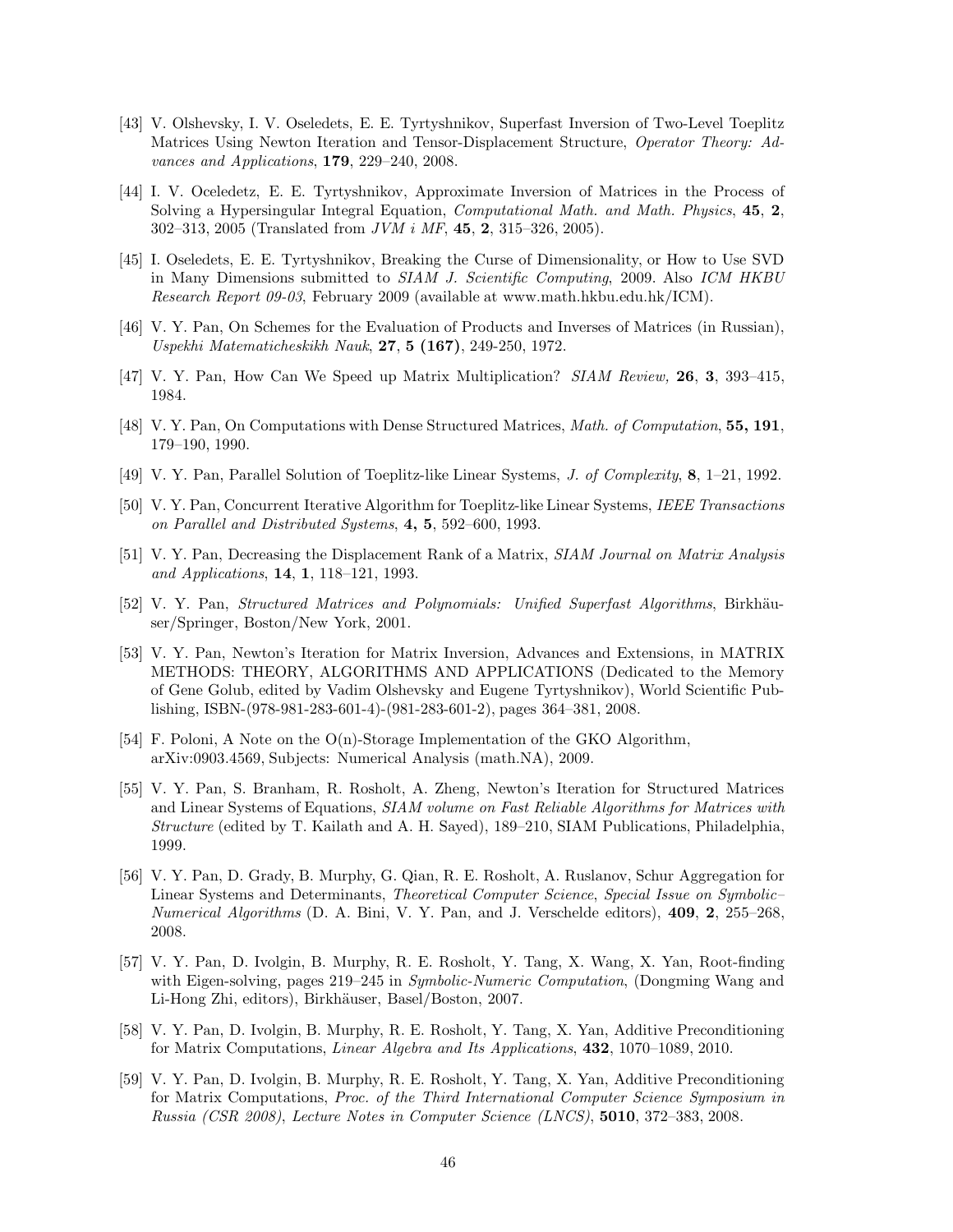[43] V. Olshevsky, I. V. Oseledets, E. E. Tyrtyshnikov, Superfast Inversion of Two-Level Toeplitz Matrices Using Newton Iteration and Tensor-Displacement Structure, *Operator Theory: Advances and Applications*, **179**, 229–240, 2008.

[44] I. V. Oceledetz, E. E. Tyrtyshnikov, Approximate Inversion of Matrices in the Process of Solving a Hypersingular Integral Equation, *Computational Math. and Math. Physics*, **45**, **2**, 302–313, 2005 (Translated from *JVM i MF*, **45**, **2**, 315–326, 2005).

[45] I. Oseledets, E. E. Tyrtyshnikov, Breaking the Curse of Dimensionality, or How to Use SVD in Many Dimensions submitted to *SIAM J. Scientific Computing*, 2009. Also *ICM HKBU Research Report 09-03*, February 2009 (available at www.math.hkbu.edu.hk/ICM).

[46] V. Y. Pan, On Schemes for the Evaluation of Products and Inverses of Matrices (in Russian), *Uspekhi Matematicheskikh Nauk*, **27**, **5 (167)**, 249-250, 1972.

[47] V. Y. Pan, How Can We Speed up Matrix Multiplication? *SIAM Review,* **26**, **3**, 393–415, 1984.

[48] V. Y. Pan, On Computations with Dense Structured Matrices, *Math. of Computation*, **55, 191**, 179–190, 1990.

[49] V. Y. Pan, Parallel Solution of Toeplitz-like Linear Systems, *J. of Complexity*, **8**, 1–21, 1992.

[50] V. Y. Pan, Concurrent Iterative Algorithm for Toeplitz-like Linear Systems, *IEEE Transactions on Parallel and Distributed Systems*, **4, 5**, 592–600, 1993.

[51] V. Y. Pan, Decreasing the Displacement Rank of a Matrix, *SIAM Journal on Matrix Analysis and Applications*, **14**, **1**, 118–121, 1993.

[52] V. Y. Pan, *Structured Matrices and Polynomials: Unified Superfast Algorithms*, Birkhäuser/Springer, Boston/New York, 2001.

[53] V. Y. Pan, Newton's Iteration for Matrix Inversion, Advances and Extensions, in MATRIX METHODS: THEORY, ALGORITHMS AND APPLICATIONS (Dedicated to the Memory of Gene Golub, edited by Vadim Olshevsky and Eugene Tyrtyshnikov), World Scientific Publishing, ISBN-(978-981-283-601-4)-(981-283-601-2), pages 364–381, 2008.

[54] F. Poloni, A Note on the O(n)-Storage Implementation of the GKO Algorithm, arXiv:0903.4569, Subjects: Numerical Analysis (math.NA), 2009.

[55] V. Y. Pan, S. Branham, R. Rosholt, A. Zheng, Newton's Iteration for Structured Matrices and Linear Systems of Equations, *SIAM volume on Fast Reliable Algorithms for Matrices with Structure* (edited by T. Kailath and A. H. Sayed), 189–210, SIAM Publications, Philadelphia, 1999.

[56] V. Y. Pan, D. Grady, B. Murphy, G. Qian, R. E. Rosholt, A. Ruslanov, Schur Aggregation for Linear Systems and Determinants, *Theoretical Computer Science*, *Special Issue on Symbolic–Numerical Algorithms* (D. A. Bini, V. Y. Pan, and J. Verschelde editors), **409**, **2**, 255–268, 2008.

[57] V. Y. Pan, D. Ivolgin, B. Murphy, R. E. Rosholt, Y. Tang, X. Wang, X. Yan, Root-finding with Eigen-solving, pages 219–245 in *Symbolic-Numeric Computation*, (Dongming Wang and Li-Hong Zhi, editors), Birkhäuser, Basel/Boston, 2007.

[58] V. Y. Pan, D. Ivolgin, B. Murphy, R. E. Rosholt, Y. Tang, X. Yan, Additive Preconditioning for Matrix Computations, *Linear Algebra and Its Applications*, **432**, 1070–1089, 2010.

[59] V. Y. Pan, D. Ivolgin, B. Murphy, R. E. Rosholt, Y. Tang, X. Yan, Additive Preconditioning for Matrix Computations, *Proc. of the Third International Computer Science Symposium in Russia (CSR 2008)*, *Lecture Notes in Computer Science (LNCS)*, **5010**, 372–383, 2008.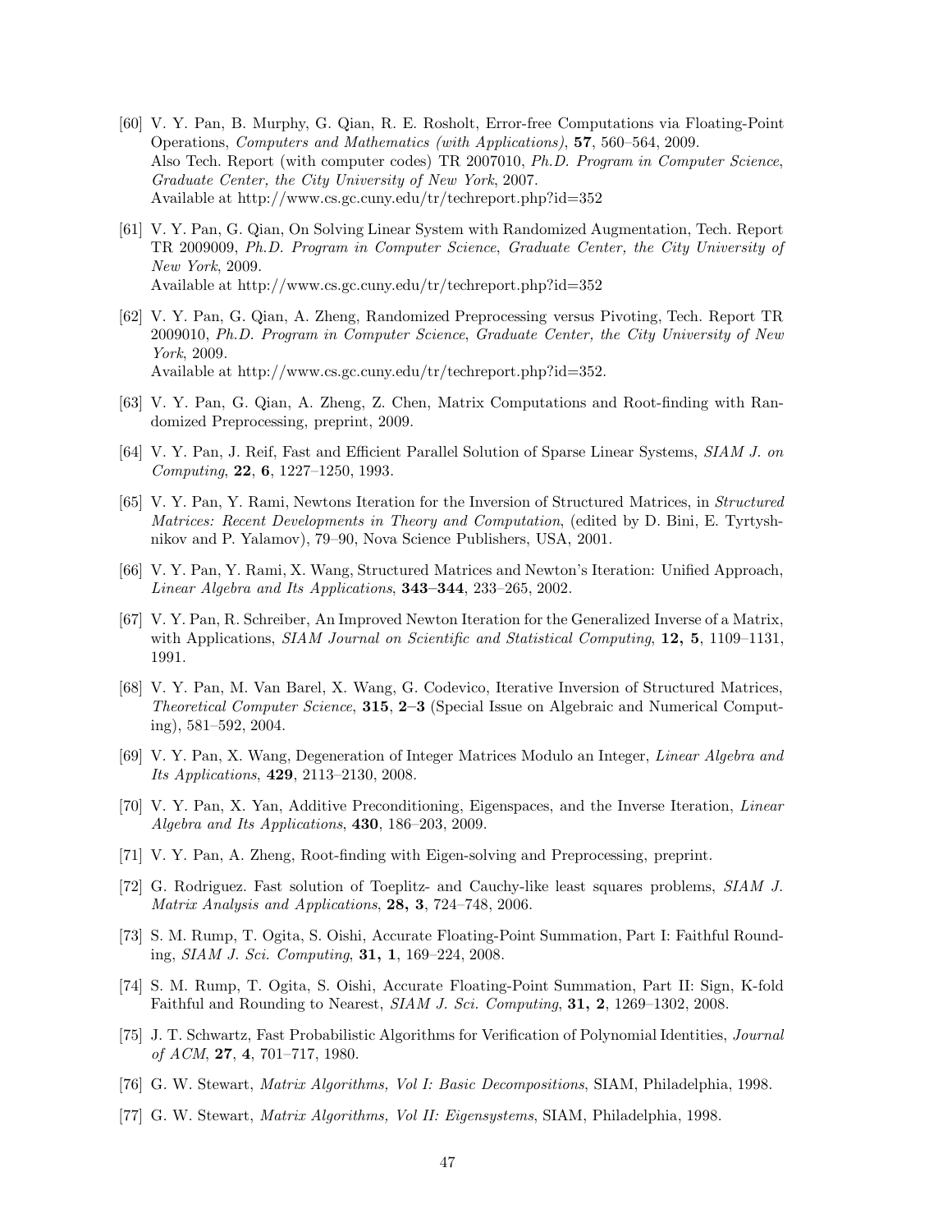[60] V. Y. Pan, B. Murphy, G. Qian, R. E. Rosholt, Error-free Computations via Floating-Point Operations, *Computers and Mathematics (with Applications)*, **57**, 560–564, 2009.
Also Tech. Report (with computer codes) TR 2007010, *Ph.D. Program in Computer Science, Graduate Center, the City University of New York*, 2007.
Available at http://www.cs.gc.cuny.edu/tr/techreport.php?id=352

[61] V. Y. Pan, G. Qian, On Solving Linear System with Randomized Augmentation, Tech. Report TR 2009009, *Ph.D. Program in Computer Science, Graduate Center, the City University of New York*, 2009.
Available at http://www.cs.gc.cuny.edu/tr/techreport.php?id=352

[62] V. Y. Pan, G. Qian, A. Zheng, Randomized Preprocessing versus Pivoting, Tech. Report TR 2009010, *Ph.D. Program in Computer Science, Graduate Center, the City University of New York*, 2009.
Available at http://www.cs.gc.cuny.edu/tr/techreport.php?id=352.

[63] V. Y. Pan, G. Qian, A. Zheng, Z. Chen, Matrix Computations and Root-finding with Randomized Preprocessing, preprint, 2009.

[64] V. Y. Pan, J. Reif, Fast and Efficient Parallel Solution of Sparse Linear Systems, *SIAM J. on Computing*, **22**, **6**, 1227–1250, 1993.

[65] V. Y. Pan, Y. Rami, Newtons Iteration for the Inversion of Structured Matrices, in *Structured Matrices: Recent Developments in Theory and Computation*, (edited by D. Bini, E. Tyrtyshnikov and P. Yalamov), 79–90, Nova Science Publishers, USA, 2001.

[66] V. Y. Pan, Y. Rami, X. Wang, Structured Matrices and Newton's Iteration: Unified Approach, *Linear Algebra and Its Applications*, **343–344**, 233–265, 2002.

[67] V. Y. Pan, R. Schreiber, An Improved Newton Iteration for the Generalized Inverse of a Matrix, with Applications, *SIAM Journal on Scientific and Statistical Computing*, **12, 5**, 1109–1131, 1991.

[68] V. Y. Pan, M. Van Barel, X. Wang, G. Codevico, Iterative Inversion of Structured Matrices, *Theoretical Computer Science*, **315**, **2–3** (Special Issue on Algebraic and Numerical Computing), 581–592, 2004.

[69] V. Y. Pan, X. Wang, Degeneration of Integer Matrices Modulo an Integer, *Linear Algebra and Its Applications*, **429**, 2113–2130, 2008.

[70] V. Y. Pan, X. Yan, Additive Preconditioning, Eigenspaces, and the Inverse Iteration, *Linear Algebra and Its Applications*, **430**, 186–203, 2009.

[71] V. Y. Pan, A. Zheng, Root-finding with Eigen-solving and Preprocessing, preprint.

[72] G. Rodriguez. Fast solution of Toeplitz- and Cauchy-like least squares problems, *SIAM J. Matrix Analysis and Applications*, **28, 3**, 724–748, 2006.

[73] S. M. Rump, T. Ogita, S. Oishi, Accurate Floating-Point Summation, Part I: Faithful Rounding, *SIAM J. Sci. Computing*, **31, 1**, 169–224, 2008.

[74] S. M. Rump, T. Ogita, S. Oishi, Accurate Floating-Point Summation, Part II: Sign, K-fold Faithful and Rounding to Nearest, *SIAM J. Sci. Computing*, **31, 2**, 1269–1302, 2008.

[75] J. T. Schwartz, Fast Probabilistic Algorithms for Verification of Polynomial Identities, *Journal of ACM*, **27**, **4**, 701–717, 1980.

[76] G. W. Stewart, *Matrix Algorithms, Vol I: Basic Decompositions*, SIAM, Philadelphia, 1998.

[77] G. W. Stewart, *Matrix Algorithms, Vol II: Eigensystems*, SIAM, Philadelphia, 1998.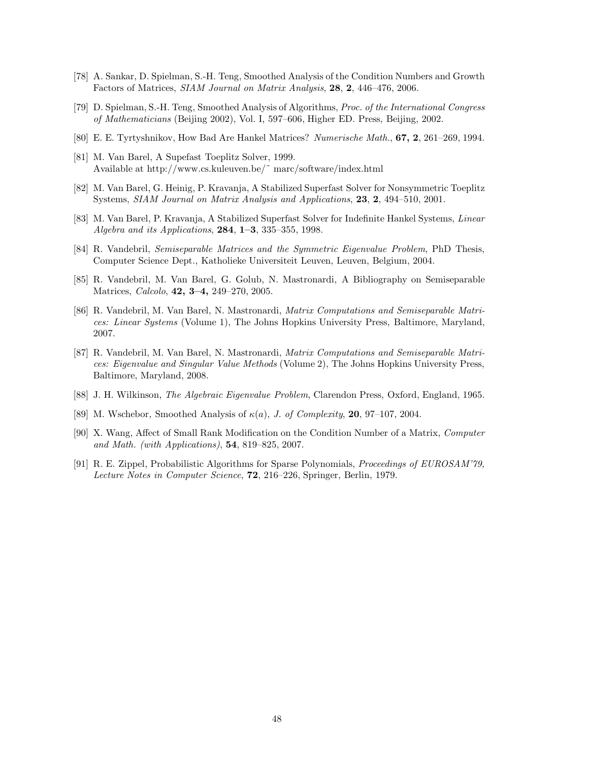[78] A. Sankar, D. Spielman, S.-H. Teng, Smoothed Analysis of the Condition Numbers and Growth Factors of Matrices, *SIAM Journal on Matrix Analysis*, **28**, **2**, 446–476, 2006.

[79] D. Spielman, S.-H. Teng, Smoothed Analysis of Algorithms, *Proc. of the International Congress of Mathematicians* (Beijing 2002), Vol. I, 597–606, Higher ED. Press, Beijing, 2002.

[80] E. E. Tyrtyshnikov, How Bad Are Hankel Matrices? *Numerische Math.*, **67, 2**, 261–269, 1994.

[81] M. Van Barel, A Supefast Toeplitz Solver, 1999.
Available at http://www.cs.kuleuven.be/˜ marc/software/index.html

[82] M. Van Barel, G. Heinig, P. Kravanja, A Stabilized Superfast Solver for Nonsymmetric Toeplitz Systems, *SIAM Journal on Matrix Analysis and Applications*, **23**, **2**, 494–510, 2001.

[83] M. Van Barel, P. Kravanja, A Stabilized Superfast Solver for Indefinite Hankel Systems, *Linear Algebra and its Applications*, **284**, **1–3**, 335–355, 1998.

[84] R. Vandebril, *Semiseparable Matrices and the Symmetric Eigenvalue Problem*, PhD Thesis, Computer Science Dept., Katholieke Universiteit Leuven, Leuven, Belgium, 2004.

[85] R. Vandebril, M. Van Barel, G. Golub, N. Mastronardi, A Bibliography on Semiseparable Matrices, *Calcolo*, **42, 3–4,** 249–270, 2005.

[86] R. Vandebril, M. Van Barel, N. Mastronardi, *Matrix Computations and Semiseparable Matrices: Linear Systems* (Volume 1), The Johns Hopkins University Press, Baltimore, Maryland, 2007.

[87] R. Vandebril, M. Van Barel, N. Mastronardi, *Matrix Computations and Semiseparable Matrices: Eigenvalue and Singular Value Methods* (Volume 2), The Johns Hopkins University Press, Baltimore, Maryland, 2008.

[88] J. H. Wilkinson, *The Algebraic Eigenvalue Problem*, Clarendon Press, Oxford, England, 1965.

[89] M. Wschebor, Smoothed Analysis of $\kappa(a)$, *J. of Complexity*, **20**, 97–107, 2004.

[90] X. Wang, Affect of Small Rank Modification on the Condition Number of a Matrix, *Computer and Math. (with Applications)*, **54**, 819–825, 2007.

[91] R. E. Zippel, Probabilistic Algorithms for Sparse Polynomials, *Proceedings of EUROSAM'79, Lecture Notes in Computer Science*, **72**, 216–226, Springer, Berlin, 1979.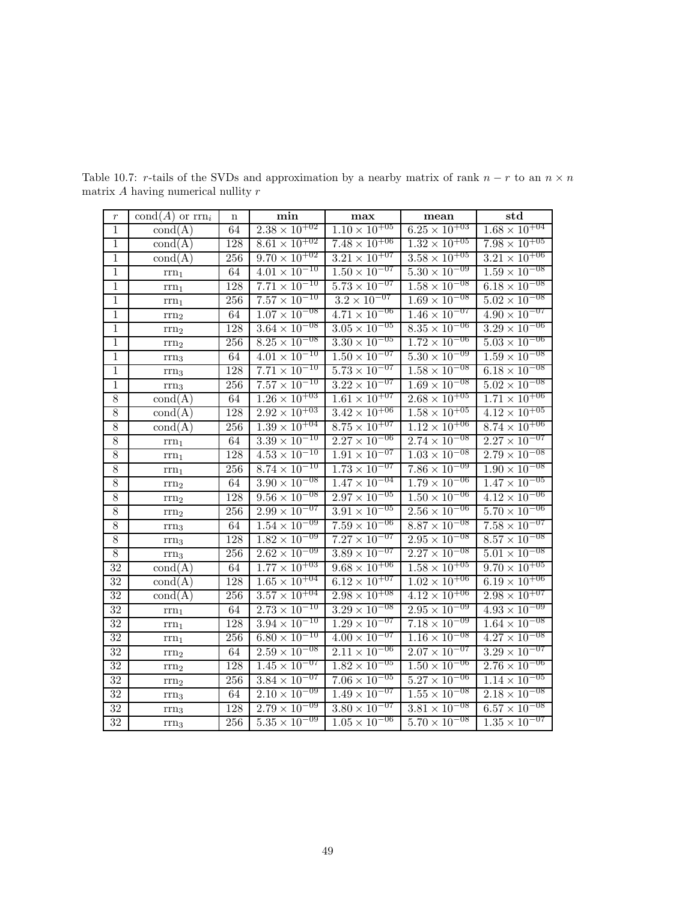Table 10.7: $r$-tails of the SVDs and approximation by a nearby matrix of rank $n-r$ to an $n \times n$ matrix $A$ having numerical nullity $r$

| $r$ | cond($A$) or $\mathrm{rrn}_i$ | n | **min** | **max** | **mean** | **std** |
|---|---|---|---|---|---|---|
| 1 | cond(A) | 64 | $2.38 \times 10^{+02}$ | $1.10 \times 10^{+05}$ | $6.25 \times 10^{+03}$ | $1.68 \times 10^{+04}$ |
| 1 | cond(A) | 128 | $8.61 \times 10^{+02}$ | $7.48 \times 10^{+06}$ | $1.32 \times 10^{+05}$ | $7.98 \times 10^{+05}$ |
| 1 | cond(A) | 256 | $9.70 \times 10^{+02}$ | $3.21 \times 10^{+07}$ | $3.58 \times 10^{+05}$ | $3.21 \times 10^{+06}$ |
| 1 | $\mathrm{rrn}_1$ | 64 | $4.01 \times 10^{-10}$ | $1.50 \times 10^{-07}$ | $5.30 \times 10^{-09}$ | $1.59 \times 10^{-08}$ |
| 1 | $\mathrm{rrn}_1$ | 128 | $7.71 \times 10^{-10}$ | $5.73 \times 10^{-07}$ | $1.58 \times 10^{-08}$ | $6.18 \times 10^{-08}$ |
| 1 | $\mathrm{rrn}_1$ | 256 | $7.57 \times 10^{-10}$ | $3.2 \times 10^{-07}$ | $1.69 \times 10^{-08}$ | $5.02 \times 10^{-08}$ |
| 1 | $\mathrm{rrn}_2$ | 64 | $1.07 \times 10^{-08}$ | $4.71 \times 10^{-06}$ | $1.46 \times 10^{-07}$ | $4.90 \times 10^{-07}$ |
| 1 | $\mathrm{rrn}_2$ | 128 | $3.64 \times 10^{-08}$ | $3.05 \times 10^{-05}$ | $8.35 \times 10^{-06}$ | $3.29 \times 10^{-06}$ |
| 1 | $\mathrm{rrn}_2$ | 256 | $8.25 \times 10^{-08}$ | $3.30 \times 10^{-05}$ | $1.72 \times 10^{-06}$ | $5.03 \times 10^{-06}$ |
| 1 | $\mathrm{rrn}_3$ | 64 | $4.01 \times 10^{-10}$ | $1.50 \times 10^{-07}$ | $5.30 \times 10^{-09}$ | $1.59 \times 10^{-08}$ |
| 1 | $\mathrm{rrn}_3$ | 128 | $7.71 \times 10^{-10}$ | $5.73 \times 10^{-07}$ | $1.58 \times 10^{-08}$ | $6.18 \times 10^{-08}$ |
| 1 | $\mathrm{rrn}_3$ | 256 | $7.57 \times 10^{-10}$ | $3.22 \times 10^{-07}$ | $1.69 \times 10^{-08}$ | $5.02 \times 10^{-08}$ |
| 8 | cond(A) | 64 | $1.26 \times 10^{+03}$ | $1.61 \times 10^{+07}$ | $2.68 \times 10^{+05}$ | $1.71 \times 10^{+06}$ |
| 8 | cond(A) | 128 | $2.92 \times 10^{+03}$ | $3.42 \times 10^{+06}$ | $1.58 \times 10^{+05}$ | $4.12 \times 10^{+05}$ |
| 8 | cond(A) | 256 | $1.39 \times 10^{+04}$ | $8.75 \times 10^{+07}$ | $1.12 \times 10^{+06}$ | $8.74 \times 10^{+06}$ |
| 8 | $\mathrm{rrn}_1$ | 64 | $3.39 \times 10^{-10}$ | $2.27 \times 10^{-06}$ | $2.74 \times 10^{-08}$ | $2.27 \times 10^{-07}$ |
| 8 | $\mathrm{rrn}_1$ | 128 | $4.53 \times 10^{-10}$ | $1.91 \times 10^{-07}$ | $1.03 \times 10^{-08}$ | $2.79 \times 10^{-08}$ |
| 8 | $\mathrm{rrn}_1$ | 256 | $8.74 \times 10^{-10}$ | $1.73 \times 10^{-07}$ | $7.86 \times 10^{-09}$ | $1.90 \times 10^{-08}$ |
| 8 | $\mathrm{rrn}_2$ | 64 | $3.90 \times 10^{-08}$ | $1.47 \times 10^{-04}$ | $1.79 \times 10^{-06}$ | $1.47 \times 10^{-05}$ |
| 8 | $\mathrm{rrn}_2$ | 128 | $9.56 \times 10^{-08}$ | $2.97 \times 10^{-05}$ | $1.50 \times 10^{-06}$ | $4.12 \times 10^{-06}$ |
| 8 | $\mathrm{rrn}_2$ | 256 | $2.99 \times 10^{-07}$ | $3.91 \times 10^{-05}$ | $2.56 \times 10^{-06}$ | $5.70 \times 10^{-06}$ |
| 8 | $\mathrm{rrn}_3$ | 64 | $1.54 \times 10^{-09}$ | $7.59 \times 10^{-06}$ | $8.87 \times 10^{-08}$ | $7.58 \times 10^{-07}$ |
| 8 | $\mathrm{rrn}_3$ | 128 | $1.82 \times 10^{-09}$ | $7.27 \times 10^{-07}$ | $2.95 \times 10^{-08}$ | $8.57 \times 10^{-08}$ |
| 8 | $\mathrm{rrn}_3$ | 256 | $2.62 \times 10^{-09}$ | $3.89 \times 10^{-07}$ | $2.27 \times 10^{-08}$ | $5.01 \times 10^{-08}$ |
| 32 | cond(A) | 64 | $1.77 \times 10^{+03}$ | $9.68 \times 10^{+06}$ | $1.58 \times 10^{+05}$ | $9.70 \times 10^{+05}$ |
| 32 | cond(A) | 128 | $1.65 \times 10^{+04}$ | $6.12 \times 10^{+07}$ | $1.02 \times 10^{+06}$ | $6.19 \times 10^{+06}$ |
| 32 | cond(A) | 256 | $3.57 \times 10^{+04}$ | $2.98 \times 10^{+08}$ | $4.12 \times 10^{+06}$ | $2.98 \times 10^{+07}$ |
| 32 | $\mathrm{rrn}_1$ | 64 | $2.73 \times 10^{-10}$ | $3.29 \times 10^{-08}$ | $2.95 \times 10^{-09}$ | $4.93 \times 10^{-09}$ |
| 32 | $\mathrm{rrn}_1$ | 128 | $3.94 \times 10^{-10}$ | $1.29 \times 10^{-07}$ | $7.18 \times 10^{-09}$ | $1.64 \times 10^{-08}$ |
| 32 | $\mathrm{rrn}_1$ | 256 | $6.80 \times 10^{-10}$ | $4.00 \times 10^{-07}$ | $1.16 \times 10^{-08}$ | $4.27 \times 10^{-08}$ |
| 32 | $\mathrm{rrn}_2$ | 64 | $2.59 \times 10^{-08}$ | $2.11 \times 10^{-06}$ | $2.07 \times 10^{-07}$ | $3.29 \times 10^{-07}$ |
| 32 | $\mathrm{rrn}_2$ | 128 | $1.45 \times 10^{-07}$ | $1.82 \times 10^{-05}$ | $1.50 \times 10^{-06}$ | $2.76 \times 10^{-06}$ |
| 32 | $\mathrm{rrn}_2$ | 256 | $3.84 \times 10^{-07}$ | $7.06 \times 10^{-05}$ | $5.27 \times 10^{-06}$ | $1.14 \times 10^{-05}$ |
| 32 | $\mathrm{rrn}_3$ | 64 | $2.10 \times 10^{-09}$ | $1.49 \times 10^{-07}$ | $1.55 \times 10^{-08}$ | $2.18 \times 10^{-08}$ |
| 32 | $\mathrm{rrn}_3$ | 128 | $2.79 \times 10^{-09}$ | $3.80 \times 10^{-07}$ | $3.81 \times 10^{-08}$ | $6.57 \times 10^{-08}$ |
| 32 | $\mathrm{rrn}_3$ | 256 | $5.35 \times 10^{-09}$ | $1.05 \times 10^{-06}$ | $5.70 \times 10^{-08}$ | $1.35 \times 10^{-07}$ |